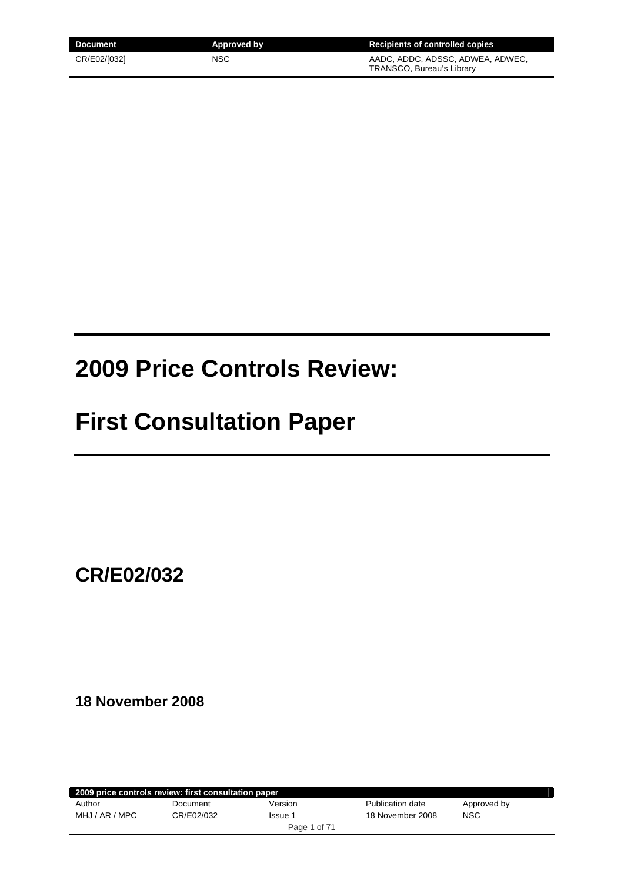| Document | Approved by | Recipients of controlled copies |
| --- | --- | --- |
| CR/E02/[032] | NSC | AADC, ADDC, ADSSC, ADWEA, ADWEC, TRANSCO, Bureau's Library |

# 2009 Price Controls Review:

# First Consultation Paper

## CR/E02/032

### 18 November 2008

| 2009 price controls review: first consultation paper | | | | |
| --- | --- | --- | --- | --- |
| Author | Document | Version | Publication date | Approved by |
| MHJ / AR / MPC | CR/E02/032 | Issue 1 | 18 November 2008 | NSC |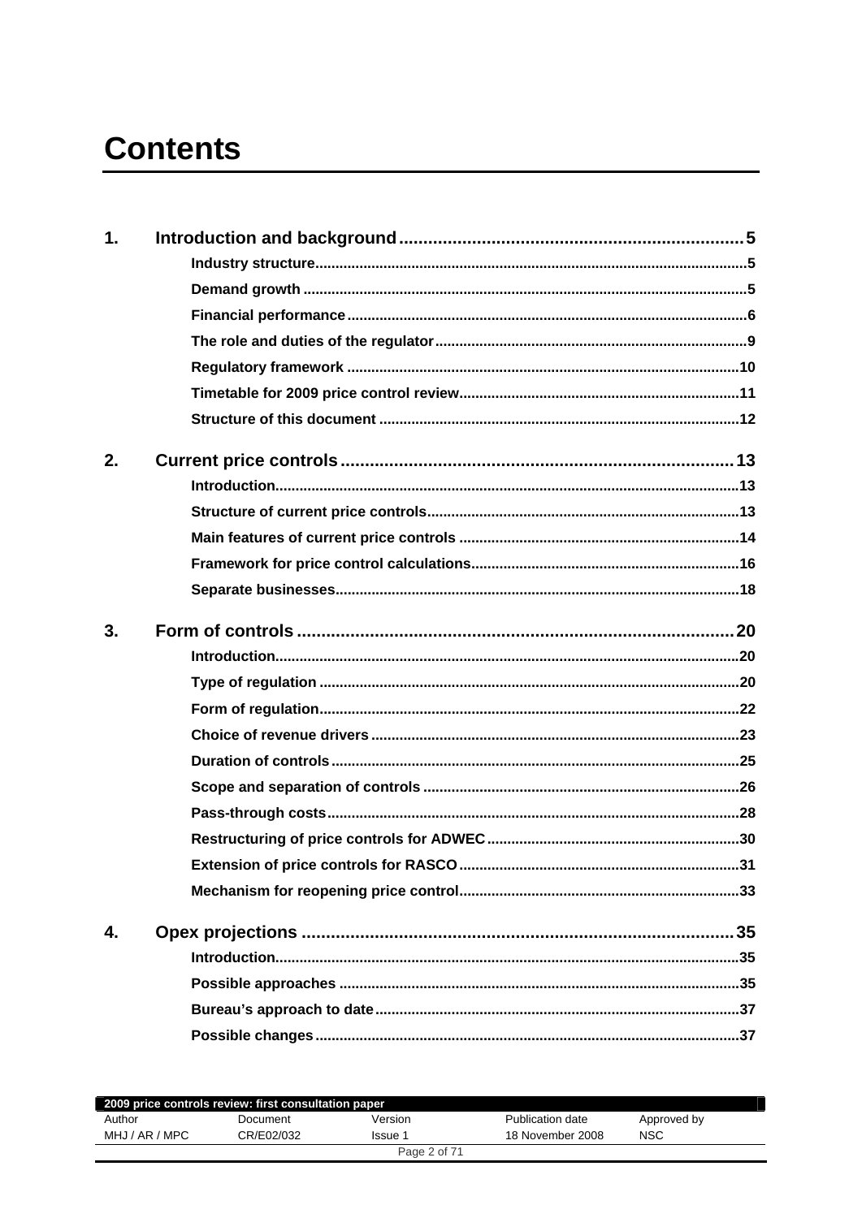# Contents

**1. Introduction and background** ... 5

- Industry structure ... 5
- Demand growth ... 5
- Financial performance ... 6
- The role and duties of the regulator ... 9
- Regulatory framework ... 10
- Timetable for 2009 price control review ... 11
- Structure of this document ... 12

**2. Current price controls** ... 13

- Introduction ... 13
- Structure of current price controls ... 13
- Main features of current price controls ... 14
- Framework for price control calculations ... 16
- Separate businesses ... 18

**3. Form of controls** ... 20

- Introduction ... 20
- Type of regulation ... 20
- Form of regulation ... 22
- Choice of revenue drivers ... 23
- Duration of controls ... 25
- Scope and separation of controls ... 26
- Pass-through costs ... 28
- Restructuring of price controls for ADWEC ... 30
- Extension of price controls for RASCO ... 31
- Mechanism for reopening price control ... 33

**4. Opex projections** ... 35

- Introduction ... 35
- Possible approaches ... 35
- Bureau's approach to date ... 37
- Possible changes ... 37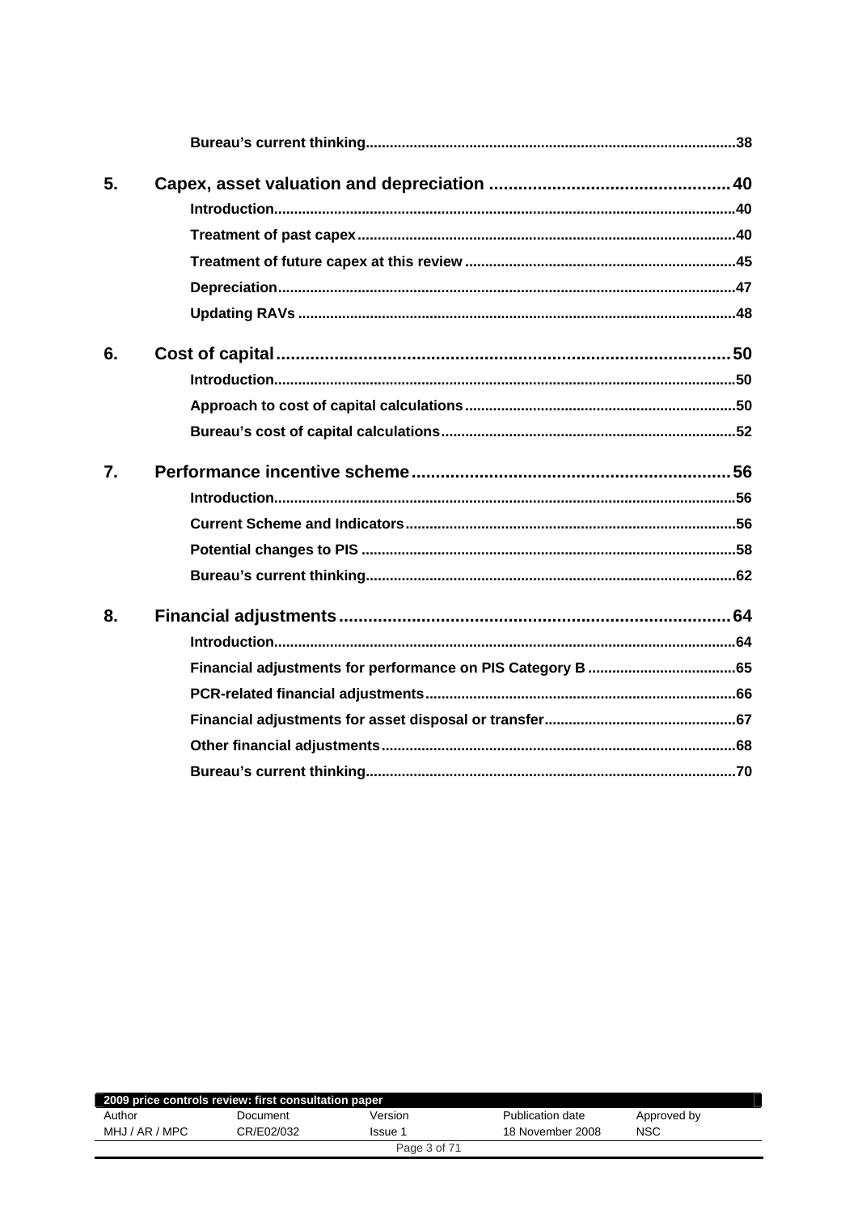Bureau's current thinking .......... 38

5. Capex, asset valuation and depreciation .......... 40

- Introduction .......... 40
- Treatment of past capex .......... 40
- Treatment of future capex at this review .......... 45
- Depreciation .......... 47
- Updating RAVs .......... 48

6. Cost of capital .......... 50

- Introduction .......... 50
- Approach to cost of capital calculations .......... 50
- Bureau's cost of capital calculations .......... 52

7. Performance incentive scheme .......... 56

- Introduction .......... 56
- Current Scheme and Indicators .......... 56
- Potential changes to PIS .......... 58
- Bureau's current thinking .......... 62

8. Financial adjustments .......... 64

- Introduction .......... 64
- Financial adjustments for performance on PIS Category B .......... 65
- PCR-related financial adjustments .......... 66
- Financial adjustments for asset disposal or transfer .......... 67
- Other financial adjustments .......... 68
- Bureau's current thinking .......... 70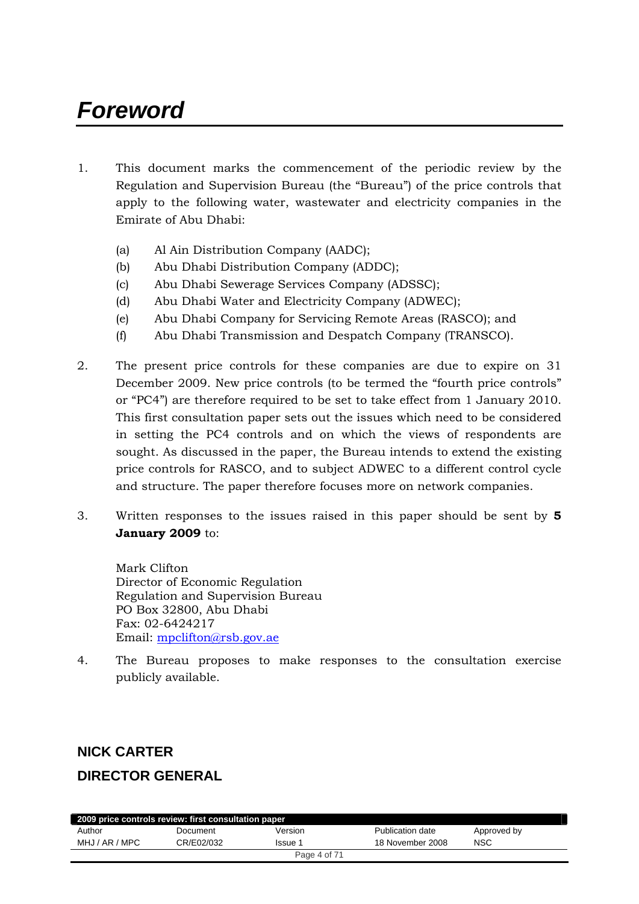# *Foreword*

1. This document marks the commencement of the periodic review by the Regulation and Supervision Bureau (the "Bureau") of the price controls that apply to the following water, wastewater and electricity companies in the Emirate of Abu Dhabi:

   (a) Al Ain Distribution Company (AADC);
   (b) Abu Dhabi Distribution Company (ADDC);
   (c) Abu Dhabi Sewerage Services Company (ADSSC);
   (d) Abu Dhabi Water and Electricity Company (ADWEC);
   (e) Abu Dhabi Company for Servicing Remote Areas (RASCO); and
   (f) Abu Dhabi Transmission and Despatch Company (TRANSCO).

2. The present price controls for these companies are due to expire on 31 December 2009. New price controls (to be termed the "fourth price controls" or "PC4") are therefore required to be set to take effect from 1 January 2010. This first consultation paper sets out the issues which need to be considered in setting the PC4 controls and on which the views of respondents are sought. As discussed in the paper, the Bureau intends to extend the existing price controls for RASCO, and to subject ADWEC to a different control cycle and structure. The paper therefore focuses more on network companies.

3. Written responses to the issues raised in this paper should be sent by **5 January 2009** to:

   Mark Clifton
   Director of Economic Regulation
   Regulation and Supervision Bureau
   PO Box 32800, Abu Dhabi
   Fax: 02-6424217
   Email: mpclifton@rsb.gov.ae

4. The Bureau proposes to make responses to the consultation exercise publicly available.

**NICK CARTER**

**DIRECTOR GENERAL**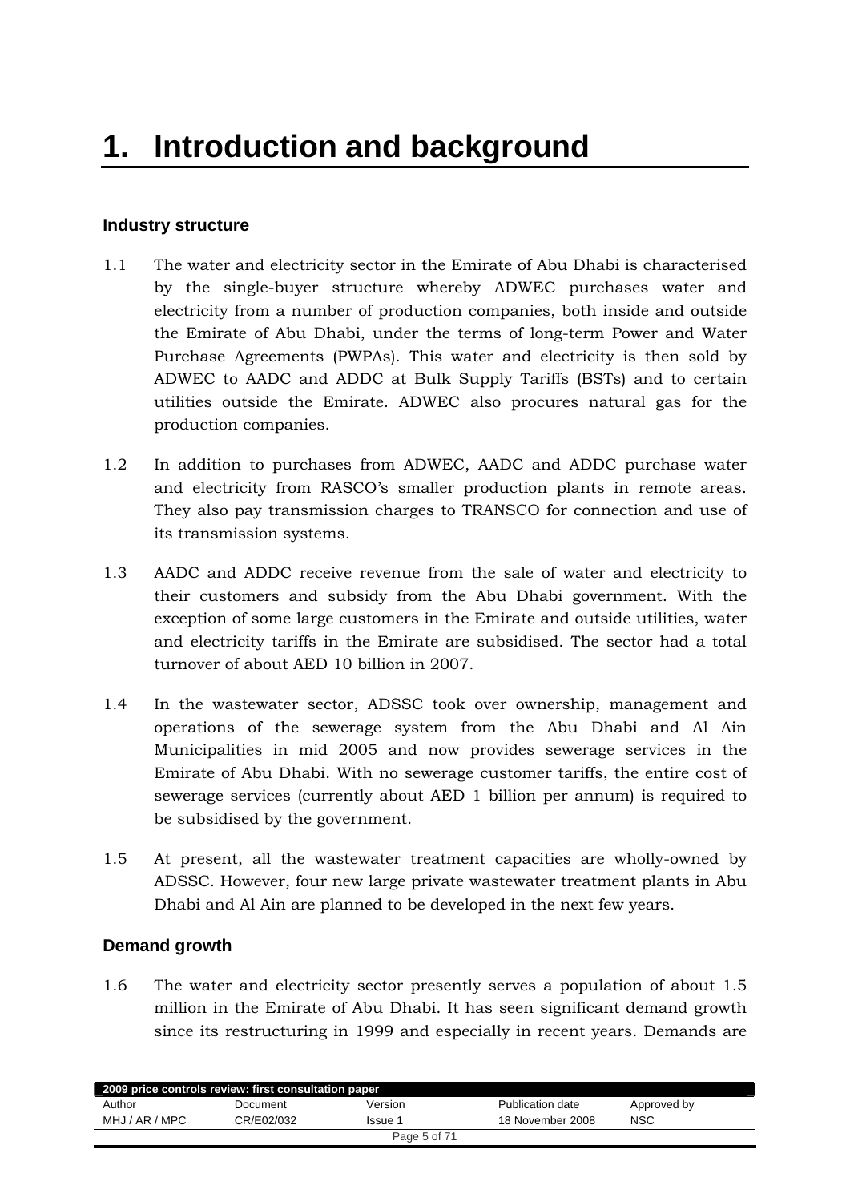# 1. Introduction and background

### Industry structure

1.1 The water and electricity sector in the Emirate of Abu Dhabi is characterised by the single-buyer structure whereby ADWEC purchases water and electricity from a number of production companies, both inside and outside the Emirate of Abu Dhabi, under the terms of long-term Power and Water Purchase Agreements (PWPAs). This water and electricity is then sold by ADWEC to AADC and ADDC at Bulk Supply Tariffs (BSTs) and to certain utilities outside the Emirate. ADWEC also procures natural gas for the production companies.

1.2 In addition to purchases from ADWEC, AADC and ADDC purchase water and electricity from RASCO's smaller production plants in remote areas. They also pay transmission charges to TRANSCO for connection and use of its transmission systems.

1.3 AADC and ADDC receive revenue from the sale of water and electricity to their customers and subsidy from the Abu Dhabi government. With the exception of some large customers in the Emirate and outside utilities, water and electricity tariffs in the Emirate are subsidised. The sector had a total turnover of about AED 10 billion in 2007.

1.4 In the wastewater sector, ADSSC took over ownership, management and operations of the sewerage system from the Abu Dhabi and Al Ain Municipalities in mid 2005 and now provides sewerage services in the Emirate of Abu Dhabi. With no sewerage customer tariffs, the entire cost of sewerage services (currently about AED 1 billion per annum) is required to be subsidised by the government.

1.5 At present, all the wastewater treatment capacities are wholly-owned by ADSSC. However, four new large private wastewater treatment plants in Abu Dhabi and Al Ain are planned to be developed in the next few years.

### Demand growth

1.6 The water and electricity sector presently serves a population of about 1.5 million in the Emirate of Abu Dhabi. It has seen significant demand growth since its restructuring in 1999 and especially in recent years. Demands are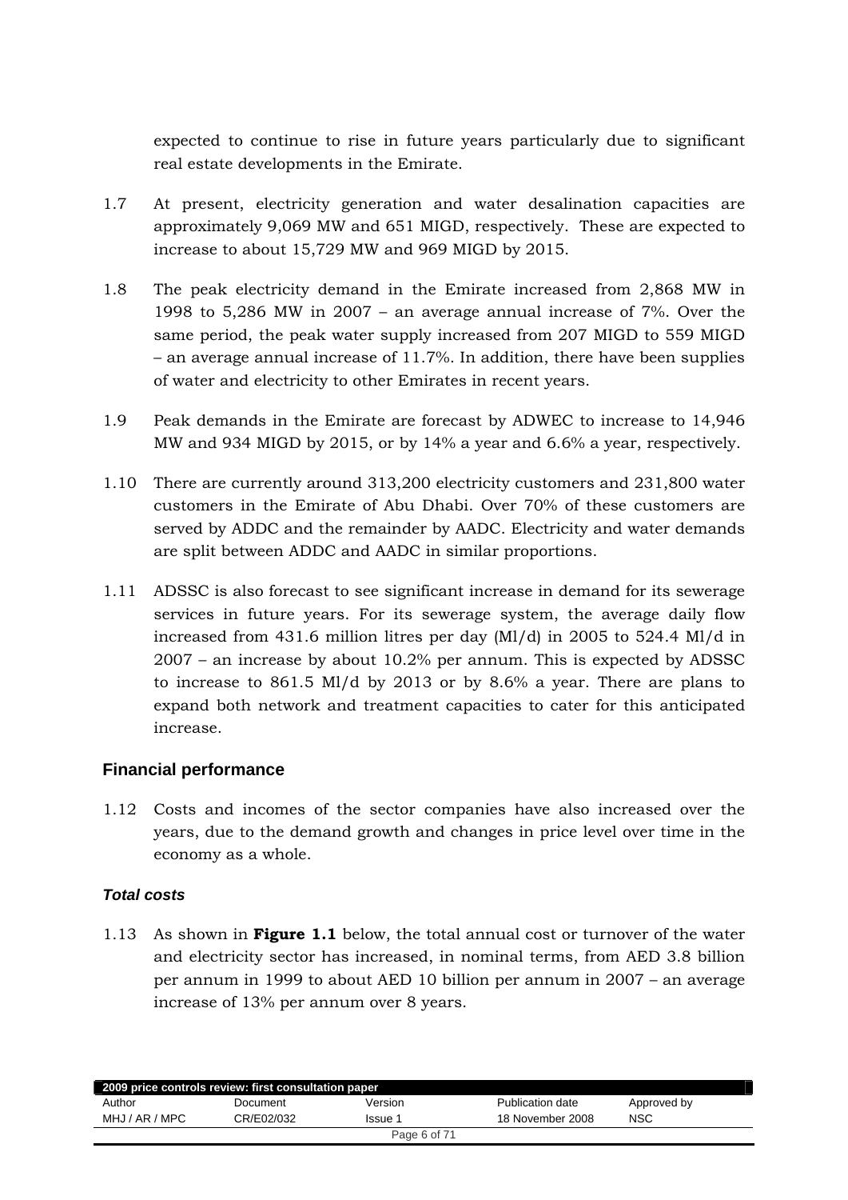expected to continue to rise in future years particularly due to significant real estate developments in the Emirate.

1.7 At present, electricity generation and water desalination capacities are approximately 9,069 MW and 651 MIGD, respectively. These are expected to increase to about 15,729 MW and 969 MIGD by 2015.

1.8 The peak electricity demand in the Emirate increased from 2,868 MW in 1998 to 5,286 MW in 2007 – an average annual increase of 7%. Over the same period, the peak water supply increased from 207 MIGD to 559 MIGD – an average annual increase of 11.7%. In addition, there have been supplies of water and electricity to other Emirates in recent years.

1.9 Peak demands in the Emirate are forecast by ADWEC to increase to 14,946 MW and 934 MIGD by 2015, or by 14% a year and 6.6% a year, respectively.

1.10 There are currently around 313,200 electricity customers and 231,800 water customers in the Emirate of Abu Dhabi. Over 70% of these customers are served by ADDC and the remainder by AADC. Electricity and water demands are split between ADDC and AADC in similar proportions.

1.11 ADSSC is also forecast to see significant increase in demand for its sewerage services in future years. For its sewerage system, the average daily flow increased from 431.6 million litres per day (Ml/d) in 2005 to 524.4 Ml/d in 2007 – an increase by about 10.2% per annum. This is expected by ADSSC to increase to 861.5 Ml/d by 2013 or by 8.6% a year. There are plans to expand both network and treatment capacities to cater for this anticipated increase.

## Financial performance

1.12 Costs and incomes of the sector companies have also increased over the years, due to the demand growth and changes in price level over time in the economy as a whole.

### *Total costs*

1.13 As shown in **Figure 1.1** below, the total annual cost or turnover of the water and electricity sector has increased, in nominal terms, from AED 3.8 billion per annum in 1999 to about AED 10 billion per annum in 2007 – an average increase of 13% per annum over 8 years.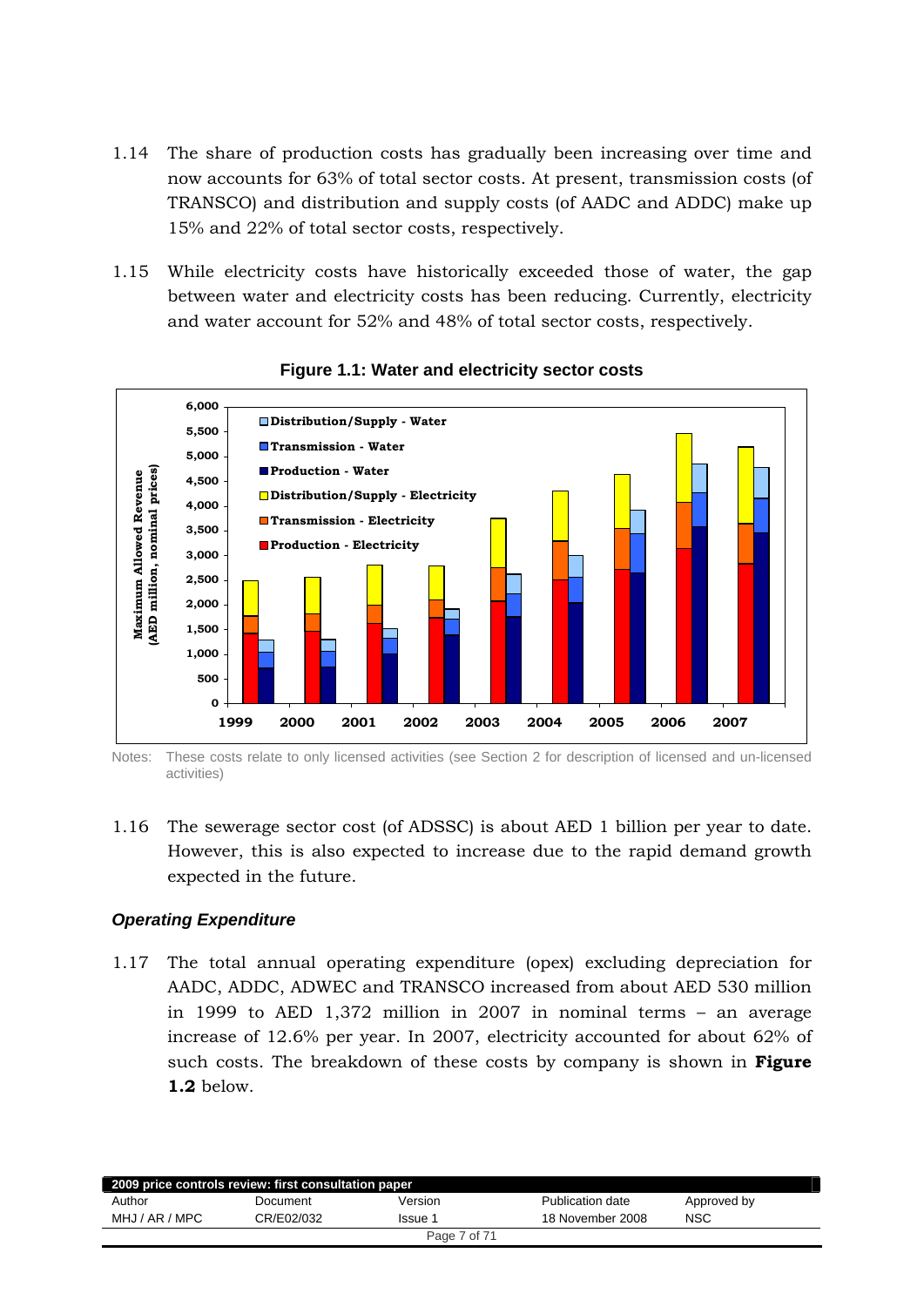1.14 The share of production costs has gradually been increasing over time and now accounts for 63% of total sector costs. At present, transmission costs (of TRANSCO) and distribution and supply costs (of AADC and ADDC) make up 15% and 22% of total sector costs, respectively.

1.15 While electricity costs have historically exceeded those of water, the gap between water and electricity costs has been reducing. Currently, electricity and water account for 52% and 48% of total sector costs, respectively.

**Figure 1.1: Water and electricity sector costs**

Notes: These costs relate to only licensed activities (see Section 2 for description of licensed and un-licensed activities)

1.16 The sewerage sector cost (of ADSSC) is about AED 1 billion per year to date. However, this is also expected to increase due to the rapid demand growth expected in the future.

### *Operating Expenditure*

1.17 The total annual operating expenditure (opex) excluding depreciation for AADC, ADDC, ADWEC and TRANSCO increased from about AED 530 million in 1999 to AED 1,372 million in 2007 in nominal terms – an average increase of 12.6% per year. In 2007, electricity accounted for about 62% of such costs. The breakdown of these costs by company is shown in **Figure 1.2** below.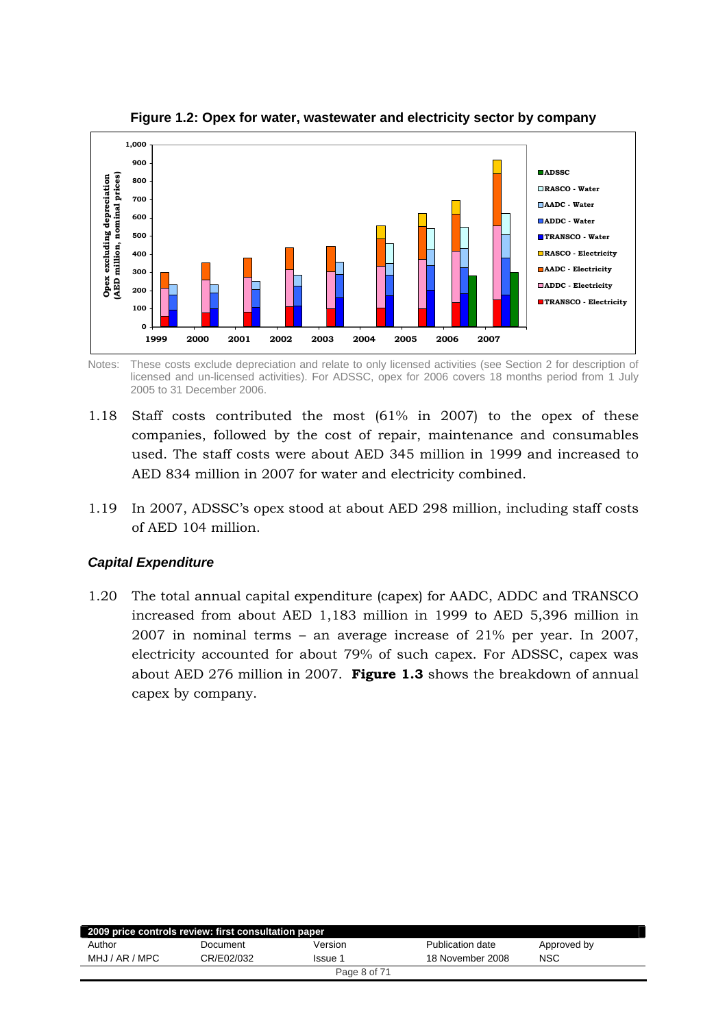**Figure 1.2: Opex for water, wastewater and electricity sector by company**

Notes: These costs exclude depreciation and relate to only licensed activities (see Section 2 for description of licensed and un-licensed activities). For ADSSC, opex for 2006 covers 18 months period from 1 July 2005 to 31 December 2006.

1.18 Staff costs contributed the most (61% in 2007) to the opex of these companies, followed by the cost of repair, maintenance and consumables used. The staff costs were about AED 345 million in 1999 and increased to AED 834 million in 2007 for water and electricity combined.

1.19 In 2007, ADSSC's opex stood at about AED 298 million, including staff costs of AED 104 million.

### *Capital Expenditure*

1.20 The total annual capital expenditure (capex) for AADC, ADDC and TRANSCO increased from about AED 1,183 million in 1999 to AED 5,396 million in 2007 in nominal terms – an average increase of 21% per year. In 2007, electricity accounted for about 79% of such capex. For ADSSC, capex was about AED 276 million in 2007. **Figure 1.3** shows the breakdown of annual capex by company.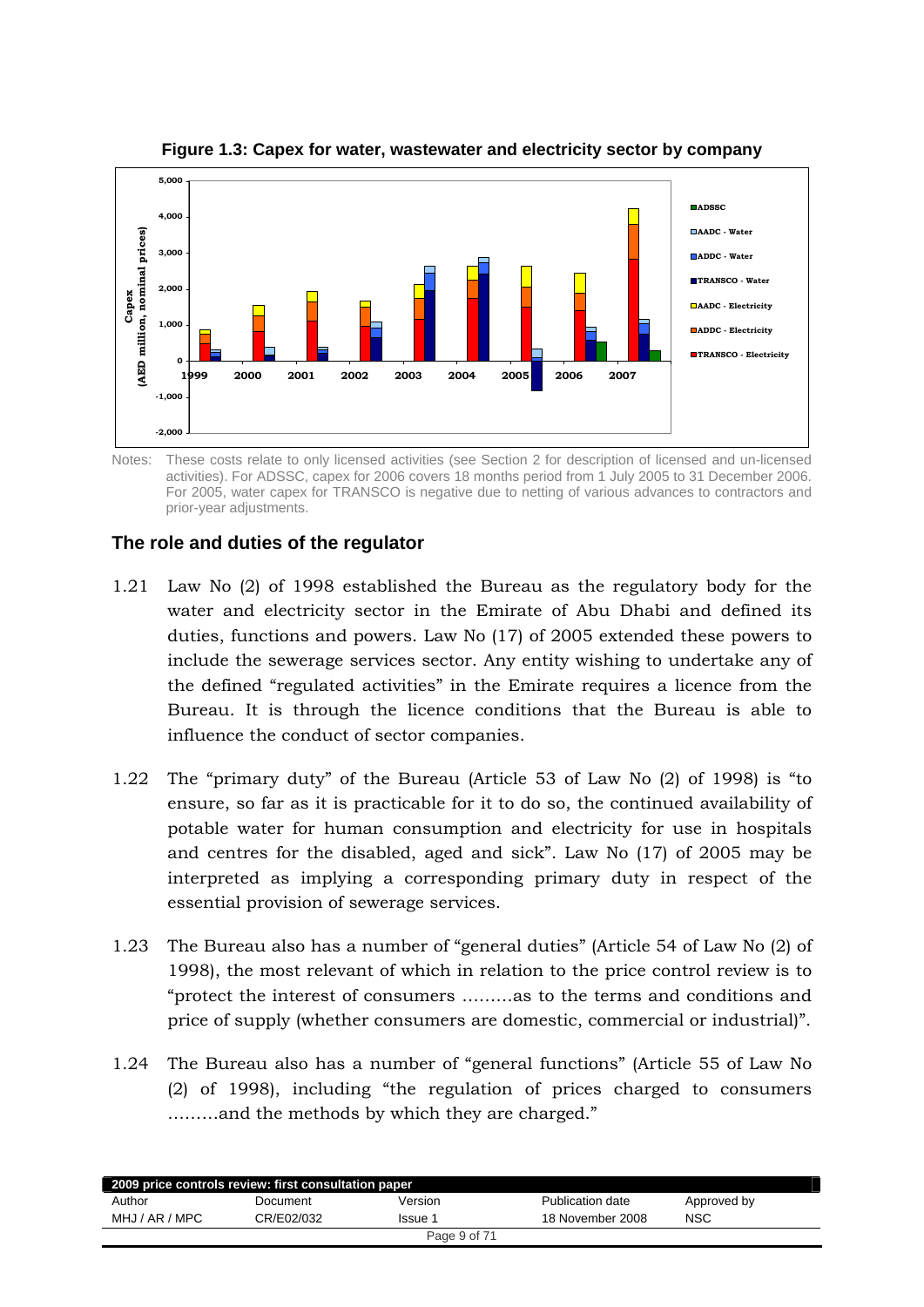**Figure 1.3: Capex for water, wastewater and electricity sector by company**

Notes: These costs relate to only licensed activities (see Section 2 for description of licensed and un-licensed activities). For ADSSC, capex for 2006 covers 18 months period from 1 July 2005 to 31 December 2006. For 2005, water capex for TRANSCO is negative due to netting of various advances to contractors and prior-year adjustments.

## The role and duties of the regulator

1.21 Law No (2) of 1998 established the Bureau as the regulatory body for the water and electricity sector in the Emirate of Abu Dhabi and defined its duties, functions and powers. Law No (17) of 2005 extended these powers to include the sewerage services sector. Any entity wishing to undertake any of the defined "regulated activities" in the Emirate requires a licence from the Bureau. It is through the licence conditions that the Bureau is able to influence the conduct of sector companies.

1.22 The "primary duty" of the Bureau (Article 53 of Law No (2) of 1998) is "to ensure, so far as it is practicable for it to do so, the continued availability of potable water for human consumption and electricity for use in hospitals and centres for the disabled, aged and sick". Law No (17) of 2005 may be interpreted as implying a corresponding primary duty in respect of the essential provision of sewerage services.

1.23 The Bureau also has a number of "general duties" (Article 54 of Law No (2) of 1998), the most relevant of which in relation to the price control review is to "protect the interest of consumers .........as to the terms and conditions and price of supply (whether consumers are domestic, commercial or industrial)".

1.24 The Bureau also has a number of "general functions" (Article 55 of Law No (2) of 1998), including "the regulation of prices charged to consumers .........and the methods by which they are charged."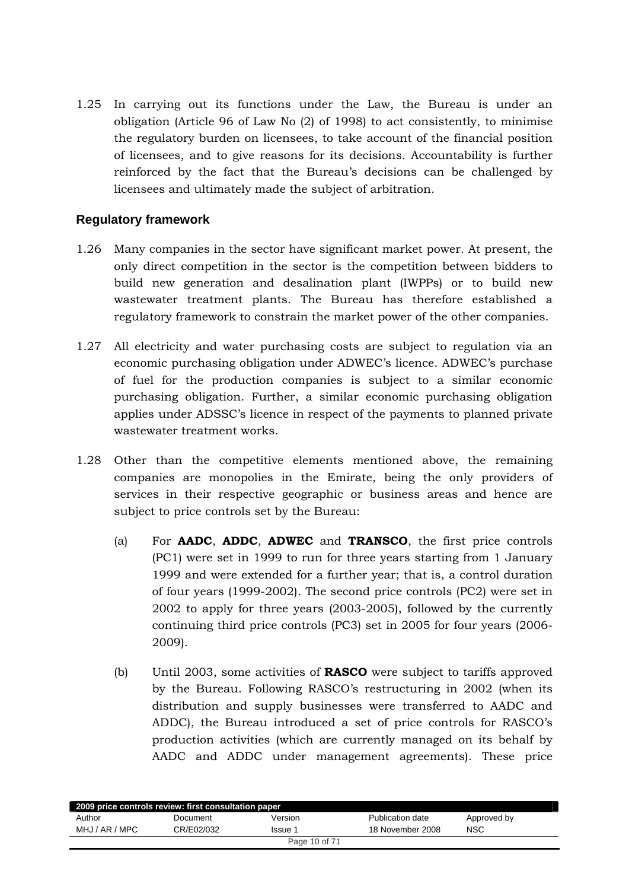1.25 In carrying out its functions under the Law, the Bureau is under an obligation (Article 96 of Law No (2) of 1998) to act consistently, to minimise the regulatory burden on licensees, to take account of the financial position of licensees, and to give reasons for its decisions. Accountability is further reinforced by the fact that the Bureau's decisions can be challenged by licensees and ultimately made the subject of arbitration.

## Regulatory framework

1.26 Many companies in the sector have significant market power. At present, the only direct competition in the sector is the competition between bidders to build new generation and desalination plant (IWPPs) or to build new wastewater treatment plants. The Bureau has therefore established a regulatory framework to constrain the market power of the other companies.

1.27 All electricity and water purchasing costs are subject to regulation via an economic purchasing obligation under ADWEC's licence. ADWEC's purchase of fuel for the production companies is subject to a similar economic purchasing obligation. Further, a similar economic purchasing obligation applies under ADSSC's licence in respect of the payments to planned private wastewater treatment works.

1.28 Other than the competitive elements mentioned above, the remaining companies are monopolies in the Emirate, being the only providers of services in their respective geographic or business areas and hence are subject to price controls set by the Bureau:

(a) For **AADC**, **ADDC**, **ADWEC** and **TRANSCO**, the first price controls (PC1) were set in 1999 to run for three years starting from 1 January 1999 and were extended for a further year; that is, a control duration of four years (1999-2002). The second price controls (PC2) were set in 2002 to apply for three years (2003-2005), followed by the currently continuing third price controls (PC3) set in 2005 for four years (2006-2009).

(b) Until 2003, some activities of **RASCO** were subject to tariffs approved by the Bureau. Following RASCO's restructuring in 2002 (when its distribution and supply businesses were transferred to AADC and ADDC), the Bureau introduced a set of price controls for RASCO's production activities (which are currently managed on its behalf by AADC and ADDC under management agreements). These price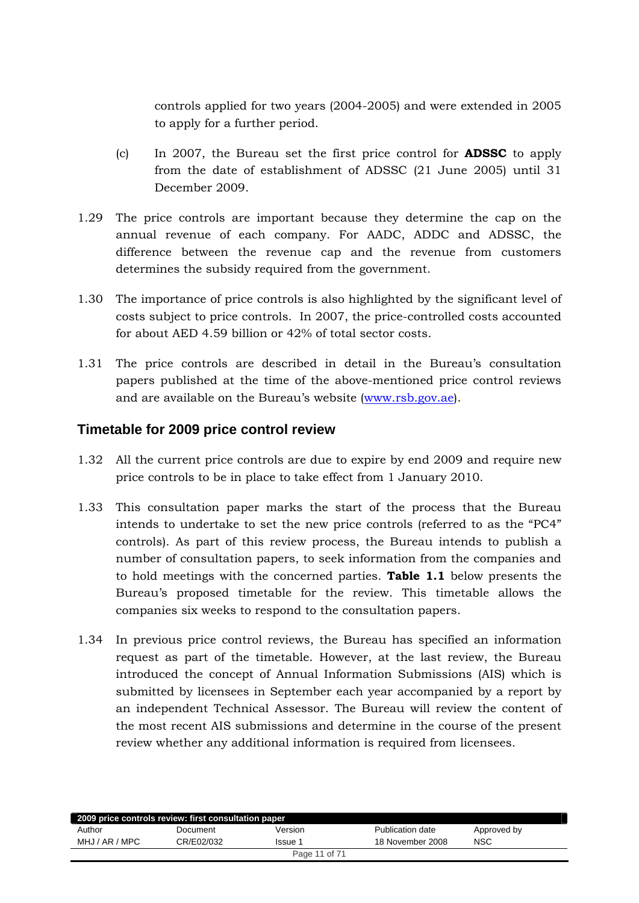controls applied for two years (2004-2005) and were extended in 2005 to apply for a further period.

(c) In 2007, the Bureau set the first price control for **ADSSC** to apply from the date of establishment of ADSSC (21 June 2005) until 31 December 2009.

1.29 The price controls are important because they determine the cap on the annual revenue of each company. For AADC, ADDC and ADSSC, the difference between the revenue cap and the revenue from customers determines the subsidy required from the government.

1.30 The importance of price controls is also highlighted by the significant level of costs subject to price controls. In 2007, the price-controlled costs accounted for about AED 4.59 billion or 42% of total sector costs.

1.31 The price controls are described in detail in the Bureau's consultation papers published at the time of the above-mentioned price control reviews and are available on the Bureau's website (www.rsb.gov.ae).

## Timetable for 2009 price control review

1.32 All the current price controls are due to expire by end 2009 and require new price controls to be in place to take effect from 1 January 2010.

1.33 This consultation paper marks the start of the process that the Bureau intends to undertake to set the new price controls (referred to as the "PC4" controls). As part of this review process, the Bureau intends to publish a number of consultation papers, to seek information from the companies and to hold meetings with the concerned parties. **Table 1.1** below presents the Bureau's proposed timetable for the review. This timetable allows the companies six weeks to respond to the consultation papers.

1.34 In previous price control reviews, the Bureau has specified an information request as part of the timetable. However, at the last review, the Bureau introduced the concept of Annual Information Submissions (AIS) which is submitted by licensees in September each year accompanied by a report by an independent Technical Assessor. The Bureau will review the content of the most recent AIS submissions and determine in the course of the present review whether any additional information is required from licensees.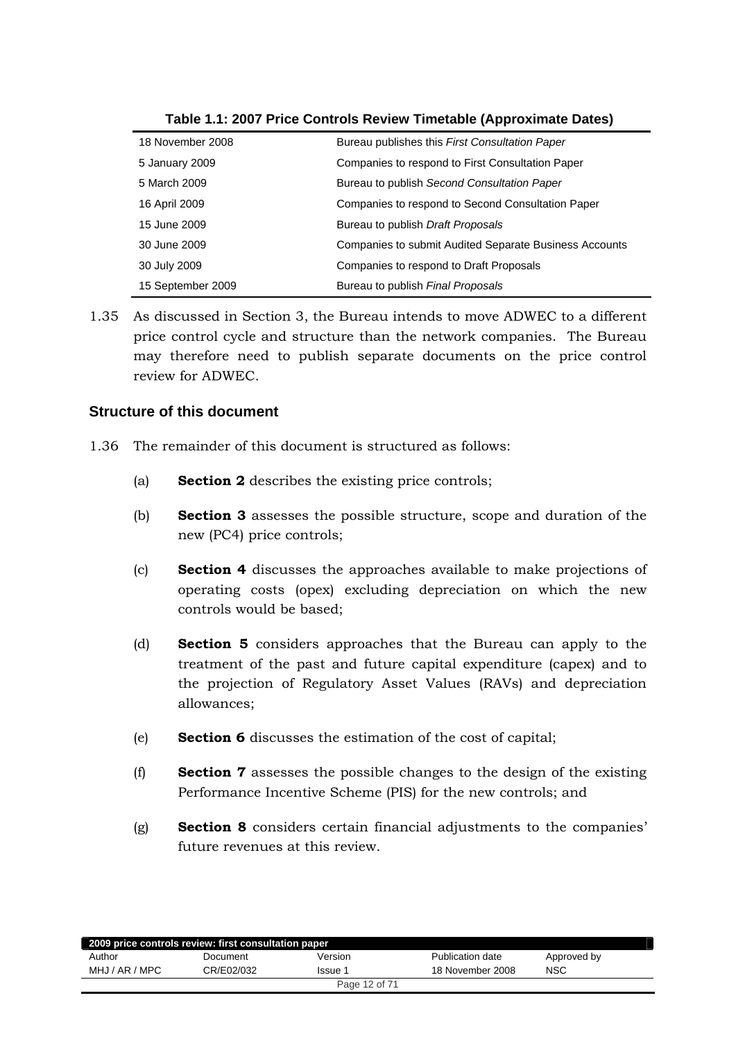**Table 1.1: 2007 Price Controls Review Timetable (Approximate Dates)**

| | |
|---|---|
| 18 November 2008 | Bureau publishes this *First Consultation Paper* |
| 5 January 2009 | Companies to respond to First Consultation Paper |
| 5 March 2009 | Bureau to publish *Second Consultation Paper* |
| 16 April 2009 | Companies to respond to Second Consultation Paper |
| 15 June 2009 | Bureau to publish *Draft Proposals* |
| 30 June 2009 | Companies to submit Audited Separate Business Accounts |
| 30 July 2009 | Companies to respond to Draft Proposals |
| 15 September 2009 | Bureau to publish *Final Proposals* |

1.35 As discussed in Section 3, the Bureau intends to move ADWEC to a different price control cycle and structure than the network companies. The Bureau may therefore need to publish separate documents on the price control review for ADWEC.

## Structure of this document

1.36 The remainder of this document is structured as follows:

(a) **Section 2** describes the existing price controls;

(b) **Section 3** assesses the possible structure, scope and duration of the new (PC4) price controls;

(c) **Section 4** discusses the approaches available to make projections of operating costs (opex) excluding depreciation on which the new controls would be based;

(d) **Section 5** considers approaches that the Bureau can apply to the treatment of the past and future capital expenditure (capex) and to the projection of Regulatory Asset Values (RAVs) and depreciation allowances;

(e) **Section 6** discusses the estimation of the cost of capital;

(f) **Section 7** assesses the possible changes to the design of the existing Performance Incentive Scheme (PIS) for the new controls; and

(g) **Section 8** considers certain financial adjustments to the companies' future revenues at this review.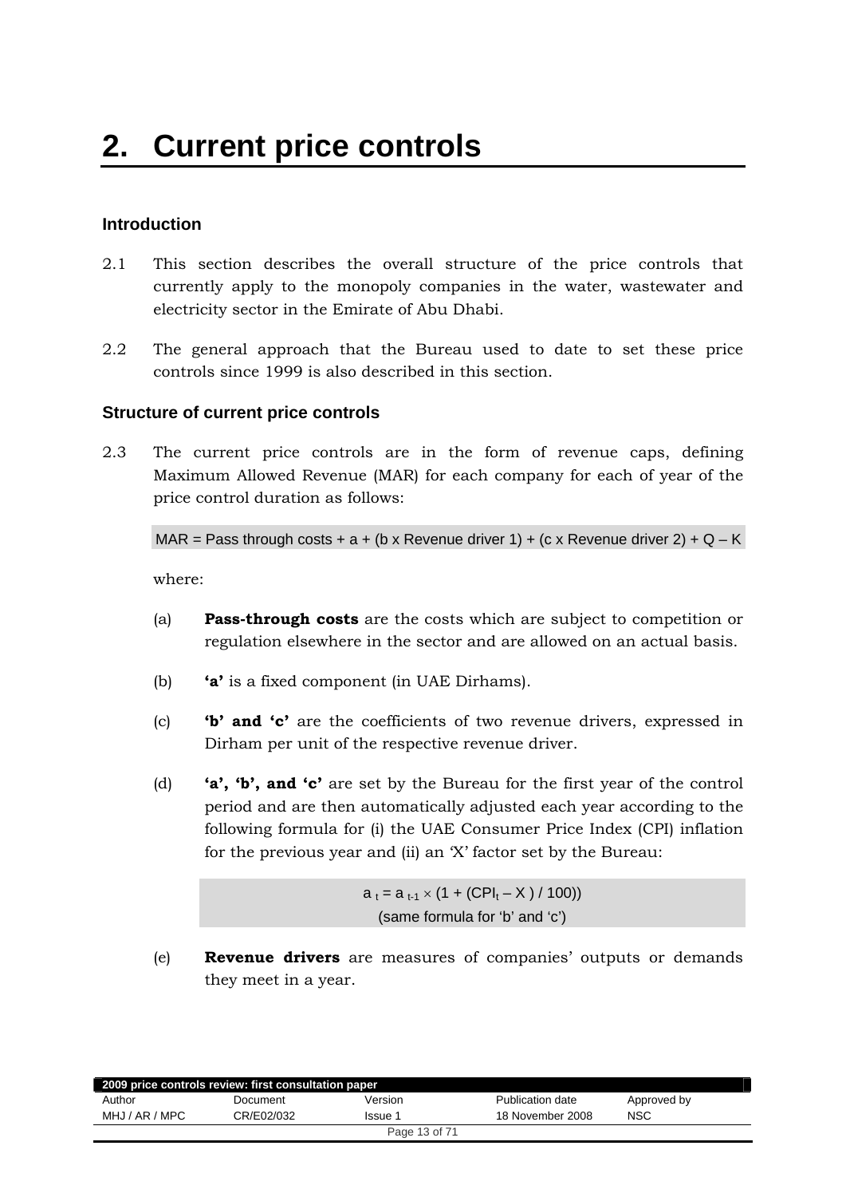# 2. Current price controls

### Introduction

2.1 This section describes the overall structure of the price controls that currently apply to the monopoly companies in the water, wastewater and electricity sector in the Emirate of Abu Dhabi.

2.2 The general approach that the Bureau used to date to set these price controls since 1999 is also described in this section.

### Structure of current price controls

2.3 The current price controls are in the form of revenue caps, defining Maximum Allowed Revenue (MAR) for each company for each of year of the price control duration as follows:

MAR = Pass through costs + a + (b x Revenue driver 1) + (c x Revenue driver 2) + Q – K

where:

(a) **Pass-through costs** are the costs which are subject to competition or regulation elsewhere in the sector and are allowed on an actual basis.

(b) **'a'** is a fixed component (in UAE Dirhams).

(c) **'b' and 'c'** are the coefficients of two revenue drivers, expressed in Dirham per unit of the respective revenue driver.

(d) **'a', 'b', and 'c'** are set by the Bureau for the first year of the control period and are then automatically adjusted each year according to the following formula for (i) the UAE Consumer Price Index (CPI) inflation for the previous year and (ii) an 'X' factor set by the Bureau:

$$a_t = a_{t-1} \times (1 + (CPI_t - X) / 100))$$

(same formula for 'b' and 'c')

(e) **Revenue drivers** are measures of companies' outputs or demands they meet in a year.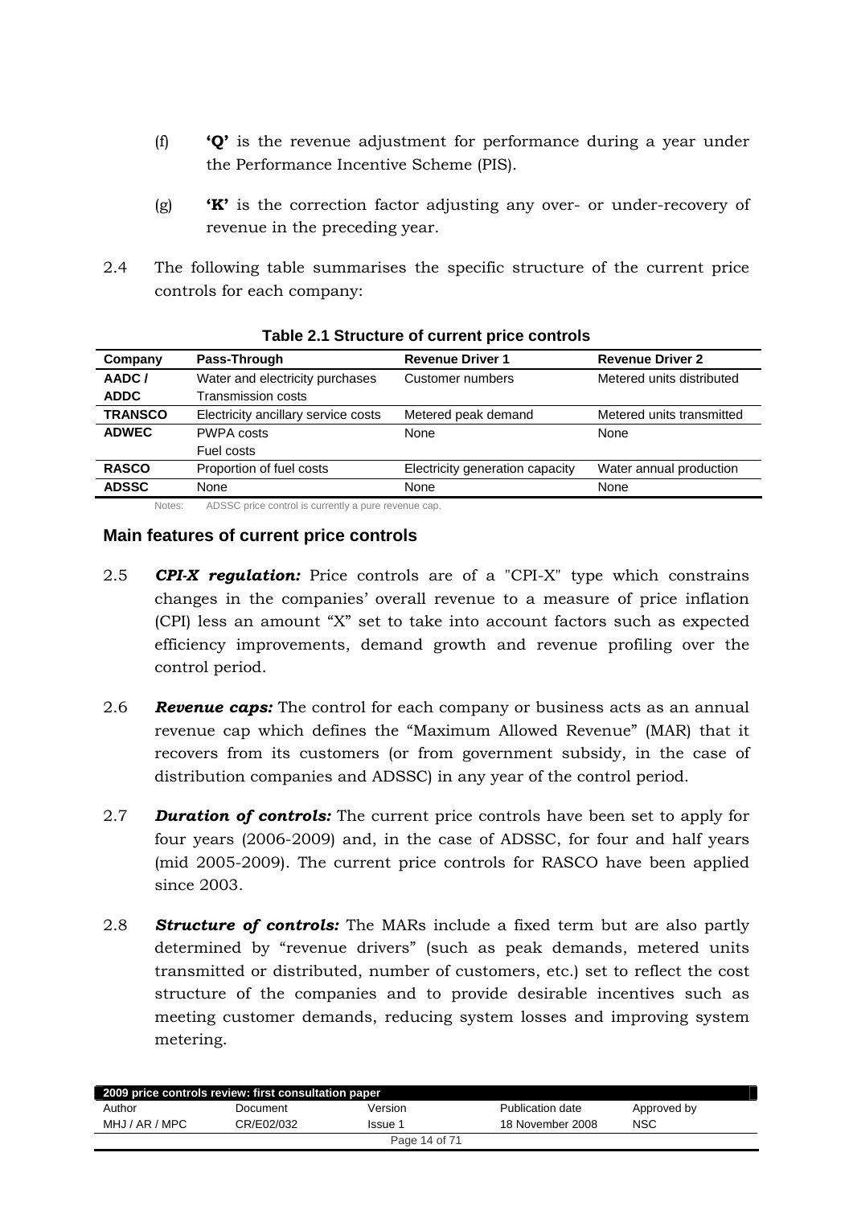(f) **'Q'** is the revenue adjustment for performance during a year under the Performance Incentive Scheme (PIS).

(g) **'K'** is the correction factor adjusting any over- or under-recovery of revenue in the preceding year.

2.4 The following table summarises the specific structure of the current price controls for each company:

**Table 2.1 Structure of current price controls**

| Company | Pass-Through | Revenue Driver 1 | Revenue Driver 2 |
|---|---|---|---|
| **AADC / ADDC** | Water and electricity purchases<br>Transmission costs | Customer numbers | Metered units distributed |
| **TRANSCO** | Electricity ancillary service costs | Metered peak demand | Metered units transmitted |
| **ADWEC** | PWPA costs<br>Fuel costs | None | None |
| **RASCO** | Proportion of fuel costs | Electricity generation capacity | Water annual production |
| **ADSSC** | None | None | None |

Notes: ADSSC price control is currently a pure revenue cap.

## Main features of current price controls

2.5 ***CPI-X regulation:*** Price controls are of a "CPI-X" type which constrains changes in the companies' overall revenue to a measure of price inflation (CPI) less an amount "X" set to take into account factors such as expected efficiency improvements, demand growth and revenue profiling over the control period.

2.6 ***Revenue caps:*** The control for each company or business acts as an annual revenue cap which defines the "Maximum Allowed Revenue" (MAR) that it recovers from its customers (or from government subsidy, in the case of distribution companies and ADSSC) in any year of the control period.

2.7 ***Duration of controls:*** The current price controls have been set to apply for four years (2006-2009) and, in the case of ADSSC, for four and half years (mid 2005-2009). The current price controls for RASCO have been applied since 2003.

2.8 ***Structure of controls:*** The MARs include a fixed term but are also partly determined by "revenue drivers" (such as peak demands, metered units transmitted or distributed, number of customers, etc.) set to reflect the cost structure of the companies and to provide desirable incentives such as meeting customer demands, reducing system losses and improving system metering.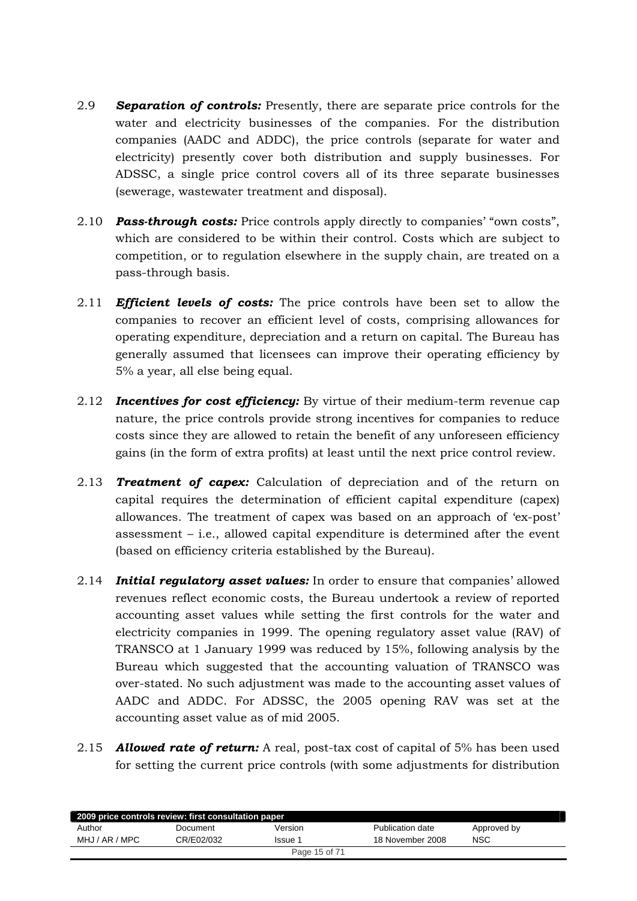2.9 ***Separation of controls:*** Presently, there are separate price controls for the water and electricity businesses of the companies. For the distribution companies (AADC and ADDC), the price controls (separate for water and electricity) presently cover both distribution and supply businesses. For ADSSC, a single price control covers all of its three separate businesses (sewerage, wastewater treatment and disposal).

2.10 ***Pass-through costs:*** Price controls apply directly to companies' "own costs", which are considered to be within their control. Costs which are subject to competition, or to regulation elsewhere in the supply chain, are treated on a pass-through basis.

2.11 ***Efficient levels of costs:*** The price controls have been set to allow the companies to recover an efficient level of costs, comprising allowances for operating expenditure, depreciation and a return on capital. The Bureau has generally assumed that licensees can improve their operating efficiency by 5% a year, all else being equal.

2.12 ***Incentives for cost efficiency:*** By virtue of their medium-term revenue cap nature, the price controls provide strong incentives for companies to reduce costs since they are allowed to retain the benefit of any unforeseen efficiency gains (in the form of extra profits) at least until the next price control review.

2.13 ***Treatment of capex:*** Calculation of depreciation and of the return on capital requires the determination of efficient capital expenditure (capex) allowances. The treatment of capex was based on an approach of 'ex-post' assessment – i.e., allowed capital expenditure is determined after the event (based on efficiency criteria established by the Bureau).

2.14 ***Initial regulatory asset values:*** In order to ensure that companies' allowed revenues reflect economic costs, the Bureau undertook a review of reported accounting asset values while setting the first controls for the water and electricity companies in 1999. The opening regulatory asset value (RAV) of TRANSCO at 1 January 1999 was reduced by 15%, following analysis by the Bureau which suggested that the accounting valuation of TRANSCO was over-stated. No such adjustment was made to the accounting asset values of AADC and ADDC. For ADSSC, the 2005 opening RAV was set at the accounting asset value as of mid 2005.

2.15 ***Allowed rate of return:*** A real, post-tax cost of capital of 5% has been used for setting the current price controls (with some adjustments for distribution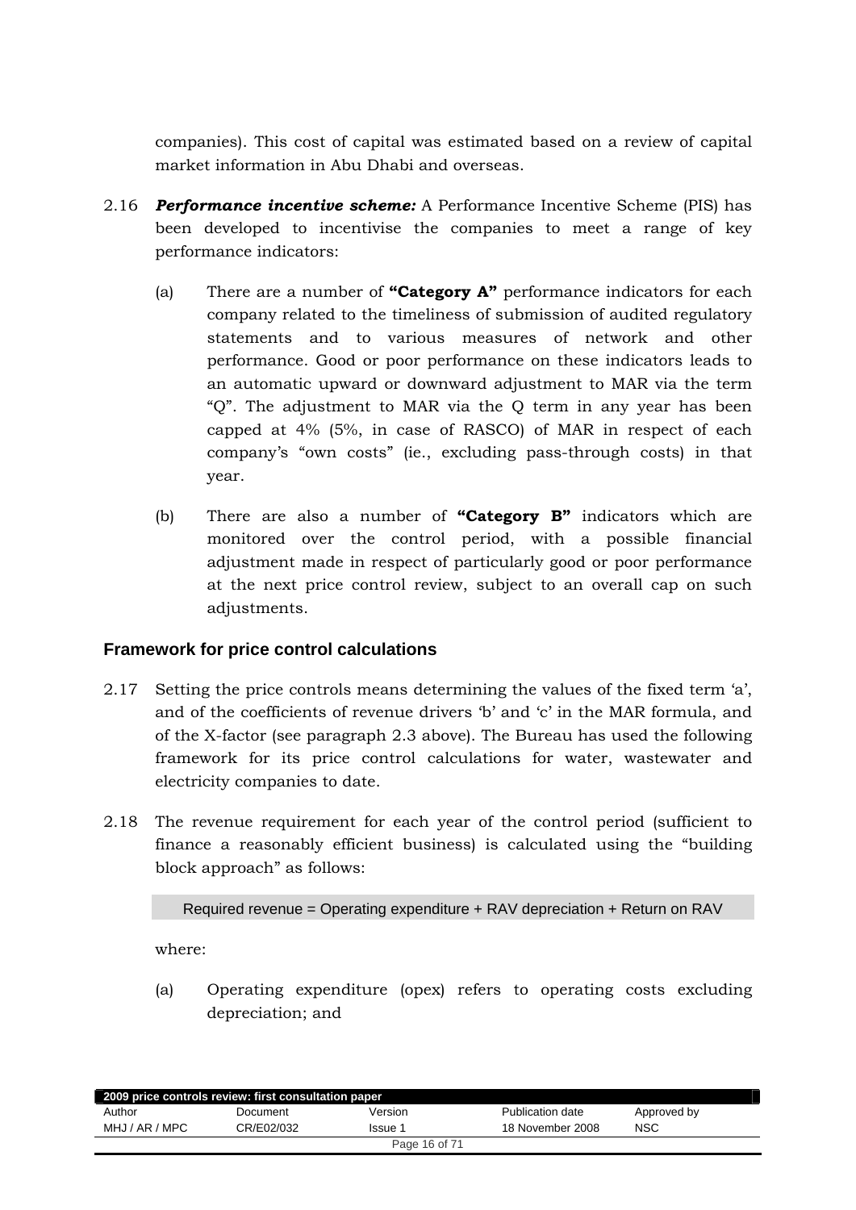companies). This cost of capital was estimated based on a review of capital market information in Abu Dhabi and overseas.

2.16 ***Performance incentive scheme:*** A Performance Incentive Scheme (PIS) has been developed to incentivise the companies to meet a range of key performance indicators:

(a) There are a number of **"Category A"** performance indicators for each company related to the timeliness of submission of audited regulatory statements and to various measures of network and other performance. Good or poor performance on these indicators leads to an automatic upward or downward adjustment to MAR via the term "Q". The adjustment to MAR via the Q term in any year has been capped at 4% (5%, in case of RASCO) of MAR in respect of each company's "own costs" (ie., excluding pass-through costs) in that year.

(b) There are also a number of **"Category B"** indicators which are monitored over the control period, with a possible financial adjustment made in respect of particularly good or poor performance at the next price control review, subject to an overall cap on such adjustments.

### Framework for price control calculations

2.17 Setting the price controls means determining the values of the fixed term 'a', and of the coefficients of revenue drivers 'b' and 'c' in the MAR formula, and of the X-factor (see paragraph 2.3 above). The Bureau has used the following framework for its price control calculations for water, wastewater and electricity companies to date.

2.18 The revenue requirement for each year of the control period (sufficient to finance a reasonably efficient business) is calculated using the "building block approach" as follows:

Required revenue = Operating expenditure + RAV depreciation + Return on RAV

where:

(a) Operating expenditure (opex) refers to operating costs excluding depreciation; and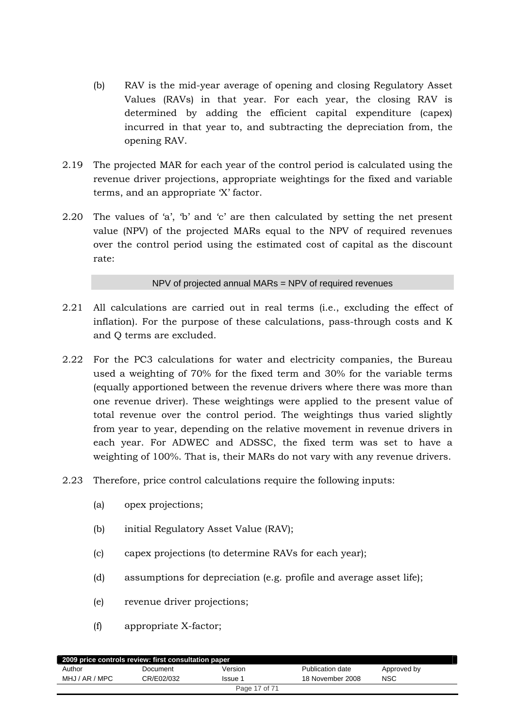(b) RAV is the mid-year average of opening and closing Regulatory Asset Values (RAVs) in that year. For each year, the closing RAV is determined by adding the efficient capital expenditure (capex) incurred in that year to, and subtracting the depreciation from, the opening RAV.

2.19 The projected MAR for each year of the control period is calculated using the revenue driver projections, appropriate weightings for the fixed and variable terms, and an appropriate 'X' factor.

2.20 The values of 'a', 'b' and 'c' are then calculated by setting the net present value (NPV) of the projected MARs equal to the NPV of required revenues over the control period using the estimated cost of capital as the discount rate:

NPV of projected annual MARs = NPV of required revenues

2.21 All calculations are carried out in real terms (i.e., excluding the effect of inflation). For the purpose of these calculations, pass-through costs and K and Q terms are excluded.

2.22 For the PC3 calculations for water and electricity companies, the Bureau used a weighting of 70% for the fixed term and 30% for the variable terms (equally apportioned between the revenue drivers where there was more than one revenue driver). These weightings were applied to the present value of total revenue over the control period. The weightings thus varied slightly from year to year, depending on the relative movement in revenue drivers in each year. For ADWEC and ADSSC, the fixed term was set to have a weighting of 100%. That is, their MARs do not vary with any revenue drivers.

2.23 Therefore, price control calculations require the following inputs:

(a) opex projections;

(b) initial Regulatory Asset Value (RAV);

(c) capex projections (to determine RAVs for each year);

(d) assumptions for depreciation (e.g. profile and average asset life);

(e) revenue driver projections;

(f) appropriate X-factor;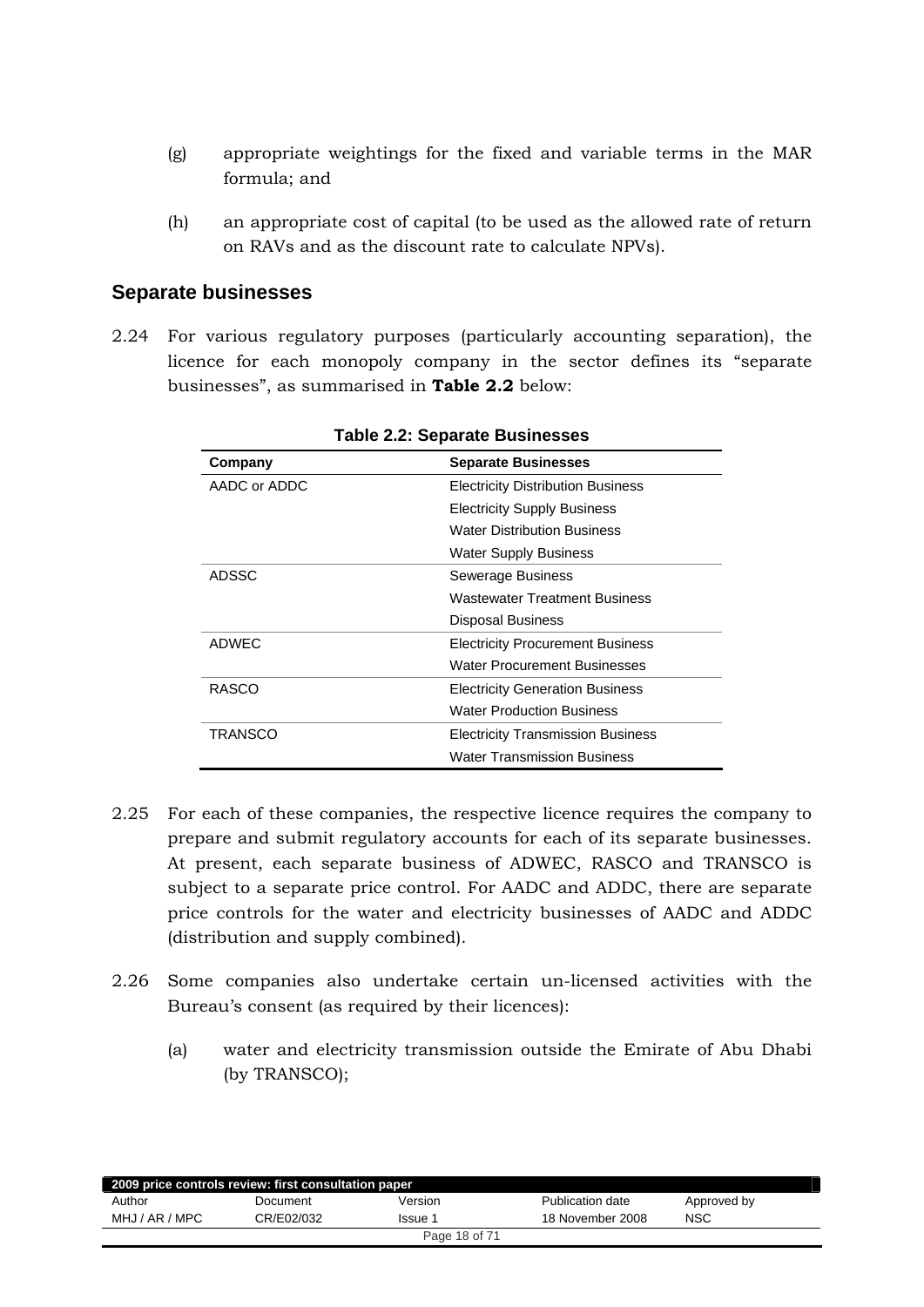(g) appropriate weightings for the fixed and variable terms in the MAR formula; and

(h) an appropriate cost of capital (to be used as the allowed rate of return on RAVs and as the discount rate to calculate NPVs).

## Separate businesses

2.24 For various regulatory purposes (particularly accounting separation), the licence for each monopoly company in the sector defines its "separate businesses", as summarised in **Table 2.2** below:

**Table 2.2: Separate Businesses**

| Company | Separate Businesses |
|---|---|
| AADC or ADDC | Electricity Distribution Business |
| | Electricity Supply Business |
| | Water Distribution Business |
| | Water Supply Business |
| ADSSC | Sewerage Business |
| | Wastewater Treatment Business |
| | Disposal Business |
| ADWEC | Electricity Procurement Business |
| | Water Procurement Businesses |
| RASCO | Electricity Generation Business |
| | Water Production Business |
| TRANSCO | Electricity Transmission Business |
| | Water Transmission Business |

2.25 For each of these companies, the respective licence requires the company to prepare and submit regulatory accounts for each of its separate businesses. At present, each separate business of ADWEC, RASCO and TRANSCO is subject to a separate price control. For AADC and ADDC, there are separate price controls for the water and electricity businesses of AADC and ADDC (distribution and supply combined).

2.26 Some companies also undertake certain un-licensed activities with the Bureau's consent (as required by their licences):

(a) water and electricity transmission outside the Emirate of Abu Dhabi (by TRANSCO);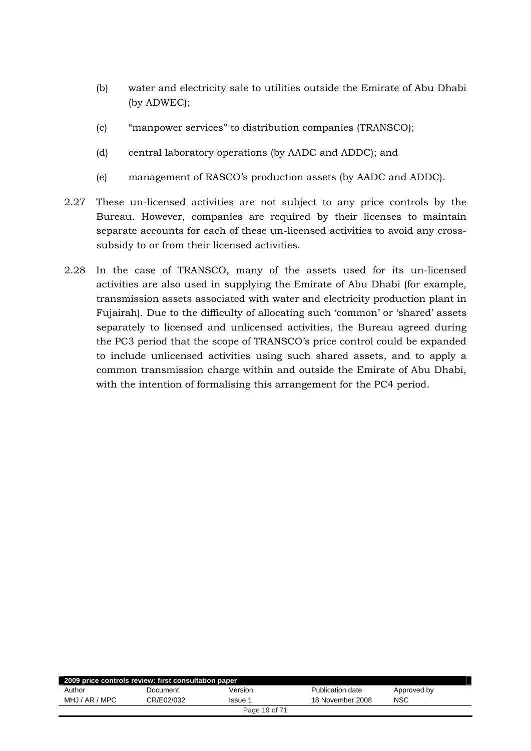(b) water and electricity sale to utilities outside the Emirate of Abu Dhabi (by ADWEC);

(c) "manpower services" to distribution companies (TRANSCO);

(d) central laboratory operations (by AADC and ADDC); and

(e) management of RASCO's production assets (by AADC and ADDC).

2.27 These un-licensed activities are not subject to any price controls by the Bureau. However, companies are required by their licenses to maintain separate accounts for each of these un-licensed activities to avoid any cross-subsidy to or from their licensed activities.

2.28 In the case of TRANSCO, many of the assets used for its un-licensed activities are also used in supplying the Emirate of Abu Dhabi (for example, transmission assets associated with water and electricity production plant in Fujairah). Due to the difficulty of allocating such 'common' or 'shared' assets separately to licensed and unlicensed activities, the Bureau agreed during the PC3 period that the scope of TRANSCO's price control could be expanded to include unlicensed activities using such shared assets, and to apply a common transmission charge within and outside the Emirate of Abu Dhabi, with the intention of formalising this arrangement for the PC4 period.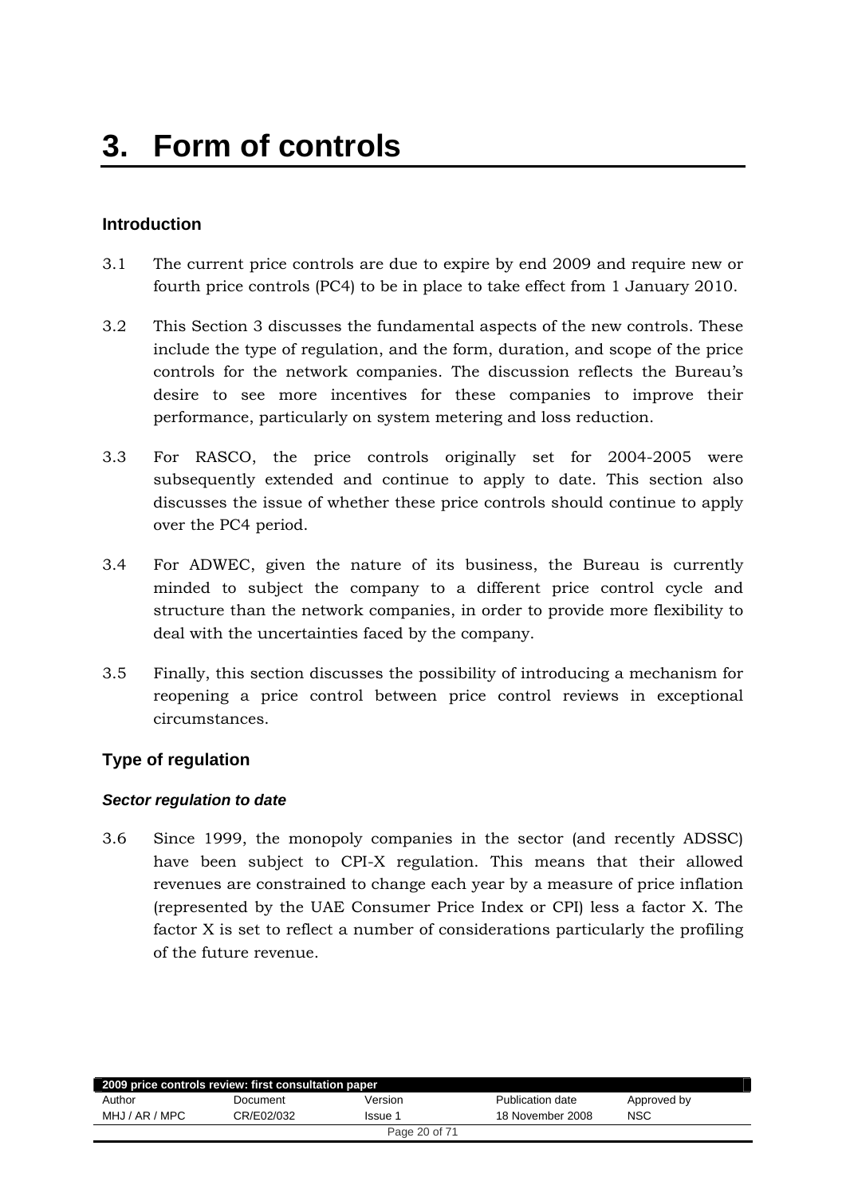# 3. Form of controls

## Introduction

3.1 The current price controls are due to expire by end 2009 and require new or fourth price controls (PC4) to be in place to take effect from 1 January 2010.

3.2 This Section 3 discusses the fundamental aspects of the new controls. These include the type of regulation, and the form, duration, and scope of the price controls for the network companies. The discussion reflects the Bureau's desire to see more incentives for these companies to improve their performance, particularly on system metering and loss reduction.

3.3 For RASCO, the price controls originally set for 2004-2005 were subsequently extended and continue to apply to date. This section also discusses the issue of whether these price controls should continue to apply over the PC4 period.

3.4 For ADWEC, given the nature of its business, the Bureau is currently minded to subject the company to a different price control cycle and structure than the network companies, in order to provide more flexibility to deal with the uncertainties faced by the company.

3.5 Finally, this section discusses the possibility of introducing a mechanism for reopening a price control between price control reviews in exceptional circumstances.

## Type of regulation

### *Sector regulation to date*

3.6 Since 1999, the monopoly companies in the sector (and recently ADSSC) have been subject to CPI-X regulation. This means that their allowed revenues are constrained to change each year by a measure of price inflation (represented by the UAE Consumer Price Index or CPI) less a factor X. The factor X is set to reflect a number of considerations particularly the profiling of the future revenue.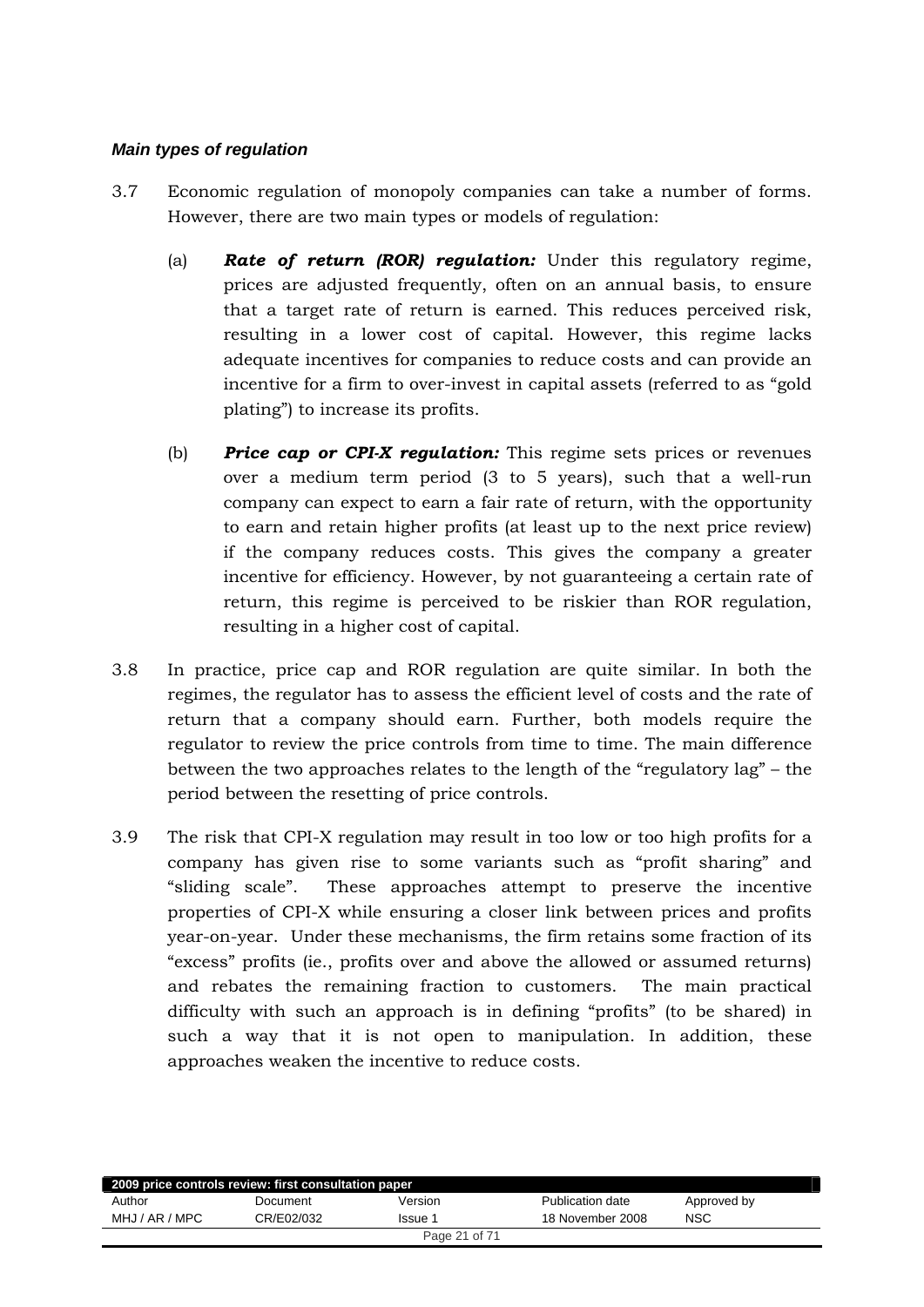***Main types of regulation***

3.7 Economic regulation of monopoly companies can take a number of forms. However, there are two main types or models of regulation:

(a) ***Rate of return (ROR) regulation:*** Under this regulatory regime, prices are adjusted frequently, often on an annual basis, to ensure that a target rate of return is earned. This reduces perceived risk, resulting in a lower cost of capital. However, this regime lacks adequate incentives for companies to reduce costs and can provide an incentive for a firm to over-invest in capital assets (referred to as "gold plating") to increase its profits.

(b) ***Price cap or CPI-X regulation:*** This regime sets prices or revenues over a medium term period (3 to 5 years), such that a well-run company can expect to earn a fair rate of return, with the opportunity to earn and retain higher profits (at least up to the next price review) if the company reduces costs. This gives the company a greater incentive for efficiency. However, by not guaranteeing a certain rate of return, this regime is perceived to be riskier than ROR regulation, resulting in a higher cost of capital.

3.8 In practice, price cap and ROR regulation are quite similar. In both the regimes, the regulator has to assess the efficient level of costs and the rate of return that a company should earn. Further, both models require the regulator to review the price controls from time to time. The main difference between the two approaches relates to the length of the "regulatory lag" – the period between the resetting of price controls.

3.9 The risk that CPI-X regulation may result in too low or too high profits for a company has given rise to some variants such as "profit sharing" and "sliding scale". These approaches attempt to preserve the incentive properties of CPI-X while ensuring a closer link between prices and profits year-on-year. Under these mechanisms, the firm retains some fraction of its "excess" profits (ie., profits over and above the allowed or assumed returns) and rebates the remaining fraction to customers. The main practical difficulty with such an approach is in defining "profits" (to be shared) in such a way that it is not open to manipulation. In addition, these approaches weaken the incentive to reduce costs.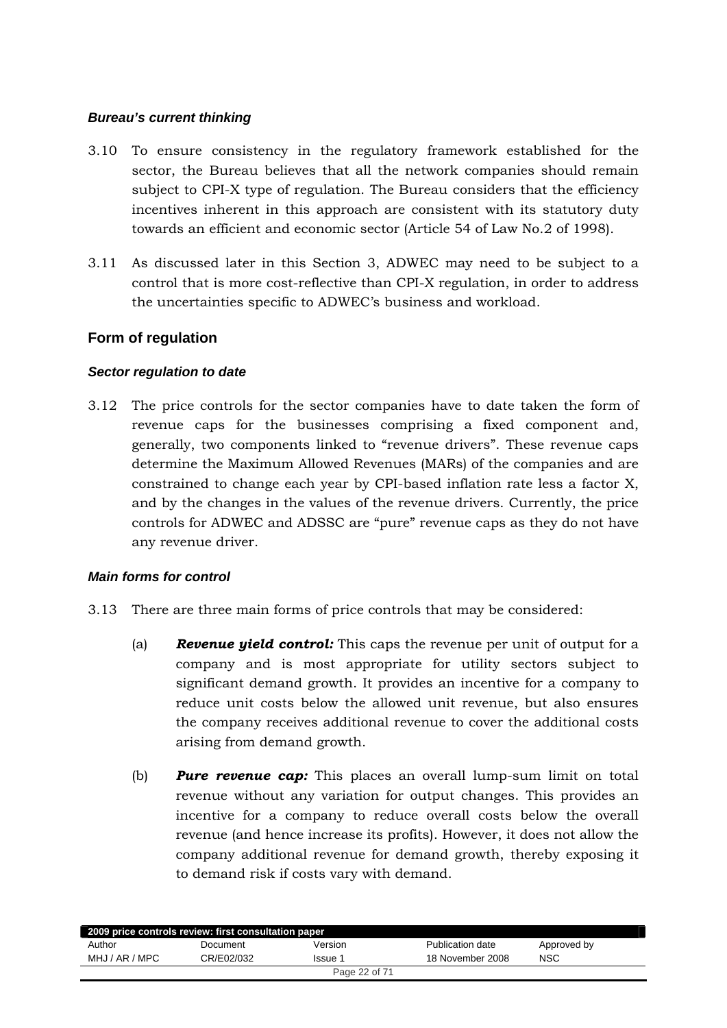#### *Bureau's current thinking*

3.10 To ensure consistency in the regulatory framework established for the sector, the Bureau believes that all the network companies should remain subject to CPI-X type of regulation. The Bureau considers that the efficiency incentives inherent in this approach are consistent with its statutory duty towards an efficient and economic sector (Article 54 of Law No.2 of 1998).

3.11 As discussed later in this Section 3, ADWEC may need to be subject to a control that is more cost-reflective than CPI-X regulation, in order to address the uncertainties specific to ADWEC's business and workload.

### Form of regulation

#### *Sector regulation to date*

3.12 The price controls for the sector companies have to date taken the form of revenue caps for the businesses comprising a fixed component and, generally, two components linked to "revenue drivers". These revenue caps determine the Maximum Allowed Revenues (MARs) of the companies and are constrained to change each year by CPI-based inflation rate less a factor X, and by the changes in the values of the revenue drivers. Currently, the price controls for ADWEC and ADSSC are "pure" revenue caps as they do not have any revenue driver.

#### *Main forms for control*

3.13 There are three main forms of price controls that may be considered:

(a) ***Revenue yield control:*** This caps the revenue per unit of output for a company and is most appropriate for utility sectors subject to significant demand growth. It provides an incentive for a company to reduce unit costs below the allowed unit revenue, but also ensures the company receives additional revenue to cover the additional costs arising from demand growth.

(b) ***Pure revenue cap:*** This places an overall lump-sum limit on total revenue without any variation for output changes. This provides an incentive for a company to reduce overall costs below the overall revenue (and hence increase its profits). However, it does not allow the company additional revenue for demand growth, thereby exposing it to demand risk if costs vary with demand.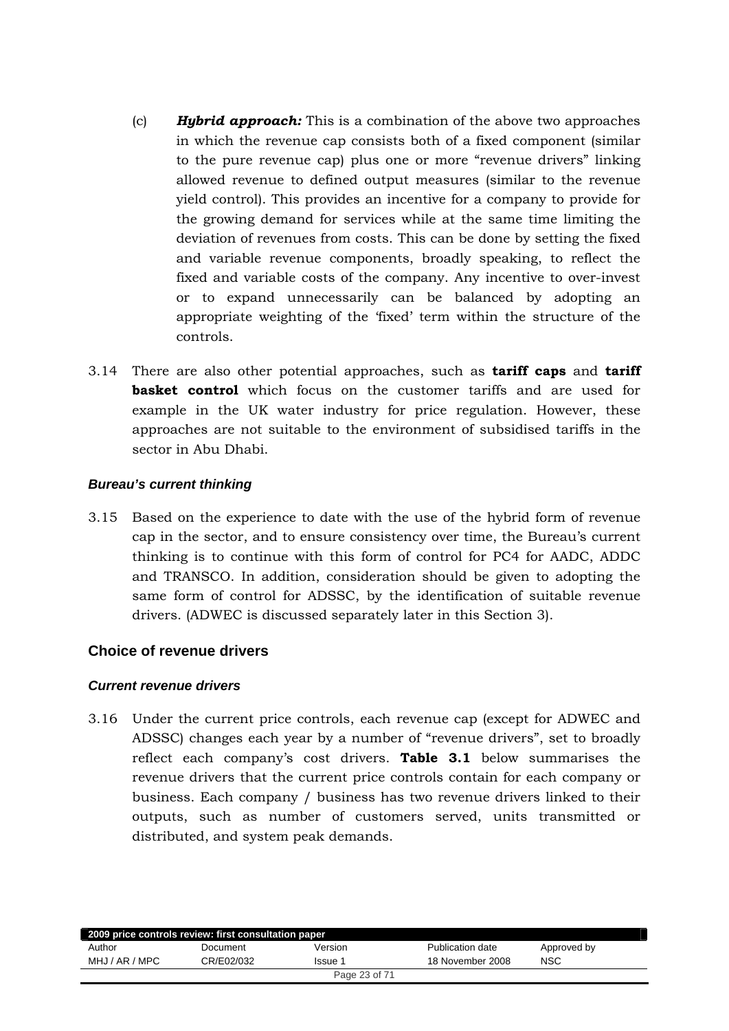(c) ***Hybrid approach:*** This is a combination of the above two approaches in which the revenue cap consists both of a fixed component (similar to the pure revenue cap) plus one or more "revenue drivers" linking allowed revenue to defined output measures (similar to the revenue yield control). This provides an incentive for a company to provide for the growing demand for services while at the same time limiting the deviation of revenues from costs. This can be done by setting the fixed and variable revenue components, broadly speaking, to reflect the fixed and variable costs of the company. Any incentive to over-invest or to expand unnecessarily can be balanced by adopting an appropriate weighting of the 'fixed' term within the structure of the controls.

3.14 There are also other potential approaches, such as **tariff caps** and **tariff basket control** which focus on the customer tariffs and are used for example in the UK water industry for price regulation. However, these approaches are not suitable to the environment of subsidised tariffs in the sector in Abu Dhabi.

### *Bureau's current thinking*

3.15 Based on the experience to date with the use of the hybrid form of revenue cap in the sector, and to ensure consistency over time, the Bureau's current thinking is to continue with this form of control for PC4 for AADC, ADDC and TRANSCO. In addition, consideration should be given to adopting the same form of control for ADSSC, by the identification of suitable revenue drivers. (ADWEC is discussed separately later in this Section 3).

## Choice of revenue drivers

### *Current revenue drivers*

3.16 Under the current price controls, each revenue cap (except for ADWEC and ADSSC) changes each year by a number of "revenue drivers", set to broadly reflect each company's cost drivers. **Table 3.1** below summarises the revenue drivers that the current price controls contain for each company or business. Each company / business has two revenue drivers linked to their outputs, such as number of customers served, units transmitted or distributed, and system peak demands.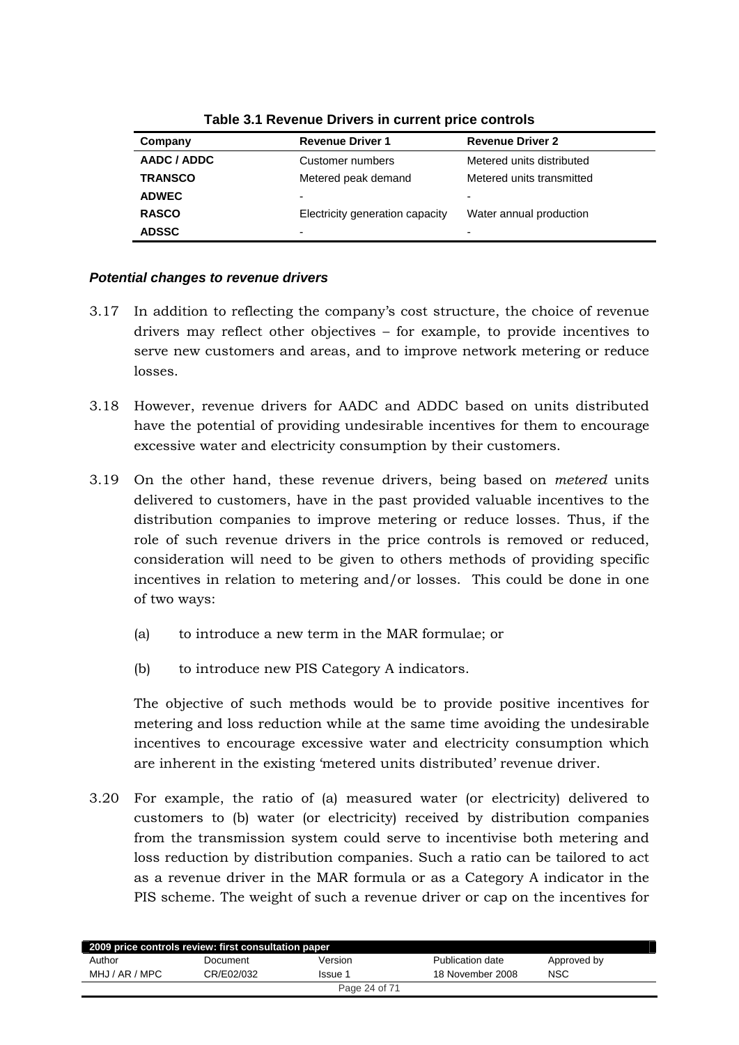**Table 3.1 Revenue Drivers in current price controls**

| Company | Revenue Driver 1 | Revenue Driver 2 |
|---|---|---|
| **AADC / ADDC** | Customer numbers | Metered units distributed |
| **TRANSCO** | Metered peak demand | Metered units transmitted |
| **ADWEC** | - | - |
| **RASCO** | Electricity generation capacity | Water annual production |
| **ADSSC** | - | - |

### *Potential changes to revenue drivers*

3.17 In addition to reflecting the company's cost structure, the choice of revenue drivers may reflect other objectives – for example, to provide incentives to serve new customers and areas, and to improve network metering or reduce losses.

3.18 However, revenue drivers for AADC and ADDC based on units distributed have the potential of providing undesirable incentives for them to encourage excessive water and electricity consumption by their customers.

3.19 On the other hand, these revenue drivers, being based on *metered* units delivered to customers, have in the past provided valuable incentives to the distribution companies to improve metering or reduce losses. Thus, if the role of such revenue drivers in the price controls is removed or reduced, consideration will need to be given to others methods of providing specific incentives in relation to metering and/or losses. This could be done in one of two ways:

(a) to introduce a new term in the MAR formulae; or

(b) to introduce new PIS Category A indicators.

The objective of such methods would be to provide positive incentives for metering and loss reduction while at the same time avoiding the undesirable incentives to encourage excessive water and electricity consumption which are inherent in the existing 'metered units distributed' revenue driver.

3.20 For example, the ratio of (a) measured water (or electricity) delivered to customers to (b) water (or electricity) received by distribution companies from the transmission system could serve to incentivise both metering and loss reduction by distribution companies. Such a ratio can be tailored to act as a revenue driver in the MAR formula or as a Category A indicator in the PIS scheme. The weight of such a revenue driver or cap on the incentives for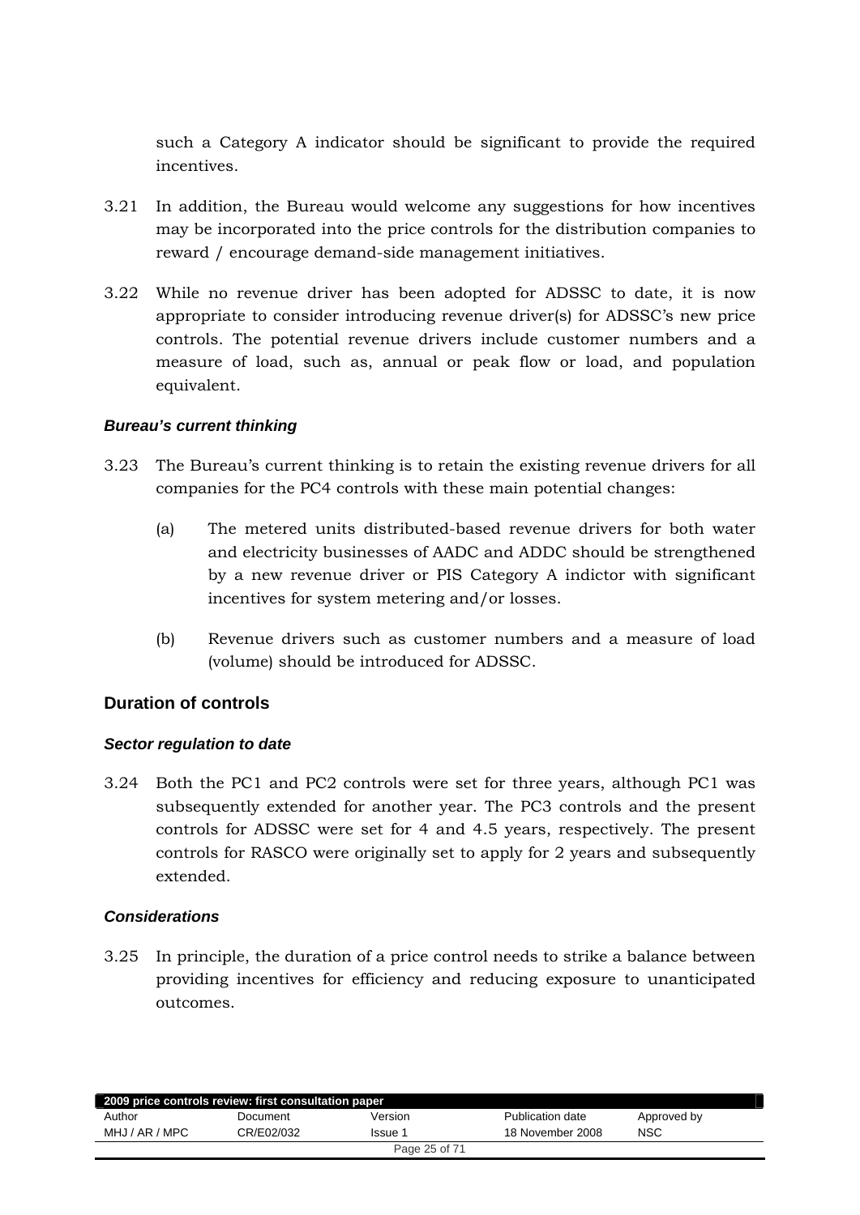such a Category A indicator should be significant to provide the required incentives.

3.21 In addition, the Bureau would welcome any suggestions for how incentives may be incorporated into the price controls for the distribution companies to reward / encourage demand-side management initiatives.

3.22 While no revenue driver has been adopted for ADSSC to date, it is now appropriate to consider introducing revenue driver(s) for ADSSC's new price controls. The potential revenue drivers include customer numbers and a measure of load, such as, annual or peak flow or load, and population equivalent.

#### *Bureau's current thinking*

3.23 The Bureau's current thinking is to retain the existing revenue drivers for all companies for the PC4 controls with these main potential changes:

(a) The metered units distributed-based revenue drivers for both water and electricity businesses of AADC and ADDC should be strengthened by a new revenue driver or PIS Category A indictor with significant incentives for system metering and/or losses.

(b) Revenue drivers such as customer numbers and a measure of load (volume) should be introduced for ADSSC.

### Duration of controls

#### *Sector regulation to date*

3.24 Both the PC1 and PC2 controls were set for three years, although PC1 was subsequently extended for another year. The PC3 controls and the present controls for ADSSC were set for 4 and 4.5 years, respectively. The present controls for RASCO were originally set to apply for 2 years and subsequently extended.

#### *Considerations*

3.25 In principle, the duration of a price control needs to strike a balance between providing incentives for efficiency and reducing exposure to unanticipated outcomes.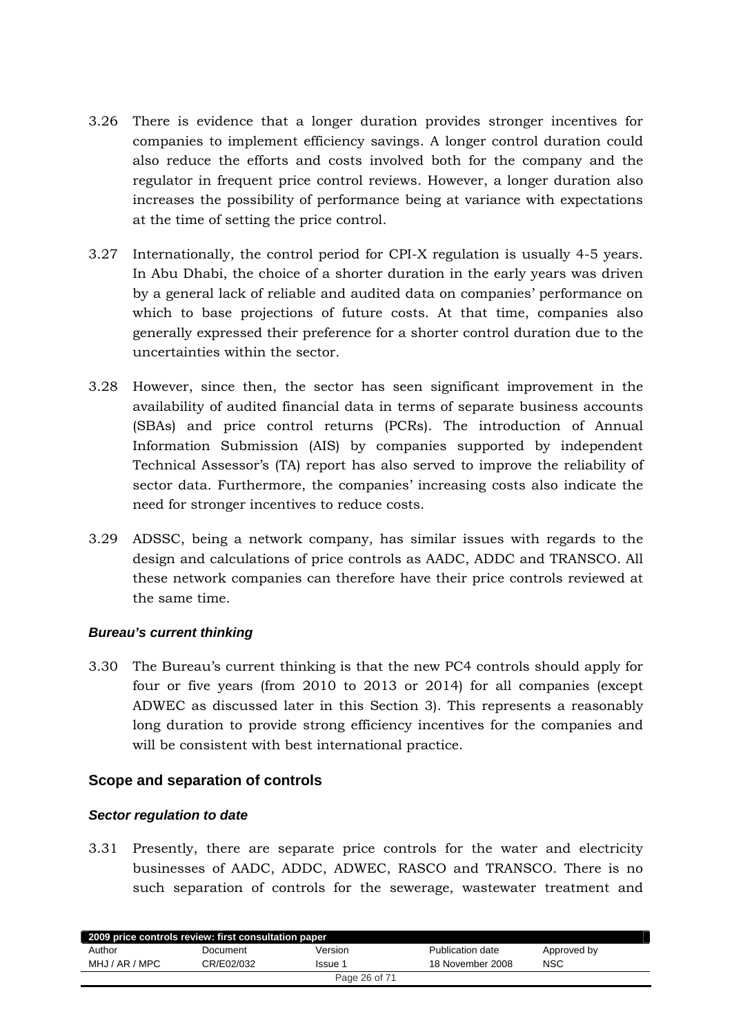3.26 There is evidence that a longer duration provides stronger incentives for companies to implement efficiency savings. A longer control duration could also reduce the efforts and costs involved both for the company and the regulator in frequent price control reviews. However, a longer duration also increases the possibility of performance being at variance with expectations at the time of setting the price control.

3.27 Internationally, the control period for CPI-X regulation is usually 4-5 years. In Abu Dhabi, the choice of a shorter duration in the early years was driven by a general lack of reliable and audited data on companies' performance on which to base projections of future costs. At that time, companies also generally expressed their preference for a shorter control duration due to the uncertainties within the sector.

3.28 However, since then, the sector has seen significant improvement in the availability of audited financial data in terms of separate business accounts (SBAs) and price control returns (PCRs). The introduction of Annual Information Submission (AIS) by companies supported by independent Technical Assessor's (TA) report has also served to improve the reliability of sector data. Furthermore, the companies' increasing costs also indicate the need for stronger incentives to reduce costs.

3.29 ADSSC, being a network company, has similar issues with regards to the design and calculations of price controls as AADC, ADDC and TRANSCO. All these network companies can therefore have their price controls reviewed at the same time.

#### *Bureau's current thinking*

3.30 The Bureau's current thinking is that the new PC4 controls should apply for four or five years (from 2010 to 2013 or 2014) for all companies (except ADWEC as discussed later in this Section 3). This represents a reasonably long duration to provide strong efficiency incentives for the companies and will be consistent with best international practice.

### Scope and separation of controls

#### *Sector regulation to date*

3.31 Presently, there are separate price controls for the water and electricity businesses of AADC, ADDC, ADWEC, RASCO and TRANSCO. There is no such separation of controls for the sewerage, wastewater treatment and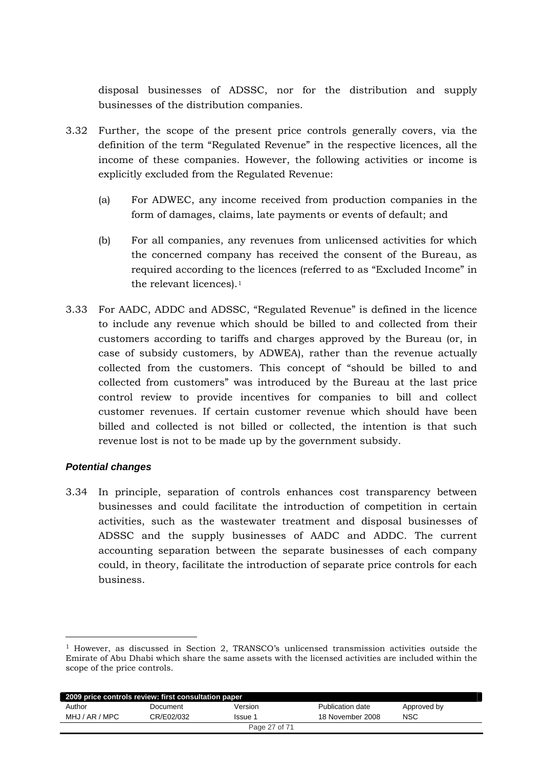disposal businesses of ADSSC, nor for the distribution and supply businesses of the distribution companies.

3.32 Further, the scope of the present price controls generally covers, via the definition of the term "Regulated Revenue" in the respective licences, all the income of these companies. However, the following activities or income is explicitly excluded from the Regulated Revenue:

(a) For ADWEC, any income received from production companies in the form of damages, claims, late payments or events of default; and

(b) For all companies, any revenues from unlicensed activities for which the concerned company has received the consent of the Bureau, as required according to the licences (referred to as "Excluded Income" in the relevant licences).[1]

3.33 For AADC, ADDC and ADSSC, "Regulated Revenue" is defined in the licence to include any revenue which should be billed to and collected from their customers according to tariffs and charges approved by the Bureau (or, in case of subsidy customers, by ADWEA), rather than the revenue actually collected from the customers. This concept of "should be billed to and collected from customers" was introduced by the Bureau at the last price control review to provide incentives for companies to bill and collect customer revenues. If certain customer revenue which should have been billed and collected is not billed or collected, the intention is that such revenue lost is not to be made up by the government subsidy.

#### *Potential changes*

3.34 In principle, separation of controls enhances cost transparency between businesses and could facilitate the introduction of competition in certain activities, such as the wastewater treatment and disposal businesses of ADSSC and the supply businesses of AADC and ADDC. The current accounting separation between the separate businesses of each company could, in theory, facilitate the introduction of separate price controls for each business.

---

[1] However, as discussed in Section 2, TRANSCO's unlicensed transmission activities outside the Emirate of Abu Dhabi which share the same assets with the licensed activities are included within the scope of the price controls.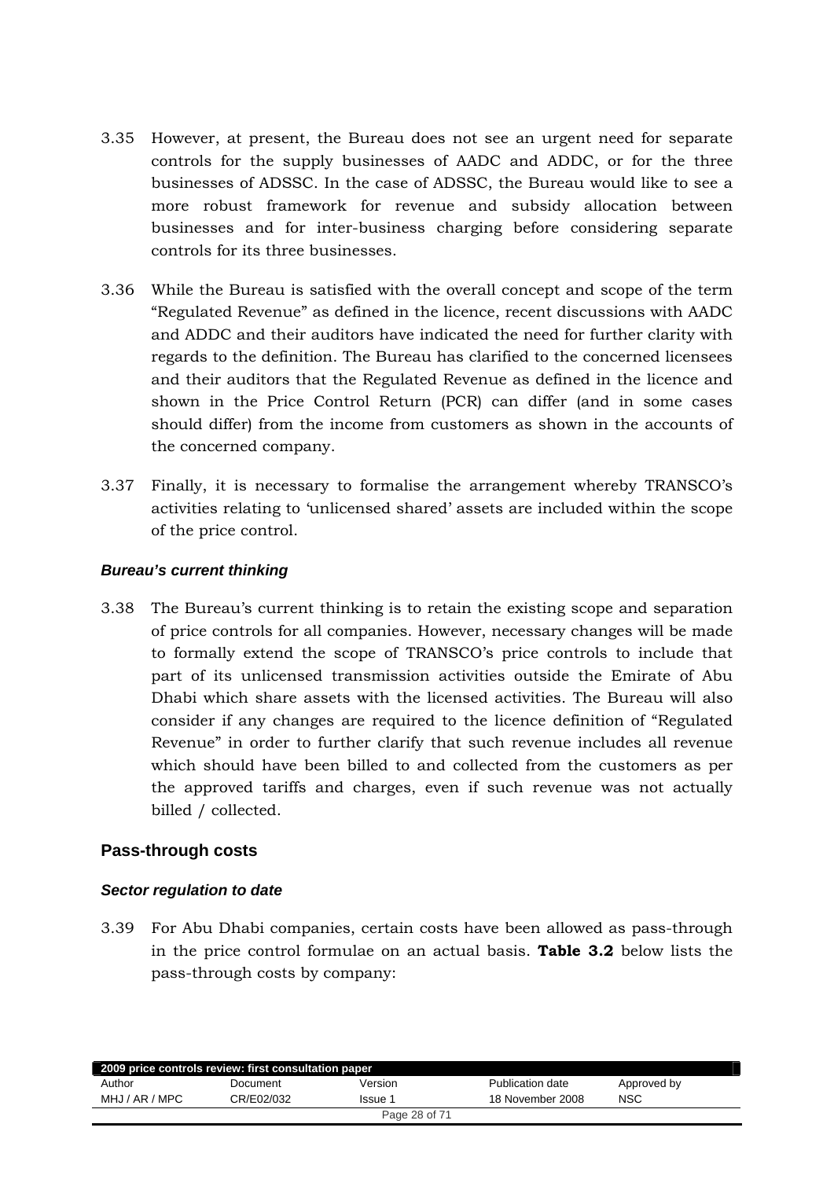3.35 However, at present, the Bureau does not see an urgent need for separate controls for the supply businesses of AADC and ADDC, or for the three businesses of ADSSC. In the case of ADSSC, the Bureau would like to see a more robust framework for revenue and subsidy allocation between businesses and for inter-business charging before considering separate controls for its three businesses.

3.36 While the Bureau is satisfied with the overall concept and scope of the term "Regulated Revenue" as defined in the licence, recent discussions with AADC and ADDC and their auditors have indicated the need for further clarity with regards to the definition. The Bureau has clarified to the concerned licensees and their auditors that the Regulated Revenue as defined in the licence and shown in the Price Control Return (PCR) can differ (and in some cases should differ) from the income from customers as shown in the accounts of the concerned company.

3.37 Finally, it is necessary to formalise the arrangement whereby TRANSCO's activities relating to 'unlicensed shared' assets are included within the scope of the price control.

#### *Bureau's current thinking*

3.38 The Bureau's current thinking is to retain the existing scope and separation of price controls for all companies. However, necessary changes will be made to formally extend the scope of TRANSCO's price controls to include that part of its unlicensed transmission activities outside the Emirate of Abu Dhabi which share assets with the licensed activities. The Bureau will also consider if any changes are required to the licence definition of "Regulated Revenue" in order to further clarify that such revenue includes all revenue which should have been billed to and collected from the customers as per the approved tariffs and charges, even if such revenue was not actually billed / collected.

### Pass-through costs

#### *Sector regulation to date*

3.39 For Abu Dhabi companies, certain costs have been allowed as pass-through in the price control formulae on an actual basis. **Table 3.2** below lists the pass-through costs by company: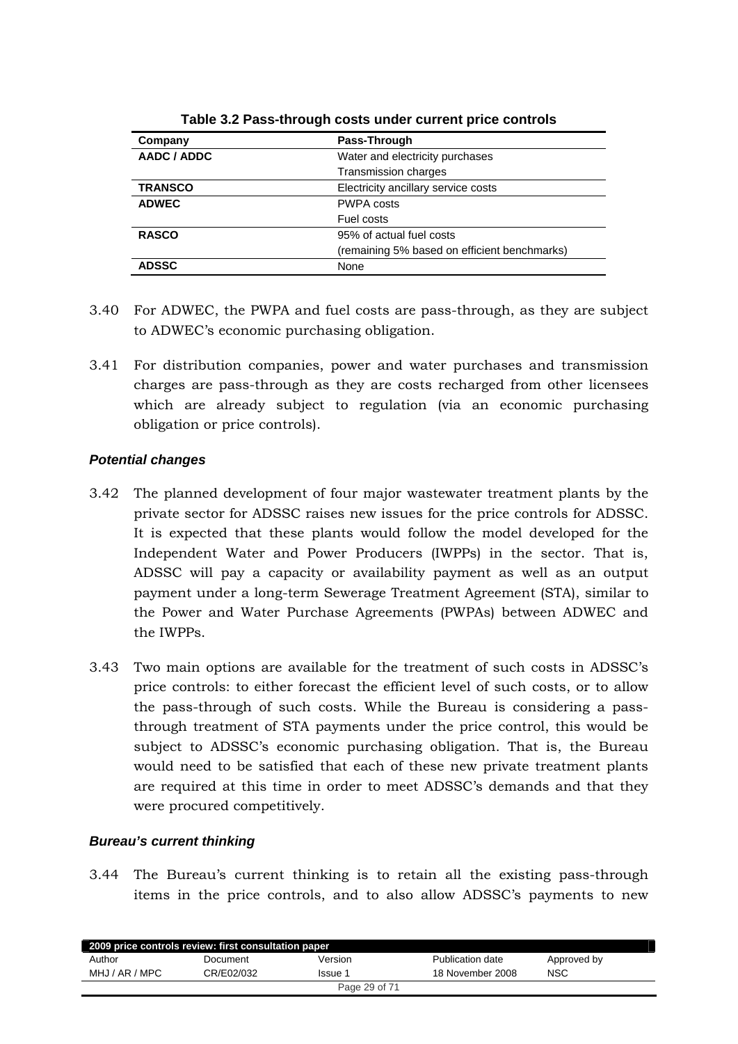**Table 3.2 Pass-through costs under current price controls**

| Company | Pass-Through |
|---|---|
| **AADC / ADDC** | Water and electricity purchases |
| | Transmission charges |
| **TRANSCO** | Electricity ancillary service costs |
| **ADWEC** | PWPA costs |
| | Fuel costs |
| **RASCO** | 95% of actual fuel costs |
| | (remaining 5% based on efficient benchmarks) |
| **ADSSC** | None |

3.40 For ADWEC, the PWPA and fuel costs are pass-through, as they are subject to ADWEC's economic purchasing obligation.

3.41 For distribution companies, power and water purchases and transmission charges are pass-through as they are costs recharged from other licensees which are already subject to regulation (via an economic purchasing obligation or price controls).

### *Potential changes*

3.42 The planned development of four major wastewater treatment plants by the private sector for ADSSC raises new issues for the price controls for ADSSC. It is expected that these plants would follow the model developed for the Independent Water and Power Producers (IWPPs) in the sector. That is, ADSSC will pay a capacity or availability payment as well as an output payment under a long-term Sewerage Treatment Agreement (STA), similar to the Power and Water Purchase Agreements (PWPAs) between ADWEC and the IWPPs.

3.43 Two main options are available for the treatment of such costs in ADSSC's price controls: to either forecast the efficient level of such costs, or to allow the pass-through of such costs. While the Bureau is considering a pass-through treatment of STA payments under the price control, this would be subject to ADSSC's economic purchasing obligation. That is, the Bureau would need to be satisfied that each of these new private treatment plants are required at this time in order to meet ADSSC's demands and that they were procured competitively.

### *Bureau's current thinking*

3.44 The Bureau's current thinking is to retain all the existing pass-through items in the price controls, and to also allow ADSSC's payments to new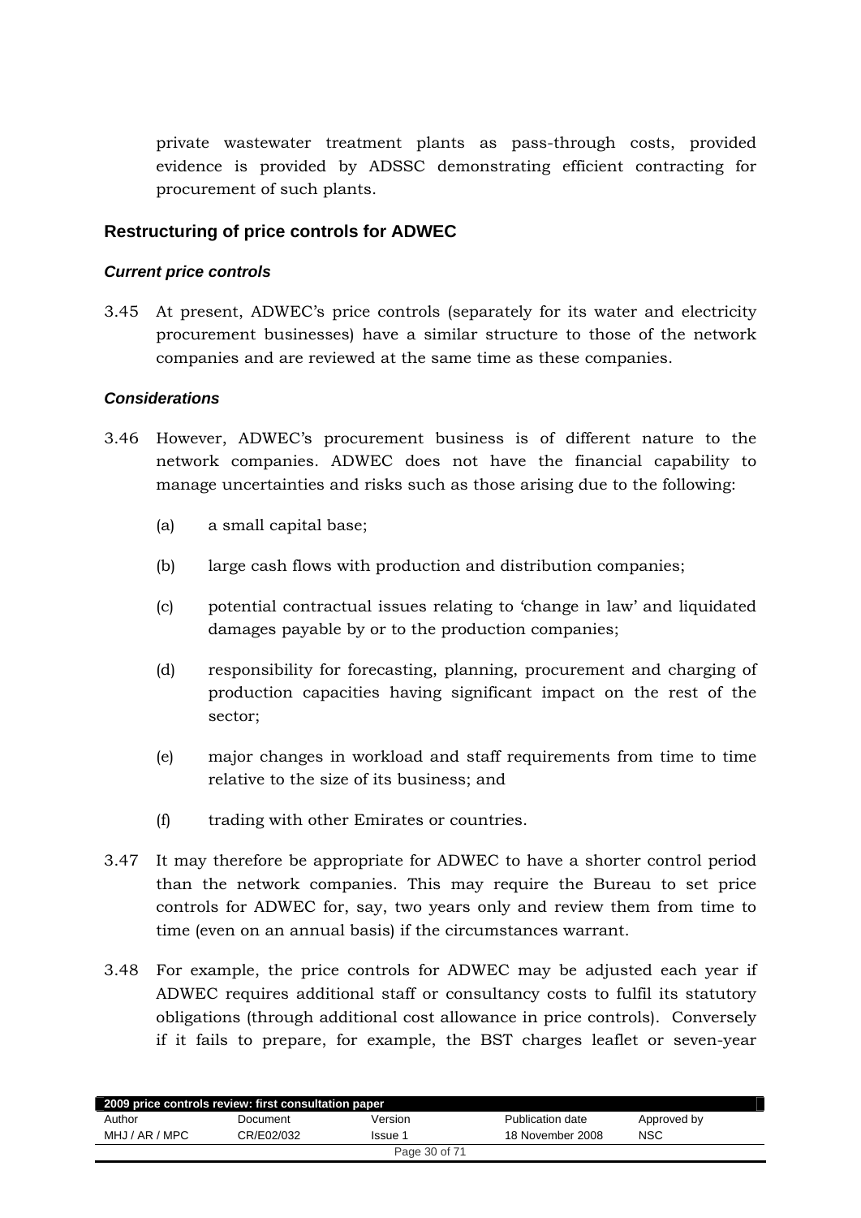private wastewater treatment plants as pass-through costs, provided evidence is provided by ADSSC demonstrating efficient contracting for procurement of such plants.

## Restructuring of price controls for ADWEC

### *Current price controls*

3.45 At present, ADWEC's price controls (separately for its water and electricity procurement businesses) have a similar structure to those of the network companies and are reviewed at the same time as these companies.

### *Considerations*

3.46 However, ADWEC's procurement business is of different nature to the network companies. ADWEC does not have the financial capability to manage uncertainties and risks such as those arising due to the following:

(a) a small capital base;

(b) large cash flows with production and distribution companies;

(c) potential contractual issues relating to 'change in law' and liquidated damages payable by or to the production companies;

(d) responsibility for forecasting, planning, procurement and charging of production capacities having significant impact on the rest of the sector;

(e) major changes in workload and staff requirements from time to time relative to the size of its business; and

(f) trading with other Emirates or countries.

3.47 It may therefore be appropriate for ADWEC to have a shorter control period than the network companies. This may require the Bureau to set price controls for ADWEC for, say, two years only and review them from time to time (even on an annual basis) if the circumstances warrant.

3.48 For example, the price controls for ADWEC may be adjusted each year if ADWEC requires additional staff or consultancy costs to fulfil its statutory obligations (through additional cost allowance in price controls). Conversely if it fails to prepare, for example, the BST charges leaflet or seven-year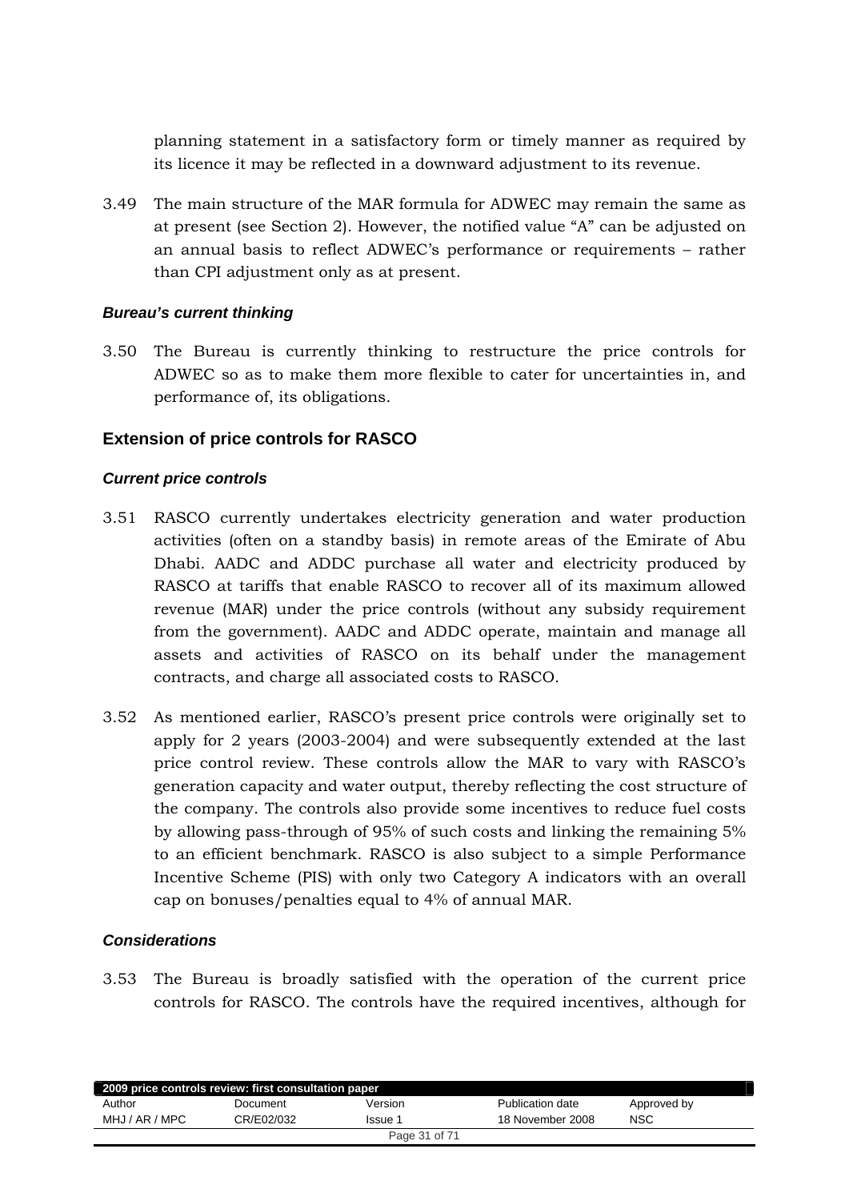planning statement in a satisfactory form or timely manner as required by its licence it may be reflected in a downward adjustment to its revenue.

3.49 The main structure of the MAR formula for ADWEC may remain the same as at present (see Section 2). However, the notified value "A" can be adjusted on an annual basis to reflect ADWEC's performance or requirements – rather than CPI adjustment only as at present.

#### *Bureau's current thinking*

3.50 The Bureau is currently thinking to restructure the price controls for ADWEC so as to make them more flexible to cater for uncertainties in, and performance of, its obligations.

### Extension of price controls for RASCO

#### *Current price controls*

3.51 RASCO currently undertakes electricity generation and water production activities (often on a standby basis) in remote areas of the Emirate of Abu Dhabi. AADC and ADDC purchase all water and electricity produced by RASCO at tariffs that enable RASCO to recover all of its maximum allowed revenue (MAR) under the price controls (without any subsidy requirement from the government). AADC and ADDC operate, maintain and manage all assets and activities of RASCO on its behalf under the management contracts, and charge all associated costs to RASCO.

3.52 As mentioned earlier, RASCO's present price controls were originally set to apply for 2 years (2003-2004) and were subsequently extended at the last price control review. These controls allow the MAR to vary with RASCO's generation capacity and water output, thereby reflecting the cost structure of the company. The controls also provide some incentives to reduce fuel costs by allowing pass-through of 95% of such costs and linking the remaining 5% to an efficient benchmark. RASCO is also subject to a simple Performance Incentive Scheme (PIS) with only two Category A indicators with an overall cap on bonuses/penalties equal to 4% of annual MAR.

#### *Considerations*

3.53 The Bureau is broadly satisfied with the operation of the current price controls for RASCO. The controls have the required incentives, although for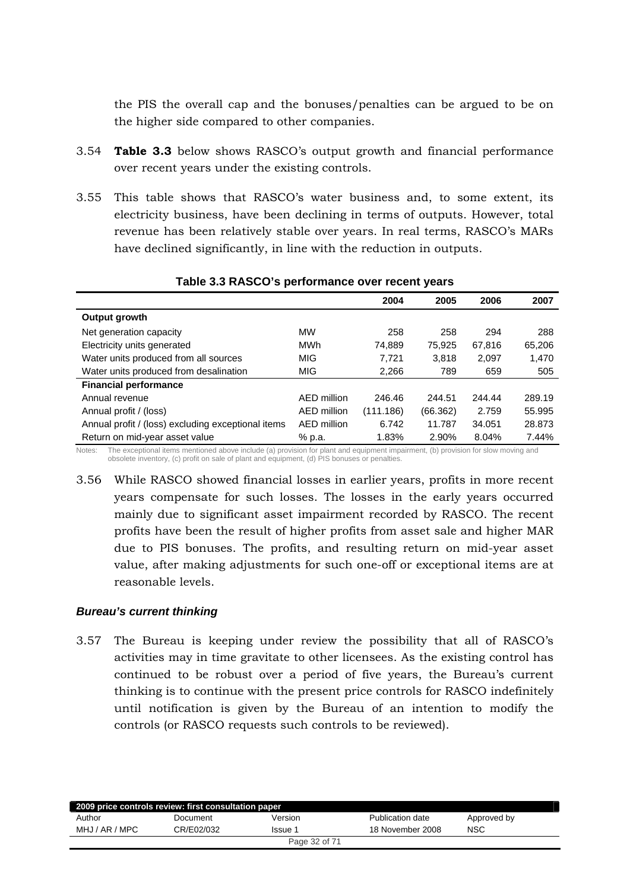the PIS the overall cap and the bonuses/penalties can be argued to be on the higher side compared to other companies.

3.54 **Table 3.3** below shows RASCO's output growth and financial performance over recent years under the existing controls.

3.55 This table shows that RASCO's water business and, to some extent, its electricity business, have been declining in terms of outputs. However, total revenue has been relatively stable over years. In real terms, RASCO's MARs have declined significantly, in line with the reduction in outputs.

**Table 3.3 RASCO's performance over recent years**

| | | 2004 | 2005 | 2006 | 2007 |
|---|---|---|---|---|---|
| **Output growth** | | | | | |
| Net generation capacity | MW | 258 | 258 | 294 | 288 |
| Electricity units generated | MWh | 74,889 | 75,925 | 67,816 | 65,206 |
| Water units produced from all sources | MIG | 7,721 | 3,818 | 2,097 | 1,470 |
| Water units produced from desalination | MIG | 2,266 | 789 | 659 | 505 |
| **Financial performance** | | | | | |
| Annual revenue | AED million | 246.46 | 244.51 | 244.44 | 289.19 |
| Annual profit / (loss) | AED million | (111.186) | (66.362) | 2.759 | 55.995 |
| Annual profit / (loss) excluding exceptional items | AED million | 6.742 | 11.787 | 34.051 | 28.873 |
| Return on mid-year asset value | % p.a. | 1.83% | 2.90% | 8.04% | 7.44% |

Notes: The exceptional items mentioned above include (a) provision for plant and equipment impairment, (b) provision for slow moving and obsolete inventory, (c) profit on sale of plant and equipment, (d) PIS bonuses or penalties.

3.56 While RASCO showed financial losses in earlier years, profits in more recent years compensate for such losses. The losses in the early years occurred mainly due to significant asset impairment recorded by RASCO. The recent profits have been the result of higher profits from asset sale and higher MAR due to PIS bonuses. The profits, and resulting return on mid-year asset value, after making adjustments for such one-off or exceptional items are at reasonable levels.

### *Bureau's current thinking*

3.57 The Bureau is keeping under review the possibility that all of RASCO's activities may in time gravitate to other licensees. As the existing control has continued to be robust over a period of five years, the Bureau's current thinking is to continue with the present price controls for RASCO indefinitely until notification is given by the Bureau of an intention to modify the controls (or RASCO requests such controls to be reviewed).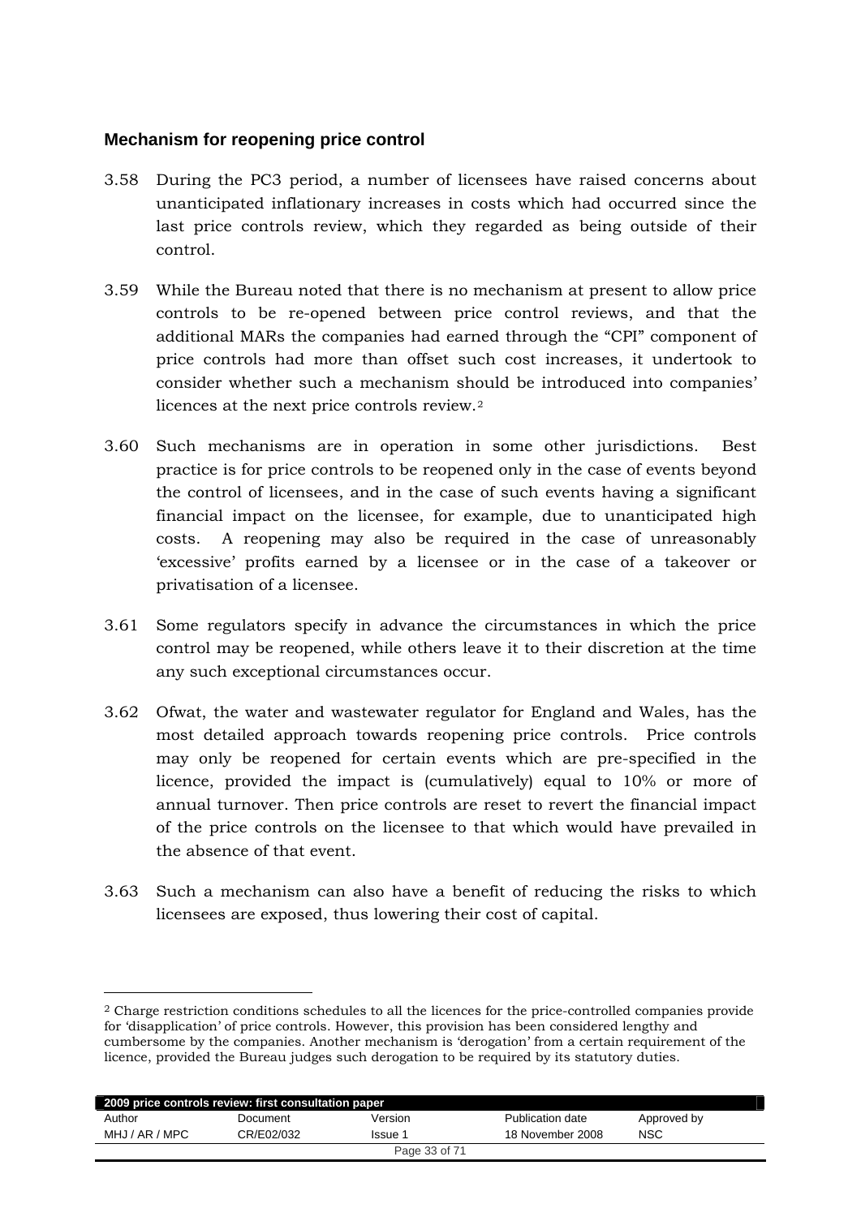## Mechanism for reopening price control

3.58 During the PC3 period, a number of licensees have raised concerns about unanticipated inflationary increases in costs which had occurred since the last price controls review, which they regarded as being outside of their control.

3.59 While the Bureau noted that there is no mechanism at present to allow price controls to be re-opened between price control reviews, and that the additional MARs the companies had earned through the "CPI" component of price controls had more than offset such cost increases, it undertook to consider whether such a mechanism should be introduced into companies' licences at the next price controls review.[2]

3.60 Such mechanisms are in operation in some other jurisdictions. Best practice is for price controls to be reopened only in the case of events beyond the control of licensees, and in the case of such events having a significant financial impact on the licensee, for example, due to unanticipated high costs. A reopening may also be required in the case of unreasonably 'excessive' profits earned by a licensee or in the case of a takeover or privatisation of a licensee.

3.61 Some regulators specify in advance the circumstances in which the price control may be reopened, while others leave it to their discretion at the time any such exceptional circumstances occur.

3.62 Ofwat, the water and wastewater regulator for England and Wales, has the most detailed approach towards reopening price controls. Price controls may only be reopened for certain events which are pre-specified in the licence, provided the impact is (cumulatively) equal to 10% or more of annual turnover. Then price controls are reset to revert the financial impact of the price controls on the licensee to that which would have prevailed in the absence of that event.

3.63 Such a mechanism can also have a benefit of reducing the risks to which licensees are exposed, thus lowering their cost of capital.

---

[2] Charge restriction conditions schedules to all the licences for the price-controlled companies provide for 'disapplication' of price controls. However, this provision has been considered lengthy and cumbersome by the companies. Another mechanism is 'derogation' from a certain requirement of the licence, provided the Bureau judges such derogation to be required by its statutory duties.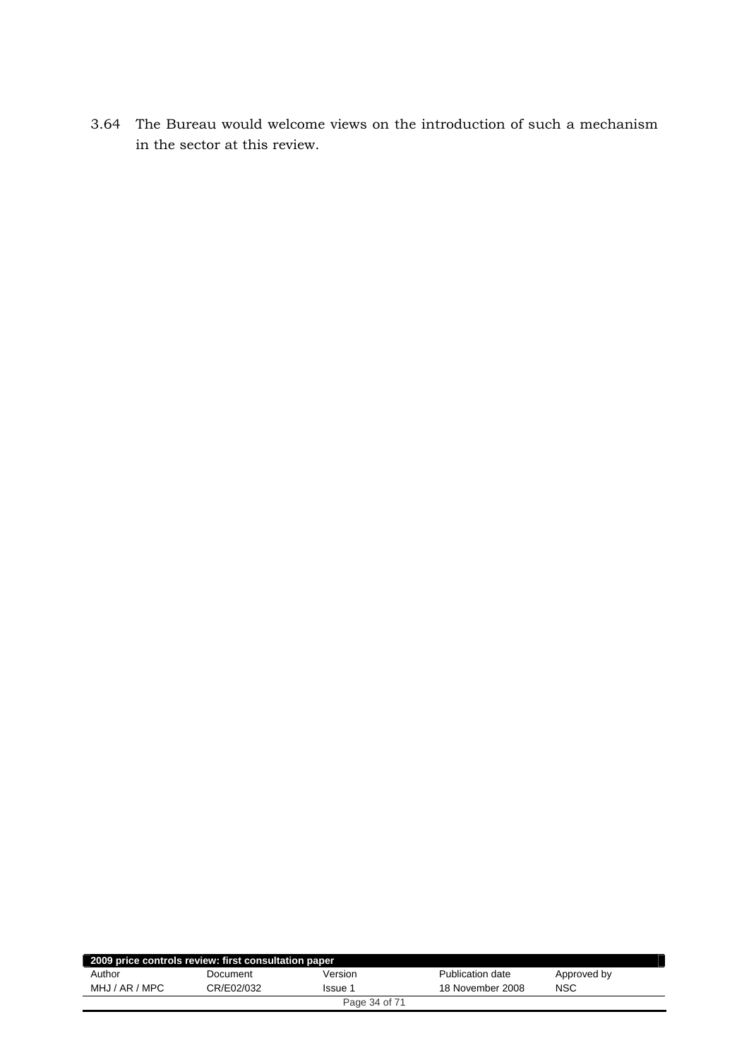3.64 The Bureau would welcome views on the introduction of such a mechanism in the sector at this review.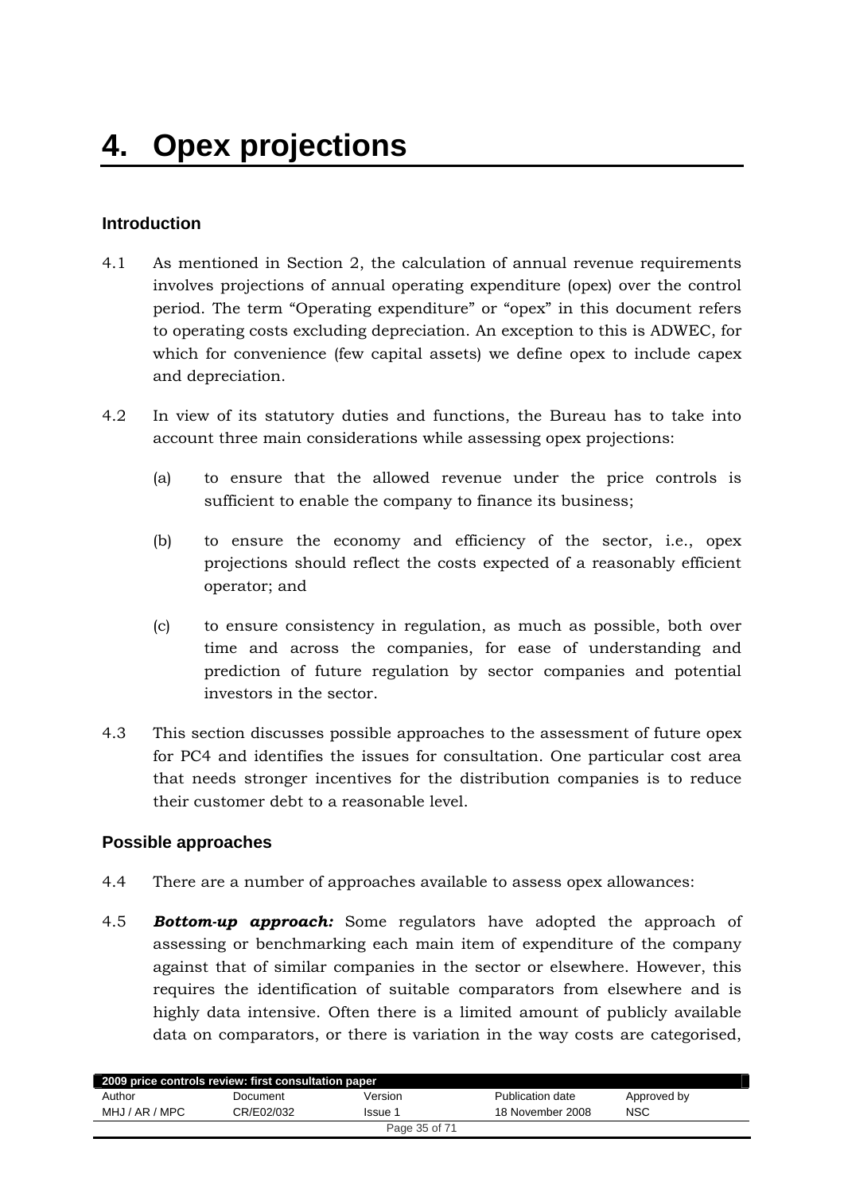# 4. Opex projections

## Introduction

4.1 As mentioned in Section 2, the calculation of annual revenue requirements involves projections of annual operating expenditure (opex) over the control period. The term "Operating expenditure" or "opex" in this document refers to operating costs excluding depreciation. An exception to this is ADWEC, for which for convenience (few capital assets) we define opex to include capex and depreciation.

4.2 In view of its statutory duties and functions, the Bureau has to take into account three main considerations while assessing opex projections:

(a) to ensure that the allowed revenue under the price controls is sufficient to enable the company to finance its business;

(b) to ensure the economy and efficiency of the sector, i.e., opex projections should reflect the costs expected of a reasonably efficient operator; and

(c) to ensure consistency in regulation, as much as possible, both over time and across the companies, for ease of understanding and prediction of future regulation by sector companies and potential investors in the sector.

4.3 This section discusses possible approaches to the assessment of future opex for PC4 and identifies the issues for consultation. One particular cost area that needs stronger incentives for the distribution companies is to reduce their customer debt to a reasonable level.

## Possible approaches

4.4 There are a number of approaches available to assess opex allowances:

4.5 ***Bottom-up approach:*** Some regulators have adopted the approach of assessing or benchmarking each main item of expenditure of the company against that of similar companies in the sector or elsewhere. However, this requires the identification of suitable comparators from elsewhere and is highly data intensive. Often there is a limited amount of publicly available data on comparators, or there is variation in the way costs are categorised,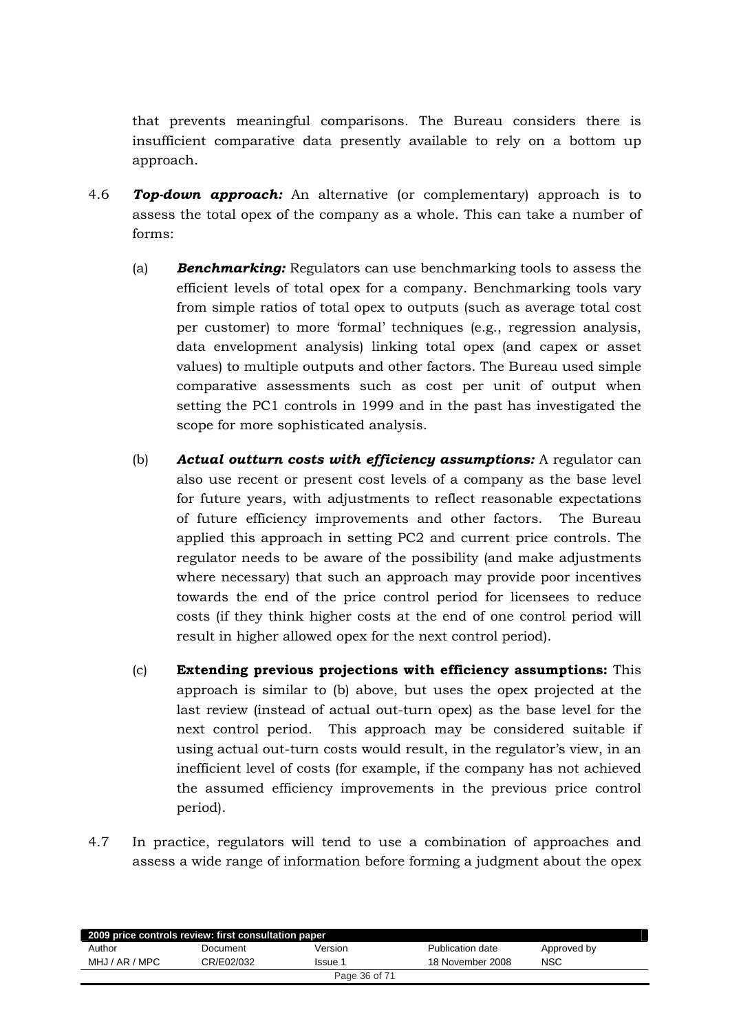that prevents meaningful comparisons. The Bureau considers there is insufficient comparative data presently available to rely on a bottom up approach.

4.6 ***Top-down approach:*** An alternative (or complementary) approach is to assess the total opex of the company as a whole. This can take a number of forms:

(a) ***Benchmarking:*** Regulators can use benchmarking tools to assess the efficient levels of total opex for a company. Benchmarking tools vary from simple ratios of total opex to outputs (such as average total cost per customer) to more 'formal' techniques (e.g., regression analysis, data envelopment analysis) linking total opex (and capex or asset values) to multiple outputs and other factors. The Bureau used simple comparative assessments such as cost per unit of output when setting the PC1 controls in 1999 and in the past has investigated the scope for more sophisticated analysis.

(b) ***Actual outturn costs with efficiency assumptions:*** A regulator can also use recent or present cost levels of a company as the base level for future years, with adjustments to reflect reasonable expectations of future efficiency improvements and other factors. The Bureau applied this approach in setting PC2 and current price controls. The regulator needs to be aware of the possibility (and make adjustments where necessary) that such an approach may provide poor incentives towards the end of the price control period for licensees to reduce costs (if they think higher costs at the end of one control period will result in higher allowed opex for the next control period).

(c) **Extending previous projections with efficiency assumptions:** This approach is similar to (b) above, but uses the opex projected at the last review (instead of actual out-turn opex) as the base level for the next control period. This approach may be considered suitable if using actual out-turn costs would result, in the regulator's view, in an inefficient level of costs (for example, if the company has not achieved the assumed efficiency improvements in the previous price control period).

4.7 In practice, regulators will tend to use a combination of approaches and assess a wide range of information before forming a judgment about the opex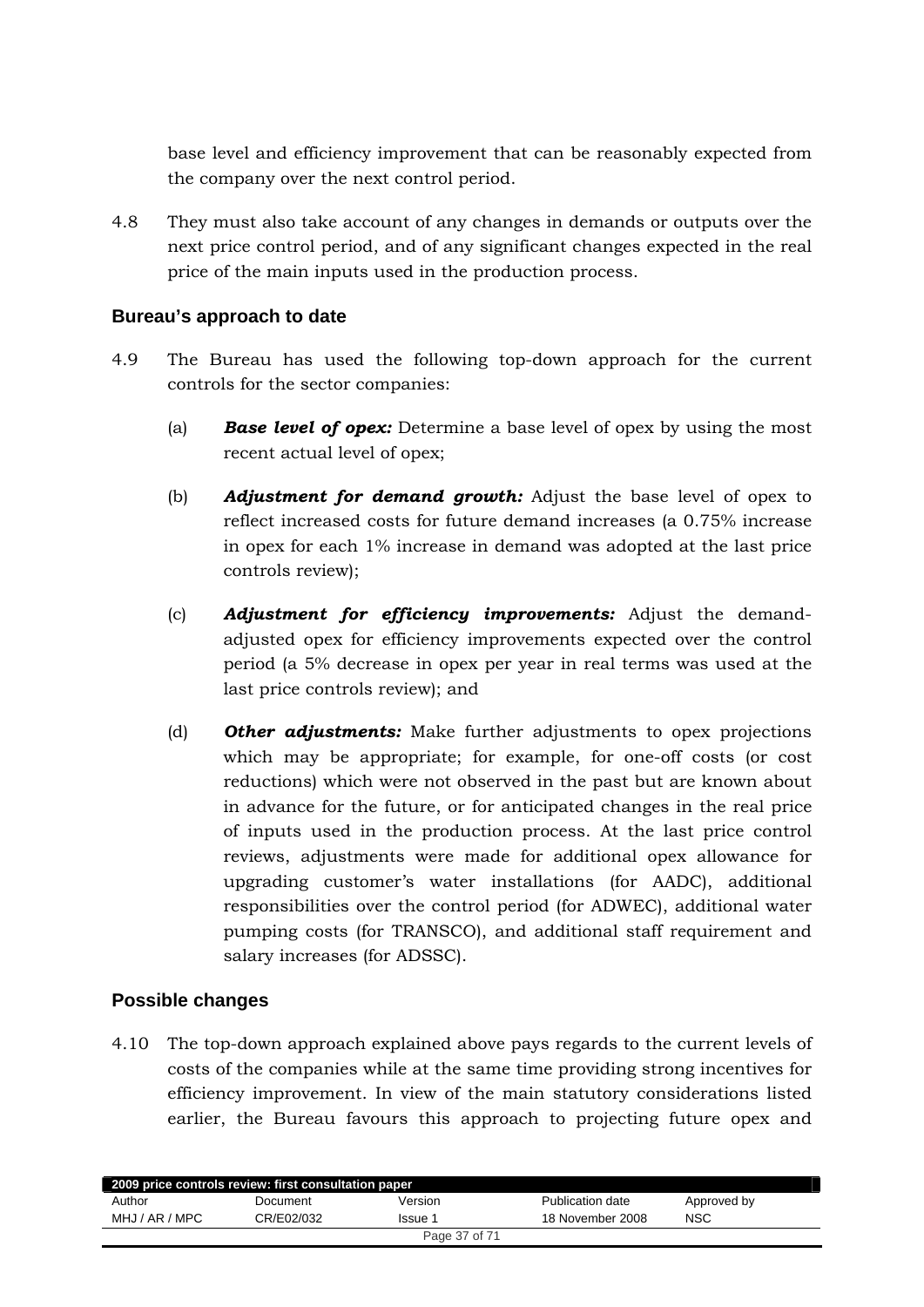base level and efficiency improvement that can be reasonably expected from the company over the next control period.

4.8 They must also take account of any changes in demands or outputs over the next price control period, and of any significant changes expected in the real price of the main inputs used in the production process.

## Bureau's approach to date

4.9 The Bureau has used the following top-down approach for the current controls for the sector companies:

(a) ***Base level of opex:*** Determine a base level of opex by using the most recent actual level of opex;

(b) ***Adjustment for demand growth:*** Adjust the base level of opex to reflect increased costs for future demand increases (a 0.75% increase in opex for each 1% increase in demand was adopted at the last price controls review);

(c) ***Adjustment for efficiency improvements:*** Adjust the demand-adjusted opex for efficiency improvements expected over the control period (a 5% decrease in opex per year in real terms was used at the last price controls review); and

(d) ***Other adjustments:*** Make further adjustments to opex projections which may be appropriate; for example, for one-off costs (or cost reductions) which were not observed in the past but are known about in advance for the future, or for anticipated changes in the real price of inputs used in the production process. At the last price control reviews, adjustments were made for additional opex allowance for upgrading customer's water installations (for AADC), additional responsibilities over the control period (for ADWEC), additional water pumping costs (for TRANSCO), and additional staff requirement and salary increases (for ADSSC).

## Possible changes

4.10 The top-down approach explained above pays regards to the current levels of costs of the companies while at the same time providing strong incentives for efficiency improvement. In view of the main statutory considerations listed earlier, the Bureau favours this approach to projecting future opex and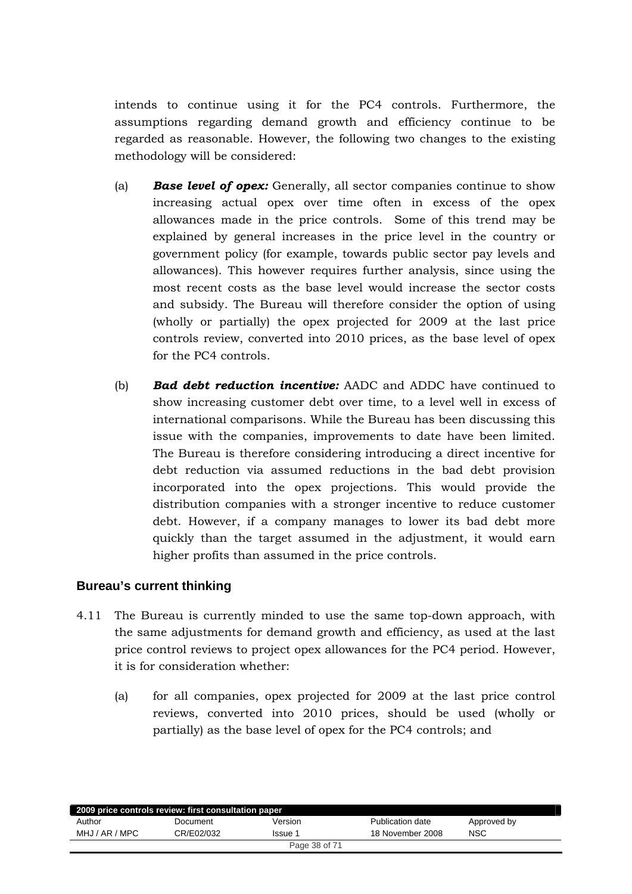intends to continue using it for the PC4 controls. Furthermore, the assumptions regarding demand growth and efficiency continue to be regarded as reasonable. However, the following two changes to the existing methodology will be considered:

(a) ***Base level of opex:*** Generally, all sector companies continue to show increasing actual opex over time often in excess of the opex allowances made in the price controls. Some of this trend may be explained by general increases in the price level in the country or government policy (for example, towards public sector pay levels and allowances). This however requires further analysis, since using the most recent costs as the base level would increase the sector costs and subsidy. The Bureau will therefore consider the option of using (wholly or partially) the opex projected for 2009 at the last price controls review, converted into 2010 prices, as the base level of opex for the PC4 controls.

(b) ***Bad debt reduction incentive:*** AADC and ADDC have continued to show increasing customer debt over time, to a level well in excess of international comparisons. While the Bureau has been discussing this issue with the companies, improvements to date have been limited. The Bureau is therefore considering introducing a direct incentive for debt reduction via assumed reductions in the bad debt provision incorporated into the opex projections. This would provide the distribution companies with a stronger incentive to reduce customer debt. However, if a company manages to lower its bad debt more quickly than the target assumed in the adjustment, it would earn higher profits than assumed in the price controls.

### Bureau's current thinking

4.11 The Bureau is currently minded to use the same top-down approach, with the same adjustments for demand growth and efficiency, as used at the last price control reviews to project opex allowances for the PC4 period. However, it is for consideration whether:

(a) for all companies, opex projected for 2009 at the last price control reviews, converted into 2010 prices, should be used (wholly or partially) as the base level of opex for the PC4 controls; and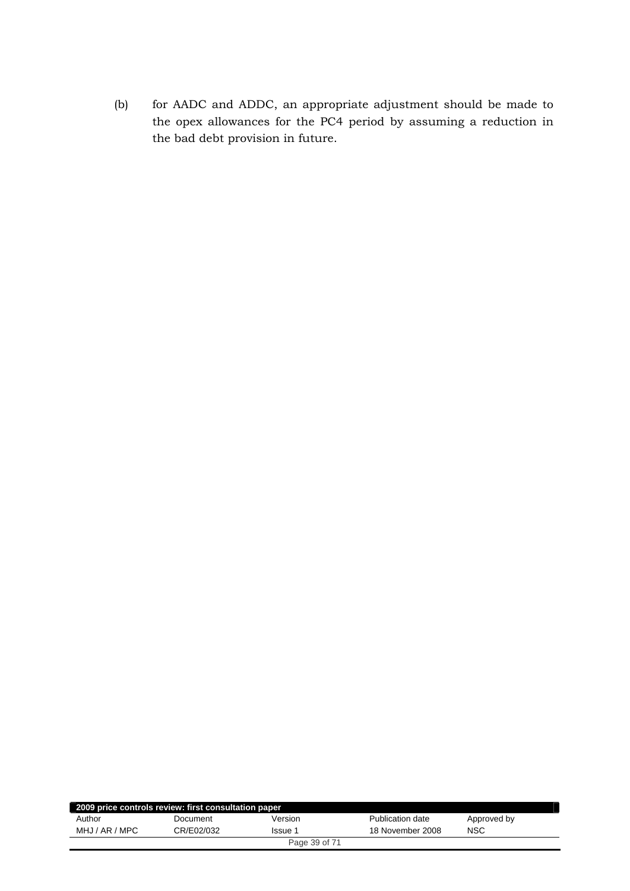(b) for AADC and ADDC, an appropriate adjustment should be made to the opex allowances for the PC4 period by assuming a reduction in the bad debt provision in future.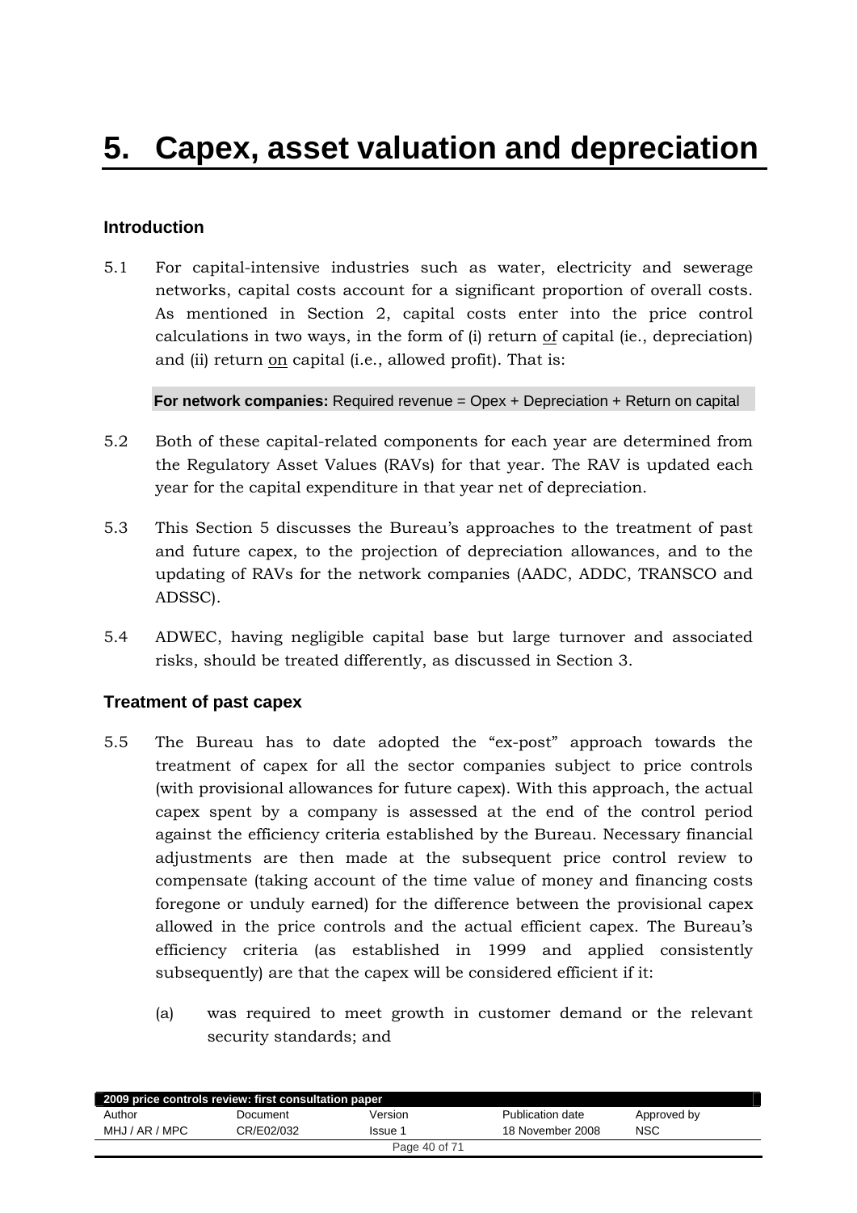# 5. Capex, asset valuation and depreciation

## Introduction

5.1 For capital-intensive industries such as water, electricity and sewerage networks, capital costs account for a significant proportion of overall costs. As mentioned in Section 2, capital costs enter into the price control calculations in two ways, in the form of (i) return <u>of</u> capital (ie., depreciation) and (ii) return <u>on</u> capital (i.e., allowed profit). That is:

**For network companies:** Required revenue = Opex + Depreciation + Return on capital

5.2 Both of these capital-related components for each year are determined from the Regulatory Asset Values (RAVs) for that year. The RAV is updated each year for the capital expenditure in that year net of depreciation.

5.3 This Section 5 discusses the Bureau's approaches to the treatment of past and future capex, to the projection of depreciation allowances, and to the updating of RAVs for the network companies (AADC, ADDC, TRANSCO and ADSSC).

5.4 ADWEC, having negligible capital base but large turnover and associated risks, should be treated differently, as discussed in Section 3.

## Treatment of past capex

5.5 The Bureau has to date adopted the "ex-post" approach towards the treatment of capex for all the sector companies subject to price controls (with provisional allowances for future capex). With this approach, the actual capex spent by a company is assessed at the end of the control period against the efficiency criteria established by the Bureau. Necessary financial adjustments are then made at the subsequent price control review to compensate (taking account of the time value of money and financing costs foregone or unduly earned) for the difference between the provisional capex allowed in the price controls and the actual efficient capex. The Bureau's efficiency criteria (as established in 1999 and applied consistently subsequently) are that the capex will be considered efficient if it:

(a) was required to meet growth in customer demand or the relevant security standards; and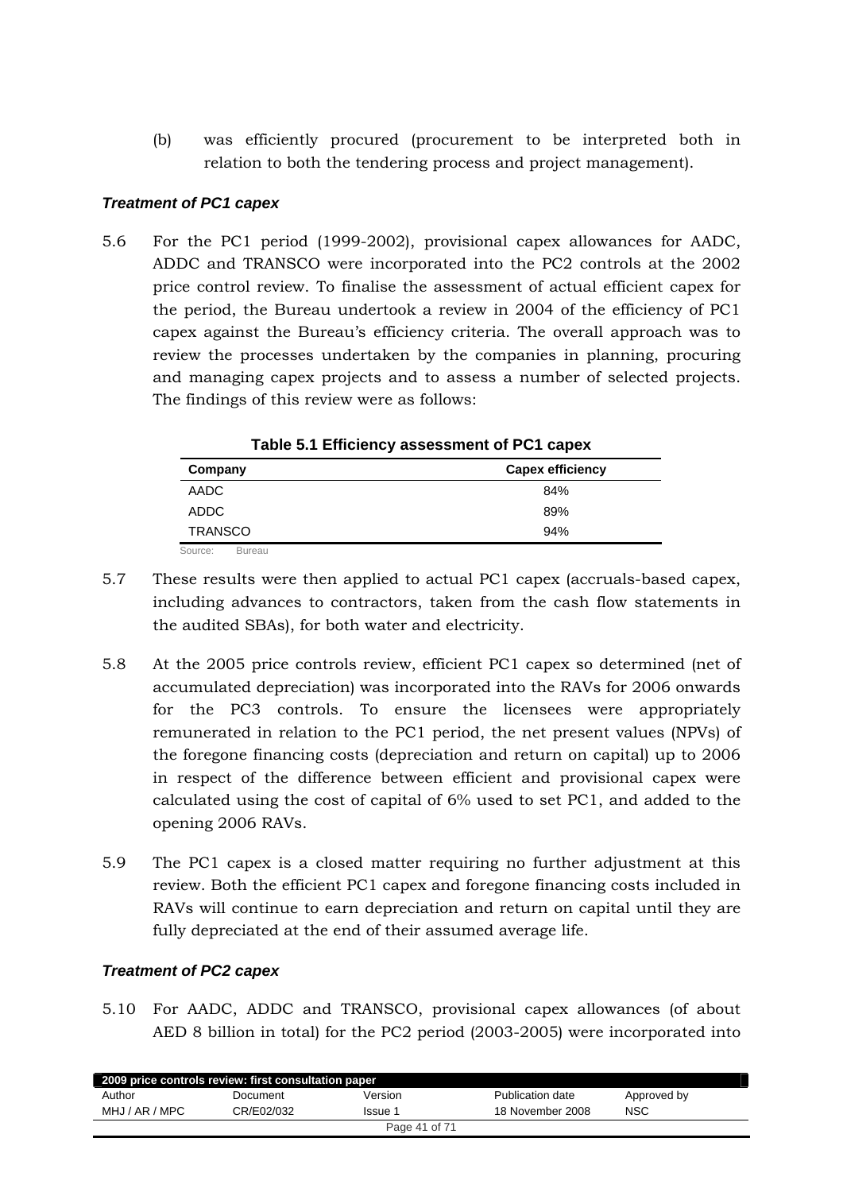(b) was efficiently procured (procurement to be interpreted both in relation to both the tendering process and project management).

### *Treatment of PC1 capex*

5.6 For the PC1 period (1999-2002), provisional capex allowances for AADC, ADDC and TRANSCO were incorporated into the PC2 controls at the 2002 price control review. To finalise the assessment of actual efficient capex for the period, the Bureau undertook a review in 2004 of the efficiency of PC1 capex against the Bureau's efficiency criteria. The overall approach was to review the processes undertaken by the companies in planning, procuring and managing capex projects and to assess a number of selected projects. The findings of this review were as follows:

**Table 5.1 Efficiency assessment of PC1 capex**

| Company | Capex efficiency |
|---|---|
| AADC | 84% |
| ADDC | 89% |
| TRANSCO | 94% |

Source: Bureau

5.7 These results were then applied to actual PC1 capex (accruals-based capex, including advances to contractors, taken from the cash flow statements in the audited SBAs), for both water and electricity.

5.8 At the 2005 price controls review, efficient PC1 capex so determined (net of accumulated depreciation) was incorporated into the RAVs for 2006 onwards for the PC3 controls. To ensure the licensees were appropriately remunerated in relation to the PC1 period, the net present values (NPVs) of the foregone financing costs (depreciation and return on capital) up to 2006 in respect of the difference between efficient and provisional capex were calculated using the cost of capital of 6% used to set PC1, and added to the opening 2006 RAVs.

5.9 The PC1 capex is a closed matter requiring no further adjustment at this review. Both the efficient PC1 capex and foregone financing costs included in RAVs will continue to earn depreciation and return on capital until they are fully depreciated at the end of their assumed average life.

### *Treatment of PC2 capex*

5.10 For AADC, ADDC and TRANSCO, provisional capex allowances (of about AED 8 billion in total) for the PC2 period (2003-2005) were incorporated into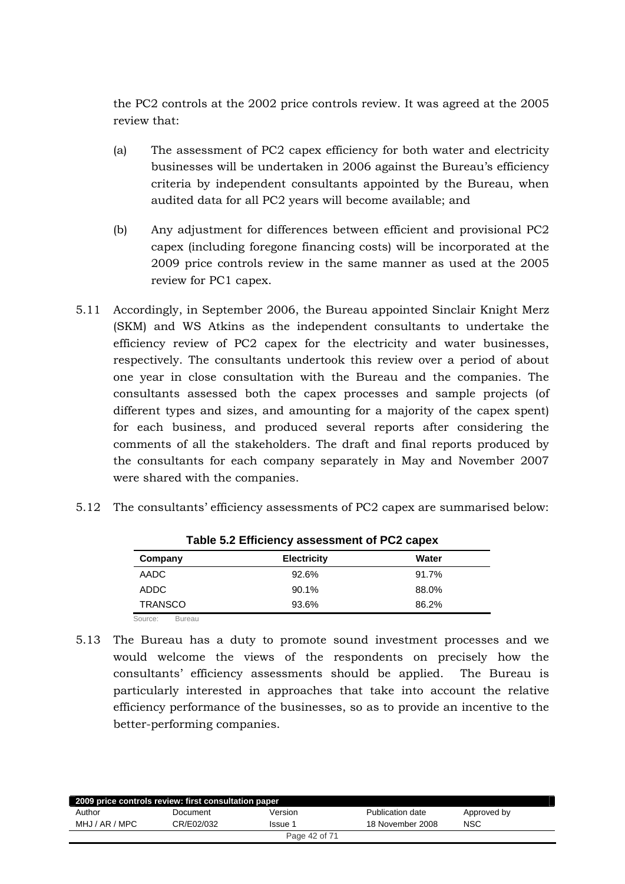the PC2 controls at the 2002 price controls review. It was agreed at the 2005 review that:

(a) The assessment of PC2 capex efficiency for both water and electricity businesses will be undertaken in 2006 against the Bureau's efficiency criteria by independent consultants appointed by the Bureau, when audited data for all PC2 years will become available; and

(b) Any adjustment for differences between efficient and provisional PC2 capex (including foregone financing costs) will be incorporated at the 2009 price controls review in the same manner as used at the 2005 review for PC1 capex.

5.11 Accordingly, in September 2006, the Bureau appointed Sinclair Knight Merz (SKM) and WS Atkins as the independent consultants to undertake the efficiency review of PC2 capex for the electricity and water businesses, respectively. The consultants undertook this review over a period of about one year in close consultation with the Bureau and the companies. The consultants assessed both the capex processes and sample projects (of different types and sizes, and amounting for a majority of the capex spent) for each business, and produced several reports after considering the comments of all the stakeholders. The draft and final reports produced by the consultants for each company separately in May and November 2007 were shared with the companies.

5.12 The consultants' efficiency assessments of PC2 capex are summarised below:

**Table 5.2 Efficiency assessment of PC2 capex**

| Company | Electricity | Water |
|---|---|---|
| AADC | 92.6% | 91.7% |
| ADDC | 90.1% | 88.0% |
| TRANSCO | 93.6% | 86.2% |

Source: Bureau

5.13 The Bureau has a duty to promote sound investment processes and we would welcome the views of the respondents on precisely how the consultants' efficiency assessments should be applied. The Bureau is particularly interested in approaches that take into account the relative efficiency performance of the businesses, so as to provide an incentive to the better-performing companies.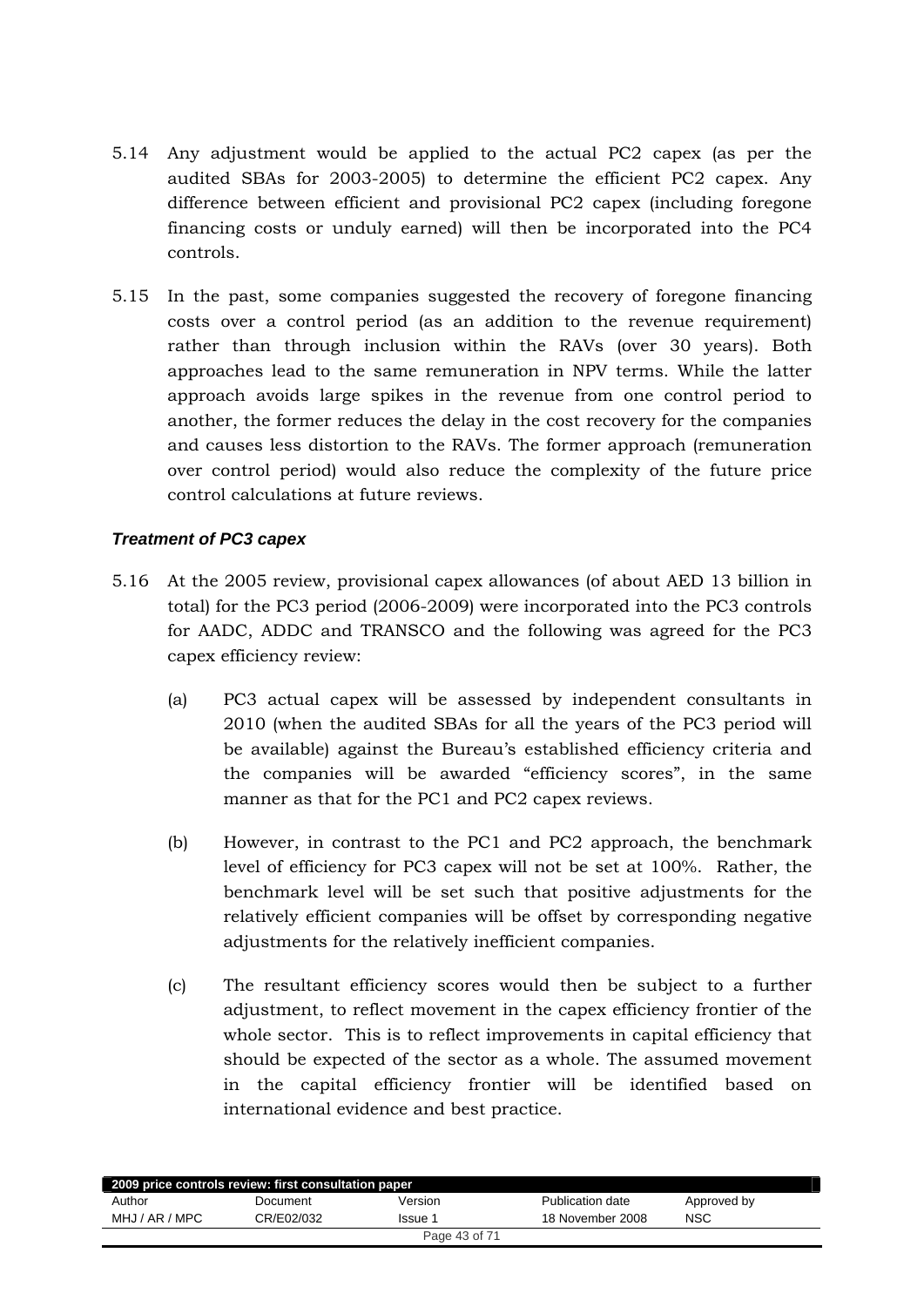5.14 Any adjustment would be applied to the actual PC2 capex (as per the audited SBAs for 2003-2005) to determine the efficient PC2 capex. Any difference between efficient and provisional PC2 capex (including foregone financing costs or unduly earned) will then be incorporated into the PC4 controls.

5.15 In the past, some companies suggested the recovery of foregone financing costs over a control period (as an addition to the revenue requirement) rather than through inclusion within the RAVs (over 30 years). Both approaches lead to the same remuneration in NPV terms. While the latter approach avoids large spikes in the revenue from one control period to another, the former reduces the delay in the cost recovery for the companies and causes less distortion to the RAVs. The former approach (remuneration over control period) would also reduce the complexity of the future price control calculations at future reviews.

### *Treatment of PC3 capex*

5.16 At the 2005 review, provisional capex allowances (of about AED 13 billion in total) for the PC3 period (2006-2009) were incorporated into the PC3 controls for AADC, ADDC and TRANSCO and the following was agreed for the PC3 capex efficiency review:

(a) PC3 actual capex will be assessed by independent consultants in 2010 (when the audited SBAs for all the years of the PC3 period will be available) against the Bureau's established efficiency criteria and the companies will be awarded "efficiency scores", in the same manner as that for the PC1 and PC2 capex reviews.

(b) However, in contrast to the PC1 and PC2 approach, the benchmark level of efficiency for PC3 capex will not be set at 100%. Rather, the benchmark level will be set such that positive adjustments for the relatively efficient companies will be offset by corresponding negative adjustments for the relatively inefficient companies.

(c) The resultant efficiency scores would then be subject to a further adjustment, to reflect movement in the capex efficiency frontier of the whole sector. This is to reflect improvements in capital efficiency that should be expected of the sector as a whole. The assumed movement in the capital efficiency frontier will be identified based on international evidence and best practice.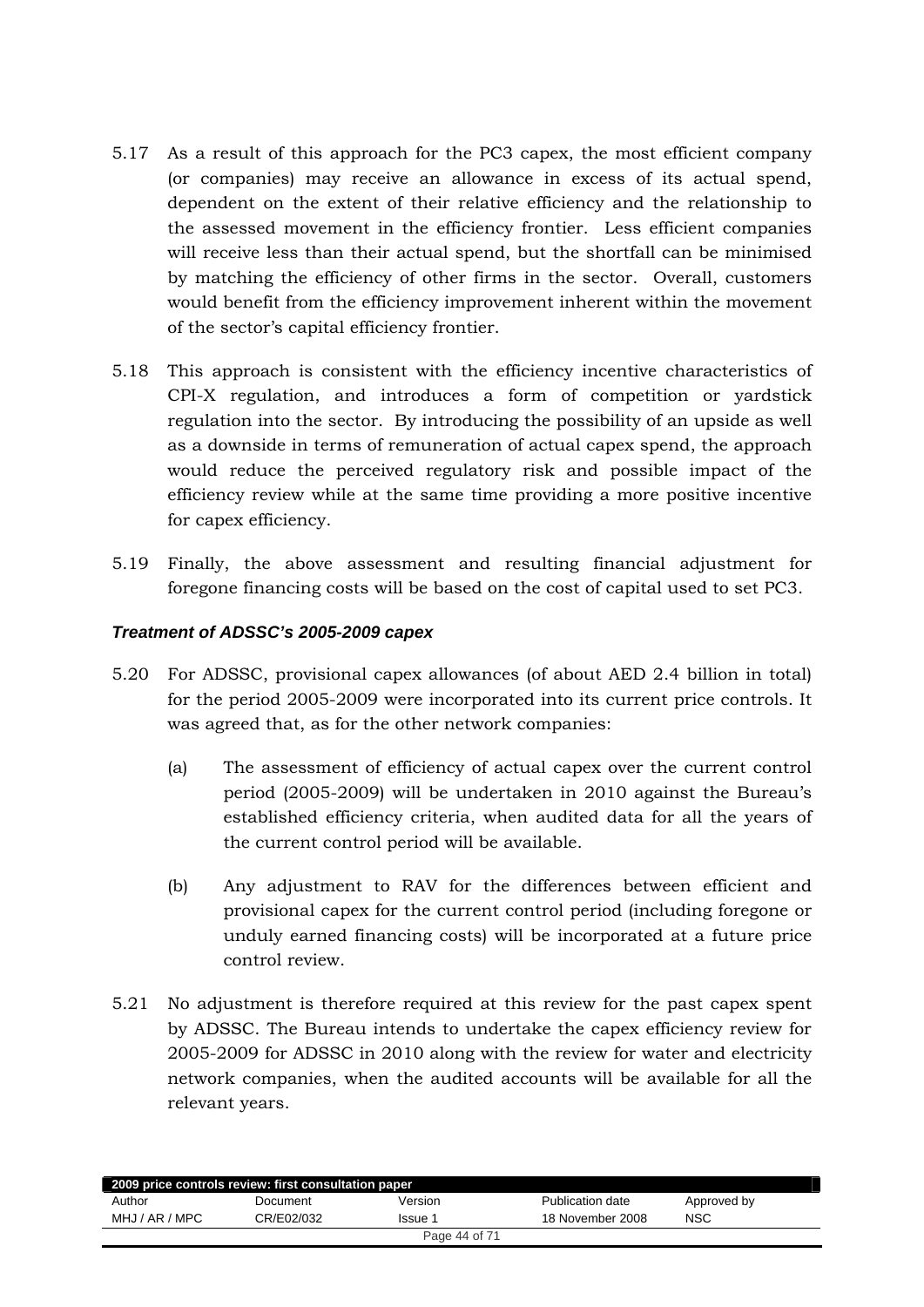5.17 As a result of this approach for the PC3 capex, the most efficient company (or companies) may receive an allowance in excess of its actual spend, dependent on the extent of their relative efficiency and the relationship to the assessed movement in the efficiency frontier. Less efficient companies will receive less than their actual spend, but the shortfall can be minimised by matching the efficiency of other firms in the sector. Overall, customers would benefit from the efficiency improvement inherent within the movement of the sector's capital efficiency frontier.

5.18 This approach is consistent with the efficiency incentive characteristics of CPI-X regulation, and introduces a form of competition or yardstick regulation into the sector. By introducing the possibility of an upside as well as a downside in terms of remuneration of actual capex spend, the approach would reduce the perceived regulatory risk and possible impact of the efficiency review while at the same time providing a more positive incentive for capex efficiency.

5.19 Finally, the above assessment and resulting financial adjustment for foregone financing costs will be based on the cost of capital used to set PC3.

### *Treatment of ADSSC's 2005-2009 capex*

5.20 For ADSSC, provisional capex allowances (of about AED 2.4 billion in total) for the period 2005-2009 were incorporated into its current price controls. It was agreed that, as for the other network companies:

(a) The assessment of efficiency of actual capex over the current control period (2005-2009) will be undertaken in 2010 against the Bureau's established efficiency criteria, when audited data for all the years of the current control period will be available.

(b) Any adjustment to RAV for the differences between efficient and provisional capex for the current control period (including foregone or unduly earned financing costs) will be incorporated at a future price control review.

5.21 No adjustment is therefore required at this review for the past capex spent by ADSSC. The Bureau intends to undertake the capex efficiency review for 2005-2009 for ADSSC in 2010 along with the review for water and electricity network companies, when the audited accounts will be available for all the relevant years.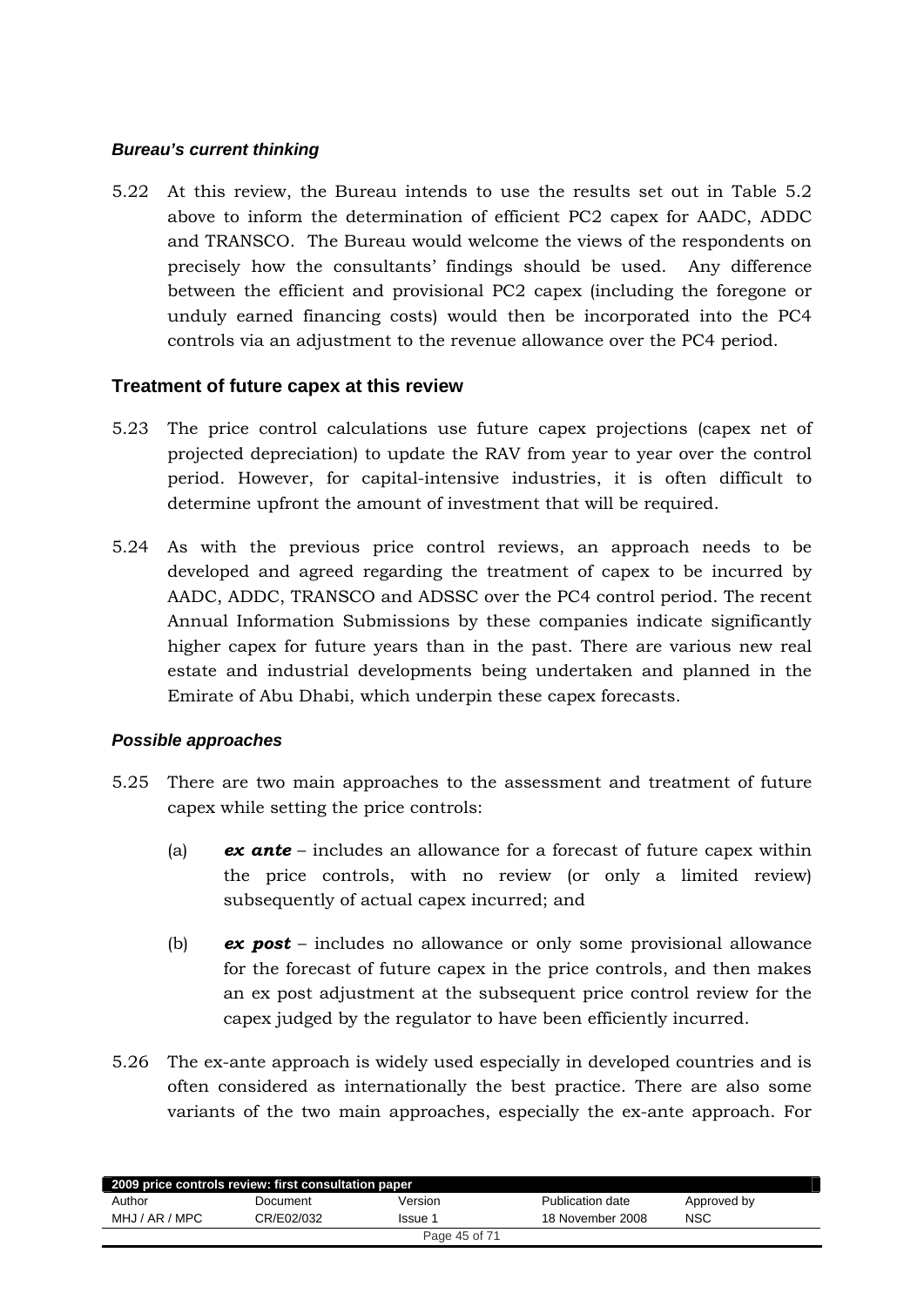### *Bureau's current thinking*

5.22 At this review, the Bureau intends to use the results set out in Table 5.2 above to inform the determination of efficient PC2 capex for AADC, ADDC and TRANSCO. The Bureau would welcome the views of the respondents on precisely how the consultants' findings should be used. Any difference between the efficient and provisional PC2 capex (including the foregone or unduly earned financing costs) would then be incorporated into the PC4 controls via an adjustment to the revenue allowance over the PC4 period.

## Treatment of future capex at this review

5.23 The price control calculations use future capex projections (capex net of projected depreciation) to update the RAV from year to year over the control period. However, for capital-intensive industries, it is often difficult to determine upfront the amount of investment that will be required.

5.24 As with the previous price control reviews, an approach needs to be developed and agreed regarding the treatment of capex to be incurred by AADC, ADDC, TRANSCO and ADSSC over the PC4 control period. The recent Annual Information Submissions by these companies indicate significantly higher capex for future years than in the past. There are various new real estate and industrial developments being undertaken and planned in the Emirate of Abu Dhabi, which underpin these capex forecasts.

### *Possible approaches*

5.25 There are two main approaches to the assessment and treatment of future capex while setting the price controls:

(a) ***ex ante*** – includes an allowance for a forecast of future capex within the price controls, with no review (or only a limited review) subsequently of actual capex incurred; and

(b) ***ex post*** – includes no allowance or only some provisional allowance for the forecast of future capex in the price controls, and then makes an ex post adjustment at the subsequent price control review for the capex judged by the regulator to have been efficiently incurred.

5.26 The ex-ante approach is widely used especially in developed countries and is often considered as internationally the best practice. There are also some variants of the two main approaches, especially the ex-ante approach. For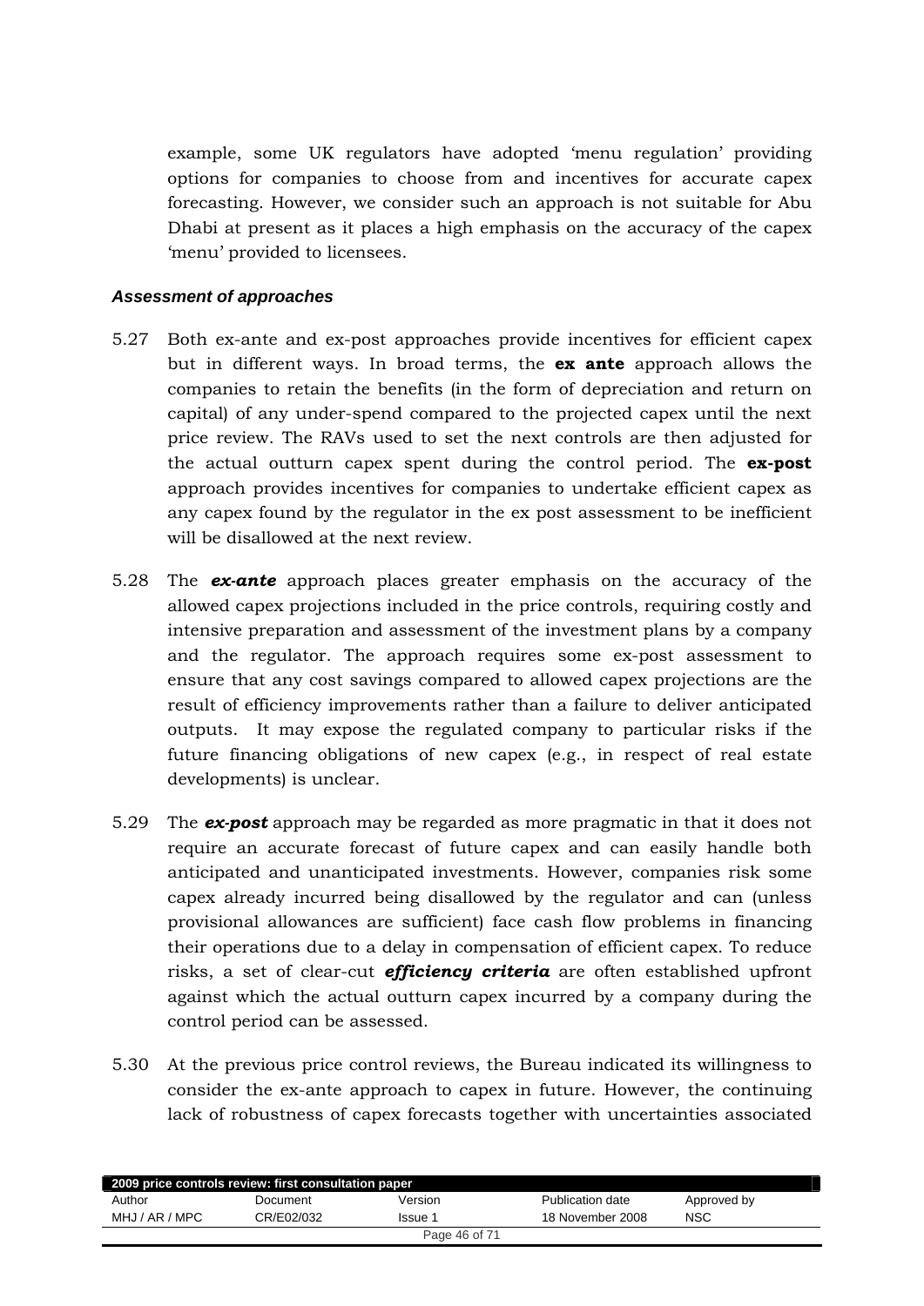example, some UK regulators have adopted 'menu regulation' providing options for companies to choose from and incentives for accurate capex forecasting. However, we consider such an approach is not suitable for Abu Dhabi at present as it places a high emphasis on the accuracy of the capex 'menu' provided to licensees.

***Assessment of approaches***

5.27 Both ex-ante and ex-post approaches provide incentives for efficient capex but in different ways. In broad terms, the **ex ante** approach allows the companies to retain the benefits (in the form of depreciation and return on capital) of any under-spend compared to the projected capex until the next price review. The RAVs used to set the next controls are then adjusted for the actual outturn capex spent during the control period. The **ex-post** approach provides incentives for companies to undertake efficient capex as any capex found by the regulator in the ex post assessment to be inefficient will be disallowed at the next review.

5.28 The ***ex-ante*** approach places greater emphasis on the accuracy of the allowed capex projections included in the price controls, requiring costly and intensive preparation and assessment of the investment plans by a company and the regulator. The approach requires some ex-post assessment to ensure that any cost savings compared to allowed capex projections are the result of efficiency improvements rather than a failure to deliver anticipated outputs. It may expose the regulated company to particular risks if the future financing obligations of new capex (e.g., in respect of real estate developments) is unclear.

5.29 The ***ex-post*** approach may be regarded as more pragmatic in that it does not require an accurate forecast of future capex and can easily handle both anticipated and unanticipated investments. However, companies risk some capex already incurred being disallowed by the regulator and can (unless provisional allowances are sufficient) face cash flow problems in financing their operations due to a delay in compensation of efficient capex. To reduce risks, a set of clear-cut ***efficiency criteria*** are often established upfront against which the actual outturn capex incurred by a company during the control period can be assessed.

5.30 At the previous price control reviews, the Bureau indicated its willingness to consider the ex-ante approach to capex in future. However, the continuing lack of robustness of capex forecasts together with uncertainties associated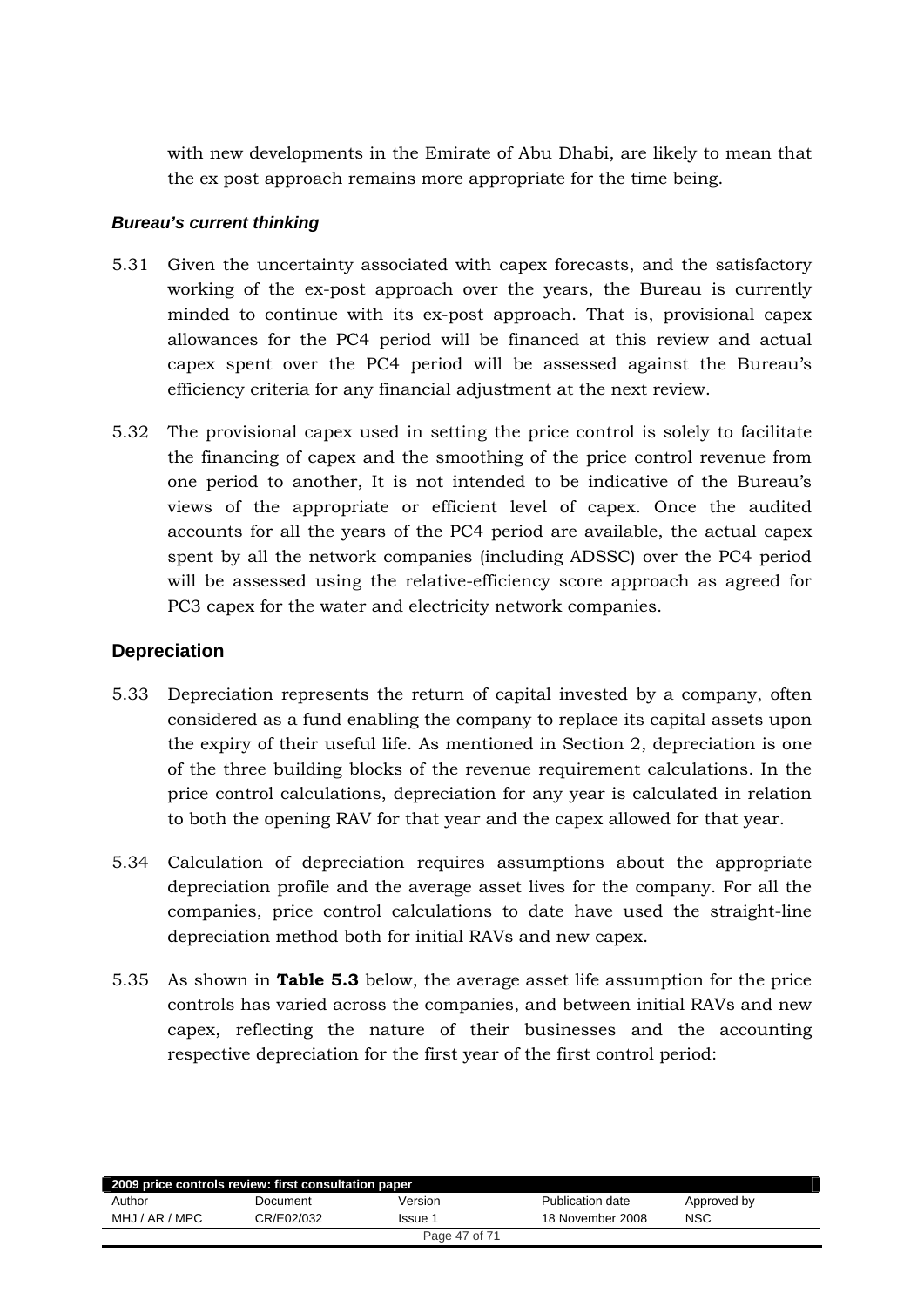with new developments in the Emirate of Abu Dhabi, are likely to mean that the ex post approach remains more appropriate for the time being.

***Bureau's current thinking***

5.31 Given the uncertainty associated with capex forecasts, and the satisfactory working of the ex-post approach over the years, the Bureau is currently minded to continue with its ex-post approach. That is, provisional capex allowances for the PC4 period will be financed at this review and actual capex spent over the PC4 period will be assessed against the Bureau's efficiency criteria for any financial adjustment at the next review.

5.32 The provisional capex used in setting the price control is solely to facilitate the financing of capex and the smoothing of the price control revenue from one period to another, It is not intended to be indicative of the Bureau's views of the appropriate or efficient level of capex. Once the audited accounts for all the years of the PC4 period are available, the actual capex spent by all the network companies (including ADSSC) over the PC4 period will be assessed using the relative-efficiency score approach as agreed for PC3 capex for the water and electricity network companies.

## Depreciation

5.33 Depreciation represents the return of capital invested by a company, often considered as a fund enabling the company to replace its capital assets upon the expiry of their useful life. As mentioned in Section 2, depreciation is one of the three building blocks of the revenue requirement calculations. In the price control calculations, depreciation for any year is calculated in relation to both the opening RAV for that year and the capex allowed for that year.

5.34 Calculation of depreciation requires assumptions about the appropriate depreciation profile and the average asset lives for the company. For all the companies, price control calculations to date have used the straight-line depreciation method both for initial RAVs and new capex.

5.35 As shown in **Table 5.3** below, the average asset life assumption for the price controls has varied across the companies, and between initial RAVs and new capex, reflecting the nature of their businesses and the accounting respective depreciation for the first year of the first control period: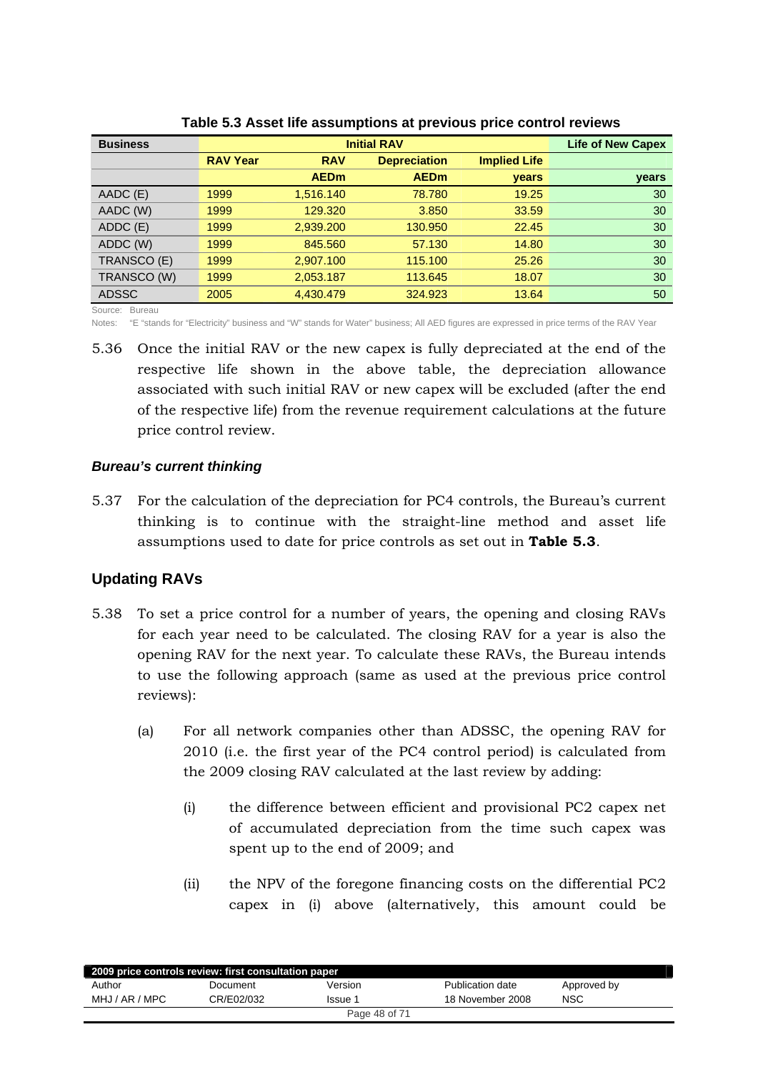**Table 5.3 Asset life assumptions at previous price control reviews**

| Business | Initial RAV | | | | Life of New Capex |
|---|---|---|---|---|---|
| | RAV Year | RAV | Depreciation | Implied Life | |
| | | AEDm | AEDm | years | years |
| AADC (E) | 1999 | 1,516.140 | 78.780 | 19.25 | 30 |
| AADC (W) | 1999 | 129.320 | 3.850 | 33.59 | 30 |
| ADDC (E) | 1999 | 2,939.200 | 130.950 | 22.45 | 30 |
| ADDC (W) | 1999 | 845.560 | 57.130 | 14.80 | 30 |
| TRANSCO (E) | 1999 | 2,907.100 | 115.100 | 25.26 | 30 |
| TRANSCO (W) | 1999 | 2,053.187 | 113.645 | 18.07 | 30 |
| ADSSC | 2005 | 4,430.479 | 324.923 | 13.64 | 50 |

Source: Bureau

Notes: "E "stands for "Electricity" business and "W" stands for Water" business; All AED figures are expressed in price terms of the RAV Year

5.36 Once the initial RAV or the new capex is fully depreciated at the end of the respective life shown in the above table, the depreciation allowance associated with such initial RAV or new capex will be excluded (after the end of the respective life) from the revenue requirement calculations at the future price control review.

### *Bureau's current thinking*

5.37 For the calculation of the depreciation for PC4 controls, the Bureau's current thinking is to continue with the straight-line method and asset life assumptions used to date for price controls as set out in **Table 5.3**.

## Updating RAVs

5.38 To set a price control for a number of years, the opening and closing RAVs for each year need to be calculated. The closing RAV for a year is also the opening RAV for the next year. To calculate these RAVs, the Bureau intends to use the following approach (same as used at the previous price control reviews):

(a) For all network companies other than ADSSC, the opening RAV for 2010 (i.e. the first year of the PC4 control period) is calculated from the 2009 closing RAV calculated at the last review by adding:

(i) the difference between efficient and provisional PC2 capex net of accumulated depreciation from the time such capex was spent up to the end of 2009; and

(ii) the NPV of the foregone financing costs on the differential PC2 capex in (i) above (alternatively, this amount could be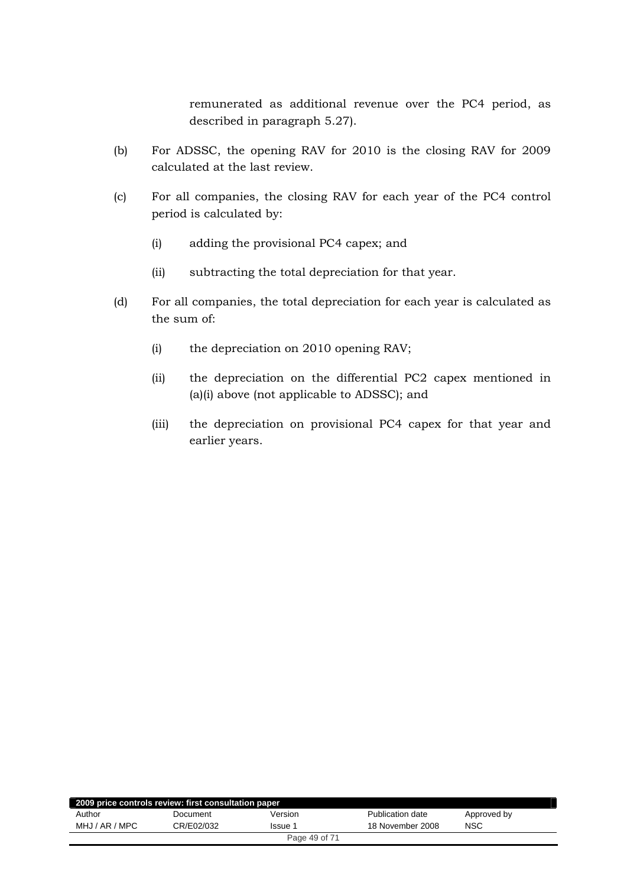remunerated as additional revenue over the PC4 period, as described in paragraph 5.27).

(b) For ADSSC, the opening RAV for 2010 is the closing RAV for 2009 calculated at the last review.

(c) For all companies, the closing RAV for each year of the PC4 control period is calculated by:

   (i) adding the provisional PC4 capex; and

   (ii) subtracting the total depreciation for that year.

(d) For all companies, the total depreciation for each year is calculated as the sum of:

   (i) the depreciation on 2010 opening RAV;

   (ii) the depreciation on the differential PC2 capex mentioned in (a)(i) above (not applicable to ADSSC); and

   (iii) the depreciation on provisional PC4 capex for that year and earlier years.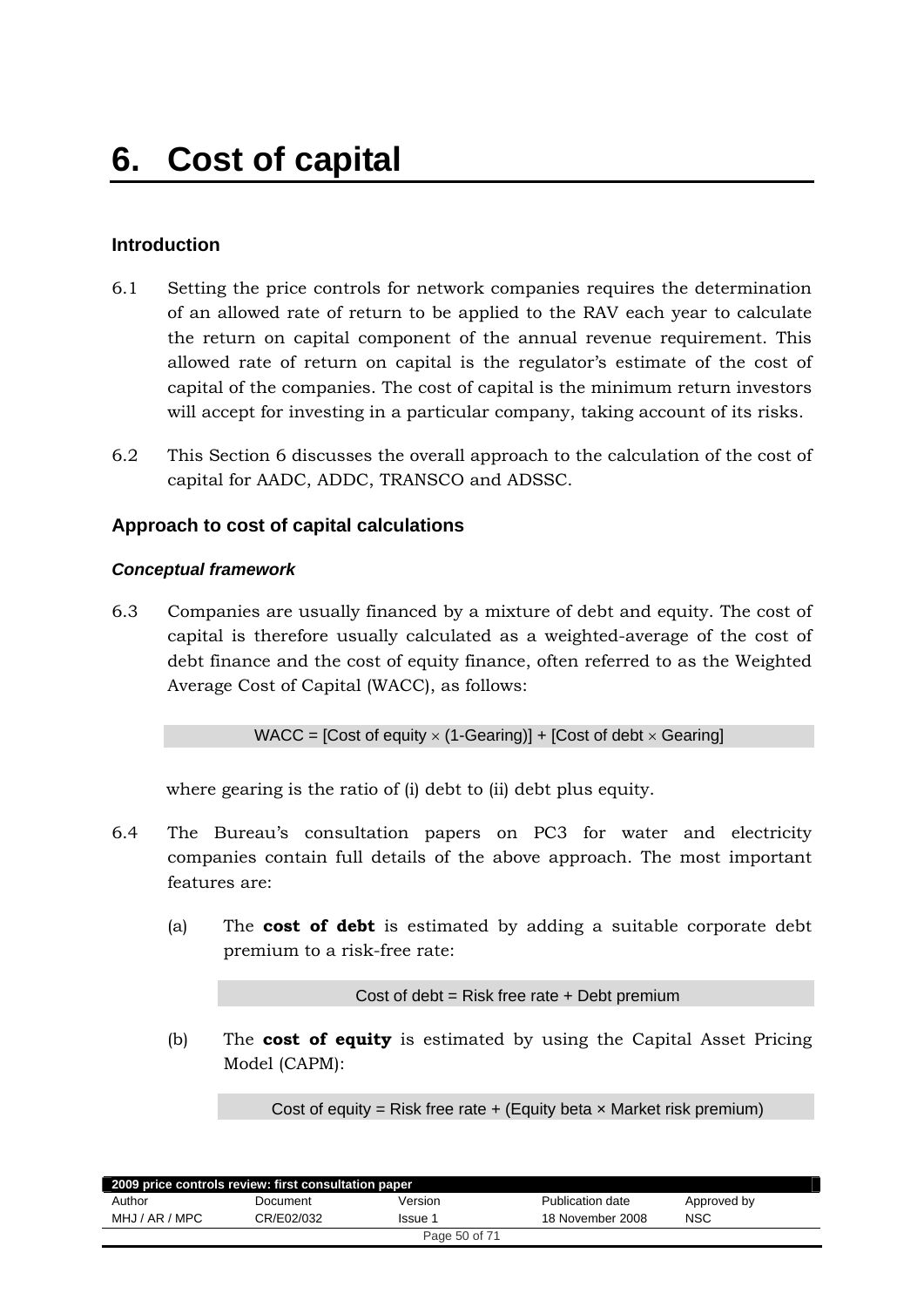# 6. Cost of capital

## Introduction

6.1 Setting the price controls for network companies requires the determination of an allowed rate of return to be applied to the RAV each year to calculate the return on capital component of the annual revenue requirement. This allowed rate of return on capital is the regulator's estimate of the cost of capital of the companies. The cost of capital is the minimum return investors will accept for investing in a particular company, taking account of its risks.

6.2 This Section 6 discusses the overall approach to the calculation of the cost of capital for AADC, ADDC, TRANSCO and ADSSC.

## Approach to cost of capital calculations

### *Conceptual framework*

6.3 Companies are usually financed by a mixture of debt and equity. The cost of capital is therefore usually calculated as a weighted-average of the cost of debt finance and the cost of equity finance, often referred to as the Weighted Average Cost of Capital (WACC), as follows:

$$\text{WACC} = [\text{Cost of equity} \times (1\text{-Gearing})] + [\text{Cost of debt} \times \text{Gearing}]$$

where gearing is the ratio of (i) debt to (ii) debt plus equity.

6.4 The Bureau's consultation papers on PC3 for water and electricity companies contain full details of the above approach. The most important features are:

(a) The **cost of debt** is estimated by adding a suitable corporate debt premium to a risk-free rate:

$$\text{Cost of debt} = \text{Risk free rate} + \text{Debt premium}$$

(b) The **cost of equity** is estimated by using the Capital Asset Pricing Model (CAPM):

$$\text{Cost of equity} = \text{Risk free rate} + (\text{Equity beta} \times \text{Market risk premium})$$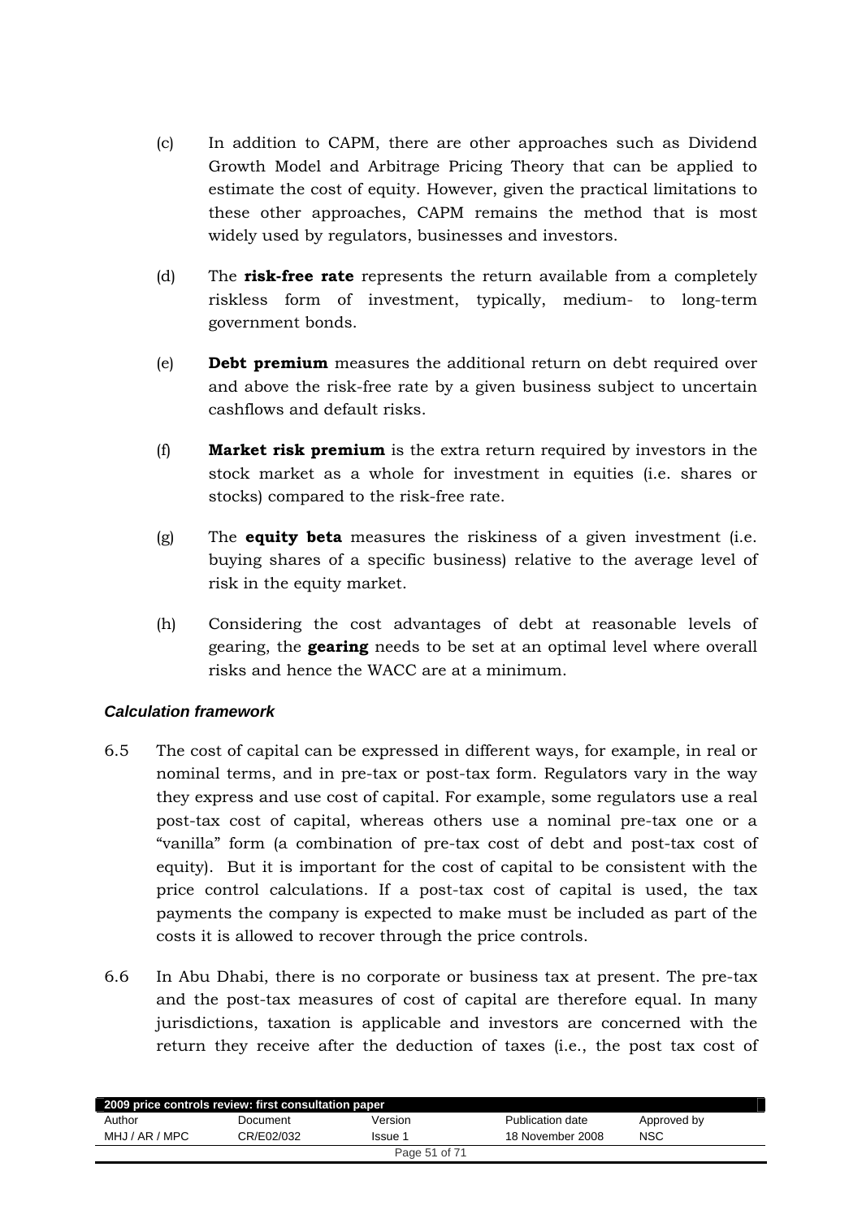(c) In addition to CAPM, there are other approaches such as Dividend Growth Model and Arbitrage Pricing Theory that can be applied to estimate the cost of equity. However, given the practical limitations to these other approaches, CAPM remains the method that is most widely used by regulators, businesses and investors.

(d) The **risk-free rate** represents the return available from a completely riskless form of investment, typically, medium- to long-term government bonds.

(e) **Debt premium** measures the additional return on debt required over and above the risk-free rate by a given business subject to uncertain cashflows and default risks.

(f) **Market risk premium** is the extra return required by investors in the stock market as a whole for investment in equities (i.e. shares or stocks) compared to the risk-free rate.

(g) The **equity beta** measures the riskiness of a given investment (i.e. buying shares of a specific business) relative to the average level of risk in the equity market.

(h) Considering the cost advantages of debt at reasonable levels of gearing, the **gearing** needs to be set at an optimal level where overall risks and hence the WACC are at a minimum.

### *Calculation framework*

6.5 The cost of capital can be expressed in different ways, for example, in real or nominal terms, and in pre-tax or post-tax form. Regulators vary in the way they express and use cost of capital. For example, some regulators use a real post-tax cost of capital, whereas others use a nominal pre-tax one or a "vanilla" form (a combination of pre-tax cost of debt and post-tax cost of equity). But it is important for the cost of capital to be consistent with the price control calculations. If a post-tax cost of capital is used, the tax payments the company is expected to make must be included as part of the costs it is allowed to recover through the price controls.

6.6 In Abu Dhabi, there is no corporate or business tax at present. The pre-tax and the post-tax measures of cost of capital are therefore equal. In many jurisdictions, taxation is applicable and investors are concerned with the return they receive after the deduction of taxes (i.e., the post tax cost of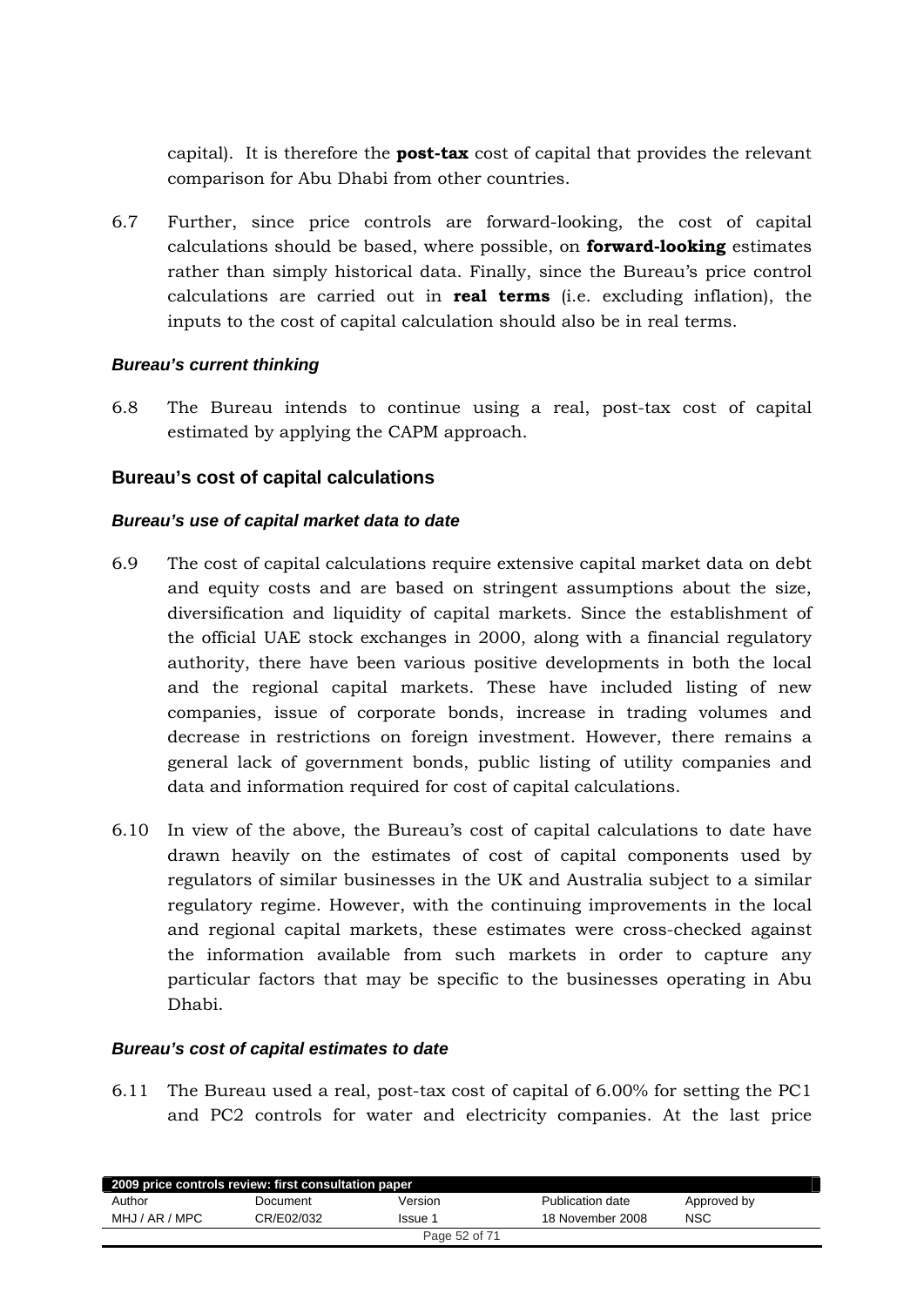capital). It is therefore the **post-tax** cost of capital that provides the relevant comparison for Abu Dhabi from other countries.

6.7 Further, since price controls are forward-looking, the cost of capital calculations should be based, where possible, on **forward-looking** estimates rather than simply historical data. Finally, since the Bureau's price control calculations are carried out in **real terms** (i.e. excluding inflation), the inputs to the cost of capital calculation should also be in real terms.

#### *Bureau's current thinking*

6.8 The Bureau intends to continue using a real, post-tax cost of capital estimated by applying the CAPM approach.

### Bureau's cost of capital calculations

#### *Bureau's use of capital market data to date*

6.9 The cost of capital calculations require extensive capital market data on debt and equity costs and are based on stringent assumptions about the size, diversification and liquidity of capital markets. Since the establishment of the official UAE stock exchanges in 2000, along with a financial regulatory authority, there have been various positive developments in both the local and the regional capital markets. These have included listing of new companies, issue of corporate bonds, increase in trading volumes and decrease in restrictions on foreign investment. However, there remains a general lack of government bonds, public listing of utility companies and data and information required for cost of capital calculations.

6.10 In view of the above, the Bureau's cost of capital calculations to date have drawn heavily on the estimates of cost of capital components used by regulators of similar businesses in the UK and Australia subject to a similar regulatory regime. However, with the continuing improvements in the local and regional capital markets, these estimates were cross-checked against the information available from such markets in order to capture any particular factors that may be specific to the businesses operating in Abu Dhabi.

#### *Bureau's cost of capital estimates to date*

6.11 The Bureau used a real, post-tax cost of capital of 6.00% for setting the PC1 and PC2 controls for water and electricity companies. At the last price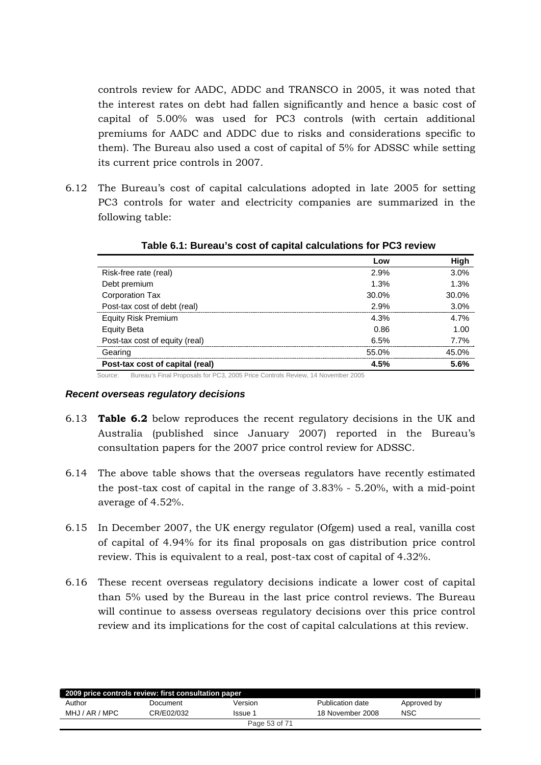controls review for AADC, ADDC and TRANSCO in 2005, it was noted that the interest rates on debt had fallen significantly and hence a basic cost of capital of 5.00% was used for PC3 controls (with certain additional premiums for AADC and ADDC due to risks and considerations specific to them). The Bureau also used a cost of capital of 5% for ADSSC while setting its current price controls in 2007.

6.12 The Bureau's cost of capital calculations adopted in late 2005 for setting PC3 controls for water and electricity companies are summarized in the following table:

**Table 6.1: Bureau's cost of capital calculations for PC3 review**

| | Low | High |
|---|---|---|
| Risk-free rate (real) | 2.9% | 3.0% |
| Debt premium | 1.3% | 1.3% |
| Corporation Tax | 30.0% | 30.0% |
| Post-tax cost of debt (real) | 2.9% | 3.0% |
| Equity Risk Premium | 4.3% | 4.7% |
| Equity Beta | 0.86 | 1.00 |
| Post-tax cost of equity (real) | 6.5% | 7.7% |
| Gearing | 55.0% | 45.0% |
| **Post-tax cost of capital (real)** | **4.5%** | **5.6%** |

Source: Bureau's Final Proposals for PC3, 2005 Price Controls Review, 14 November 2005

### *Recent overseas regulatory decisions*

6.13 **Table 6.2** below reproduces the recent regulatory decisions in the UK and Australia (published since January 2007) reported in the Bureau's consultation papers for the 2007 price control review for ADSSC.

6.14 The above table shows that the overseas regulators have recently estimated the post-tax cost of capital in the range of 3.83% - 5.20%, with a mid-point average of 4.52%.

6.15 In December 2007, the UK energy regulator (Ofgem) used a real, vanilla cost of capital of 4.94% for its final proposals on gas distribution price control review. This is equivalent to a real, post-tax cost of capital of 4.32%.

6.16 These recent overseas regulatory decisions indicate a lower cost of capital than 5% used by the Bureau in the last price control reviews. The Bureau will continue to assess overseas regulatory decisions over this price control review and its implications for the cost of capital calculations at this review.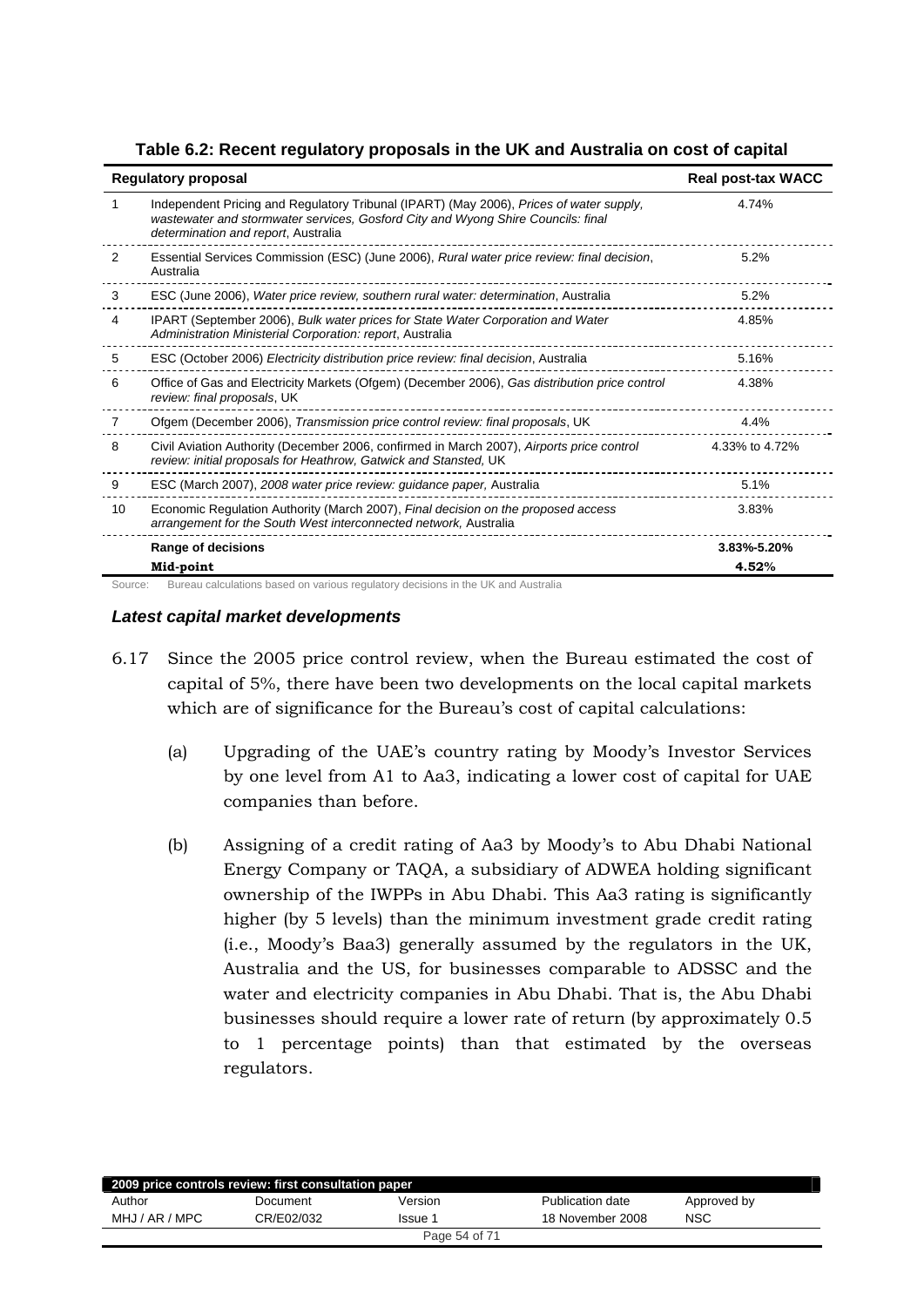**Table 6.2: Recent regulatory proposals in the UK and Australia on cost of capital**

| | Regulatory proposal | Real post-tax WACC |
|---|---|---|
| 1 | Independent Pricing and Regulatory Tribunal (IPART) (May 2006), *Prices of water supply, wastewater and stormwater services, Gosford City and Wyong Shire Councils: final determination and report*, Australia | 4.74% |
| 2 | Essential Services Commission (ESC) (June 2006), *Rural water price review: final decision*, Australia | 5.2% |
| 3 | ESC (June 2006), *Water price review, southern rural water: determination*, Australia | 5.2% |
| 4 | IPART (September 2006), *Bulk water prices for State Water Corporation and Water Administration Ministerial Corporation: report*, Australia | 4.85% |
| 5 | ESC (October 2006) *Electricity distribution price review: final decision*, Australia | 5.16% |
| 6 | Office of Gas and Electricity Markets (Ofgem) (December 2006), *Gas distribution price control review: final proposals*, UK | 4.38% |
| 7 | Ofgem (December 2006), *Transmission price control review: final proposals*, UK | 4.4% |
| 8 | Civil Aviation Authority (December 2006, confirmed in March 2007), *Airports price control review: initial proposals for Heathrow, Gatwick and Stansted*, UK | 4.33% to 4.72% |
| 9 | ESC (March 2007), *2008 water price review: guidance paper*, Australia | 5.1% |
| 10 | Economic Regulation Authority (March 2007), *Final decision on the proposed access arrangement for the South West interconnected network*, Australia | 3.83% |
| | **Range of decisions** | **3.83%-5.20%** |
| | **Mid-point** | **4.52%** |

Source: Bureau calculations based on various regulatory decisions in the UK and Australia

### *Latest capital market developments*

6.17 Since the 2005 price control review, when the Bureau estimated the cost of capital of 5%, there have been two developments on the local capital markets which are of significance for the Bureau's cost of capital calculations:

(a) Upgrading of the UAE's country rating by Moody's Investor Services by one level from A1 to Aa3, indicating a lower cost of capital for UAE companies than before.

(b) Assigning of a credit rating of Aa3 by Moody's to Abu Dhabi National Energy Company or TAQA, a subsidiary of ADWEA holding significant ownership of the IWPPs in Abu Dhabi. This Aa3 rating is significantly higher (by 5 levels) than the minimum investment grade credit rating (i.e., Moody's Baa3) generally assumed by the regulators in the UK, Australia and the US, for businesses comparable to ADSSC and the water and electricity companies in Abu Dhabi. That is, the Abu Dhabi businesses should require a lower rate of return (by approximately 0.5 to 1 percentage points) than that estimated by the overseas regulators.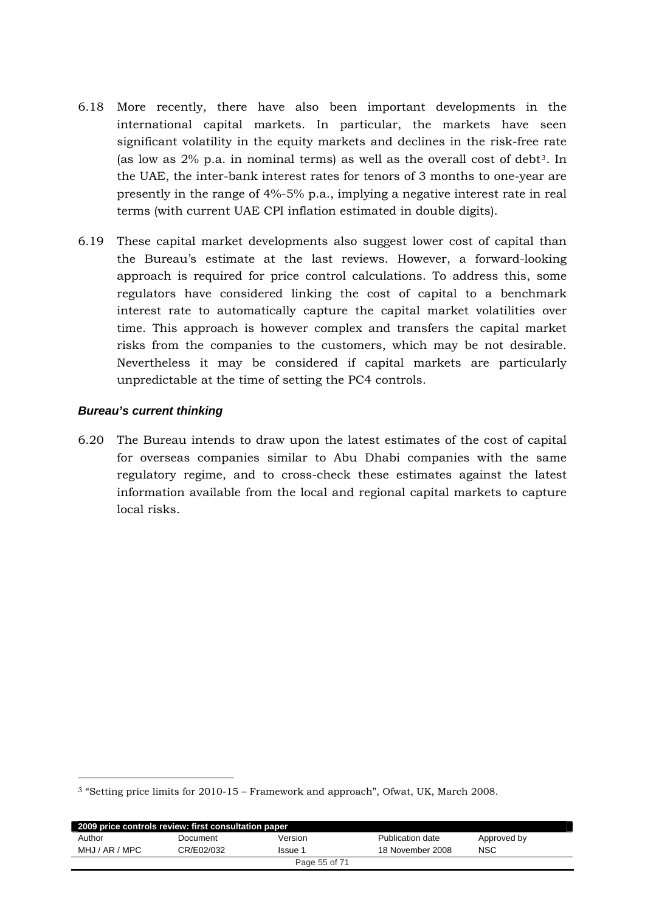6.18 More recently, there have also been important developments in the international capital markets. In particular, the markets have seen significant volatility in the equity markets and declines in the risk-free rate (as low as 2% p.a. in nominal terms) as well as the overall cost of debt[3]. In the UAE, the inter-bank interest rates for tenors of 3 months to one-year are presently in the range of 4%-5% p.a., implying a negative interest rate in real terms (with current UAE CPI inflation estimated in double digits).

6.19 These capital market developments also suggest lower cost of capital than the Bureau's estimate at the last reviews. However, a forward-looking approach is required for price control calculations. To address this, some regulators have considered linking the cost of capital to a benchmark interest rate to automatically capture the capital market volatilities over time. This approach is however complex and transfers the capital market risks from the companies to the customers, which may be not desirable. Nevertheless it may be considered if capital markets are particularly unpredictable at the time of setting the PC4 controls.

***Bureau's current thinking***

6.20 The Bureau intends to draw upon the latest estimates of the cost of capital for overseas companies similar to Abu Dhabi companies with the same regulatory regime, and to cross-check these estimates against the latest information available from the local and regional capital markets to capture local risks.

[3] "Setting price limits for 2010-15 – Framework and approach", Ofwat, UK, March 2008.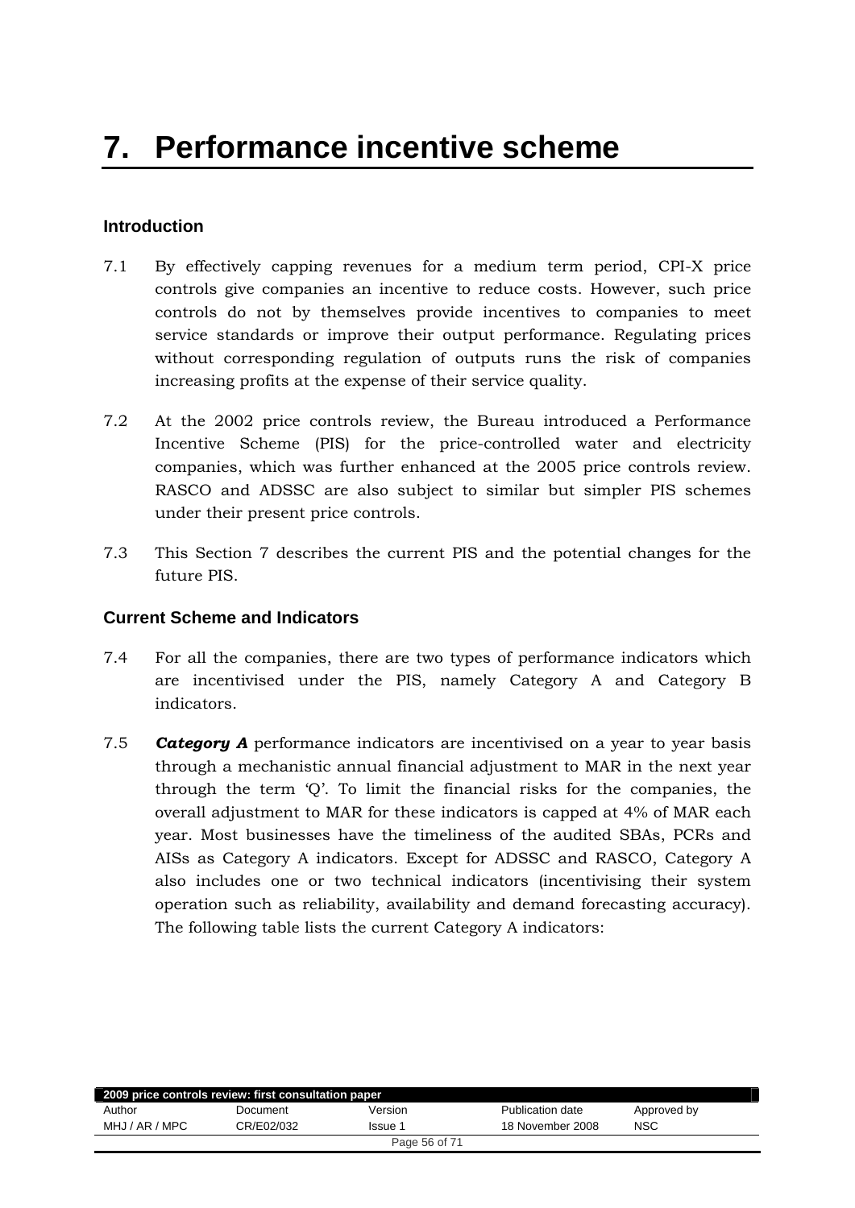# 7. Performance incentive scheme

## Introduction

7.1 By effectively capping revenues for a medium term period, CPI-X price controls give companies an incentive to reduce costs. However, such price controls do not by themselves provide incentives to companies to meet service standards or improve their output performance. Regulating prices without corresponding regulation of outputs runs the risk of companies increasing profits at the expense of their service quality.

7.2 At the 2002 price controls review, the Bureau introduced a Performance Incentive Scheme (PIS) for the price-controlled water and electricity companies, which was further enhanced at the 2005 price controls review. RASCO and ADSSC are also subject to similar but simpler PIS schemes under their present price controls.

7.3 This Section 7 describes the current PIS and the potential changes for the future PIS.

## Current Scheme and Indicators

7.4 For all the companies, there are two types of performance indicators which are incentivised under the PIS, namely Category A and Category B indicators.

7.5 ***Category A*** performance indicators are incentivised on a year to year basis through a mechanistic annual financial adjustment to MAR in the next year through the term 'Q'. To limit the financial risks for the companies, the overall adjustment to MAR for these indicators is capped at 4% of MAR each year. Most businesses have the timeliness of the audited SBAs, PCRs and AISs as Category A indicators. Except for ADSSC and RASCO, Category A also includes one or two technical indicators (incentivising their system operation such as reliability, availability and demand forecasting accuracy). The following table lists the current Category A indicators: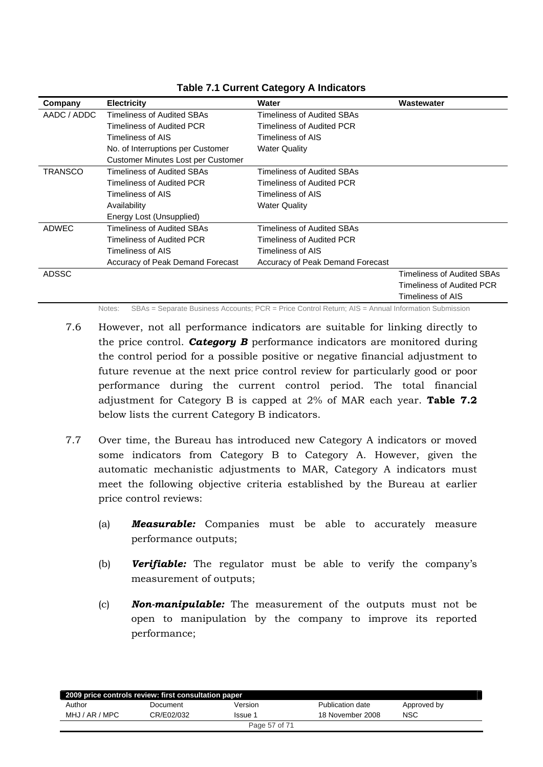**Table 7.1 Current Category A Indicators**

| Company | Electricity | Water | Wastewater |
|---|---|---|---|
| AADC / ADDC | Timeliness of Audited SBAs | Timeliness of Audited SBAs | |
| | Timeliness of Audited PCR | Timeliness of Audited PCR | |
| | Timeliness of AIS | Timeliness of AIS | |
| | No. of Interruptions per Customer | Water Quality | |
| | Customer Minutes Lost per Customer | | |
| TRANSCO | Timeliness of Audited SBAs | Timeliness of Audited SBAs | |
| | Timeliness of Audited PCR | Timeliness of Audited PCR | |
| | Timeliness of AIS | Timeliness of AIS | |
| | Availability | Water Quality | |
| | Energy Lost (Unsupplied) | | |
| ADWEC | Timeliness of Audited SBAs | Timeliness of Audited SBAs | |
| | Timeliness of Audited PCR | Timeliness of Audited PCR | |
| | Timeliness of AIS | Timeliness of AIS | |
| | Accuracy of Peak Demand Forecast | Accuracy of Peak Demand Forecast | |
| ADSSC | | | Timeliness of Audited SBAs |
| | | | Timeliness of Audited PCR |
| | | | Timeliness of AIS |

Notes: SBAs = Separate Business Accounts; PCR = Price Control Return; AIS = Annual Information Submission

7.6 However, not all performance indicators are suitable for linking directly to the price control. ***Category B*** performance indicators are monitored during the control period for a possible positive or negative financial adjustment to future revenue at the next price control review for particularly good or poor performance during the current control period. The total financial adjustment for Category B is capped at 2% of MAR each year. **Table 7.2** below lists the current Category B indicators.

7.7 Over time, the Bureau has introduced new Category A indicators or moved some indicators from Category B to Category A. However, given the automatic mechanistic adjustments to MAR, Category A indicators must meet the following objective criteria established by the Bureau at earlier price control reviews:

(a) ***Measurable:*** Companies must be able to accurately measure performance outputs;

(b) ***Verifiable:*** The regulator must be able to verify the company's measurement of outputs;

(c) ***Non-manipulable:*** The measurement of the outputs must not be open to manipulation by the company to improve its reported performance;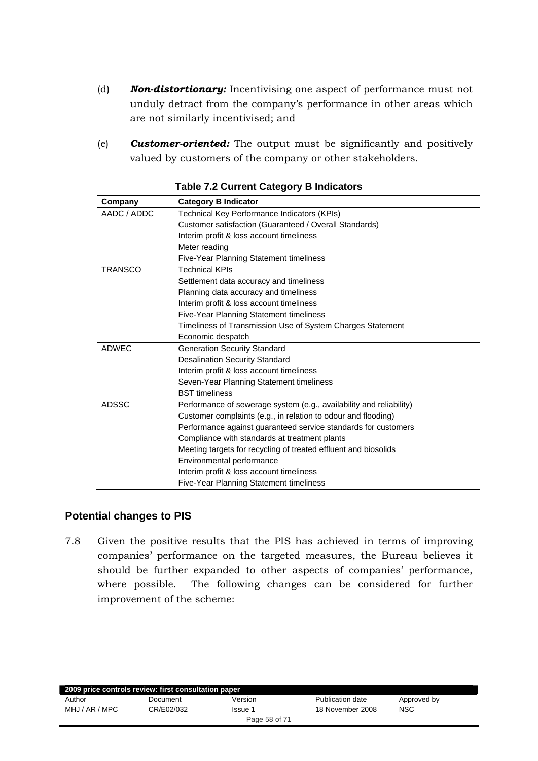(d) ***Non-distortionary:*** Incentivising one aspect of performance must not unduly detract from the company's performance in other areas which are not similarly incentivised; and

(e) ***Customer-oriented:*** The output must be significantly and positively valued by customers of the company or other stakeholders.

**Table 7.2 Current Category B Indicators**

| Company | Category B Indicator |
|---|---|
| AADC / ADDC | Technical Key Performance Indicators (KPIs) |
| | Customer satisfaction (Guaranteed / Overall Standards) |
| | Interim profit & loss account timeliness |
| | Meter reading |
| | Five-Year Planning Statement timeliness |
| TRANSCO | Technical KPIs |
| | Settlement data accuracy and timeliness |
| | Planning data accuracy and timeliness |
| | Interim profit & loss account timeliness |
| | Five-Year Planning Statement timeliness |
| | Timeliness of Transmission Use of System Charges Statement |
| | Economic despatch |
| ADWEC | Generation Security Standard |
| | Desalination Security Standard |
| | Interim profit & loss account timeliness |
| | Seven-Year Planning Statement timeliness |
| | BST timeliness |
| ADSSC | Performance of sewerage system (e.g., availability and reliability) |
| | Customer complaints (e.g., in relation to odour and flooding) |
| | Performance against guaranteed service standards for customers |
| | Compliance with standards at treatment plants |
| | Meeting targets for recycling of treated effluent and biosolids |
| | Environmental performance |
| | Interim profit & loss account timeliness |
| | Five-Year Planning Statement timeliness |

## Potential changes to PIS

7.8 Given the positive results that the PIS has achieved in terms of improving companies' performance on the targeted measures, the Bureau believes it should be further expanded to other aspects of companies' performance, where possible. The following changes can be considered for further improvement of the scheme: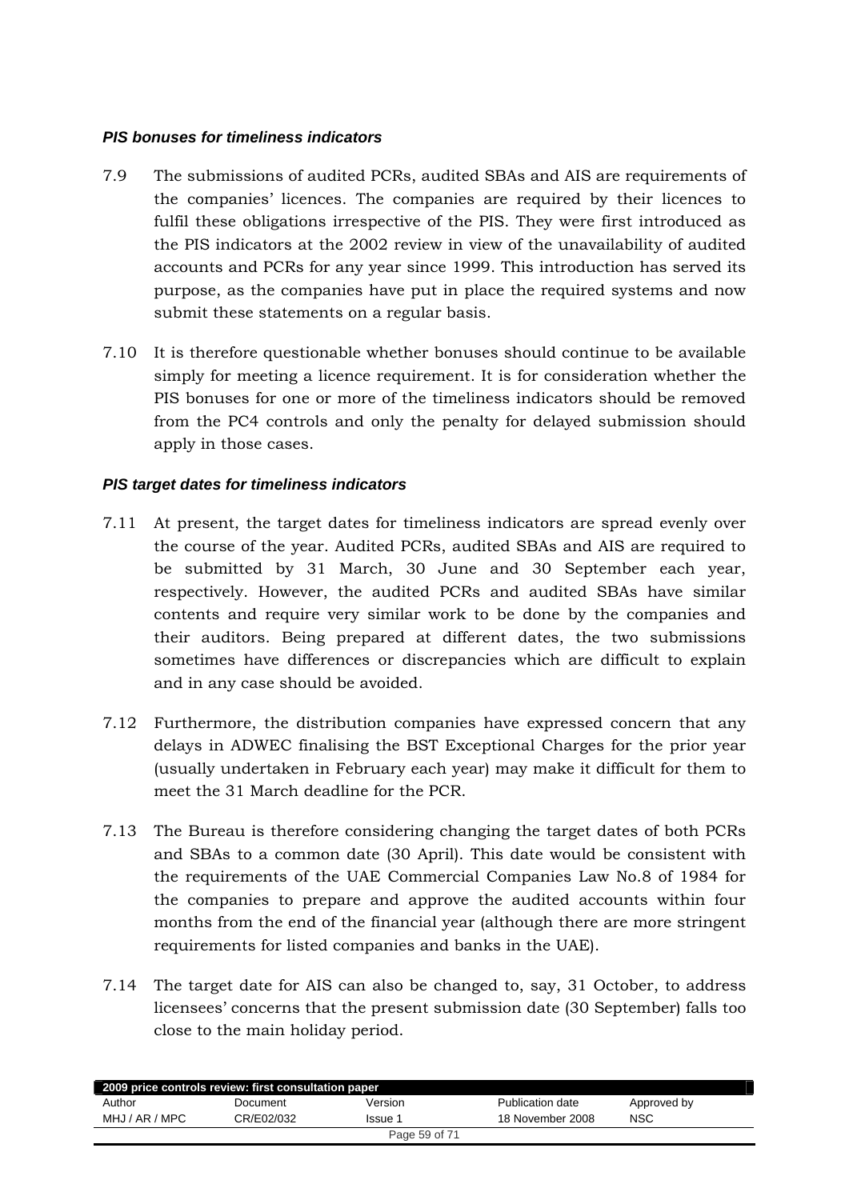### *PIS bonuses for timeliness indicators*

7.9 The submissions of audited PCRs, audited SBAs and AIS are requirements of the companies' licences. The companies are required by their licences to fulfil these obligations irrespective of the PIS. They were first introduced as the PIS indicators at the 2002 review in view of the unavailability of audited accounts and PCRs for any year since 1999. This introduction has served its purpose, as the companies have put in place the required systems and now submit these statements on a regular basis.

7.10 It is therefore questionable whether bonuses should continue to be available simply for meeting a licence requirement. It is for consideration whether the PIS bonuses for one or more of the timeliness indicators should be removed from the PC4 controls and only the penalty for delayed submission should apply in those cases.

### *PIS target dates for timeliness indicators*

7.11 At present, the target dates for timeliness indicators are spread evenly over the course of the year. Audited PCRs, audited SBAs and AIS are required to be submitted by 31 March, 30 June and 30 September each year, respectively. However, the audited PCRs and audited SBAs have similar contents and require very similar work to be done by the companies and their auditors. Being prepared at different dates, the two submissions sometimes have differences or discrepancies which are difficult to explain and in any case should be avoided.

7.12 Furthermore, the distribution companies have expressed concern that any delays in ADWEC finalising the BST Exceptional Charges for the prior year (usually undertaken in February each year) may make it difficult for them to meet the 31 March deadline for the PCR.

7.13 The Bureau is therefore considering changing the target dates of both PCRs and SBAs to a common date (30 April). This date would be consistent with the requirements of the UAE Commercial Companies Law No.8 of 1984 for the companies to prepare and approve the audited accounts within four months from the end of the financial year (although there are more stringent requirements for listed companies and banks in the UAE).

7.14 The target date for AIS can also be changed to, say, 31 October, to address licensees' concerns that the present submission date (30 September) falls too close to the main holiday period.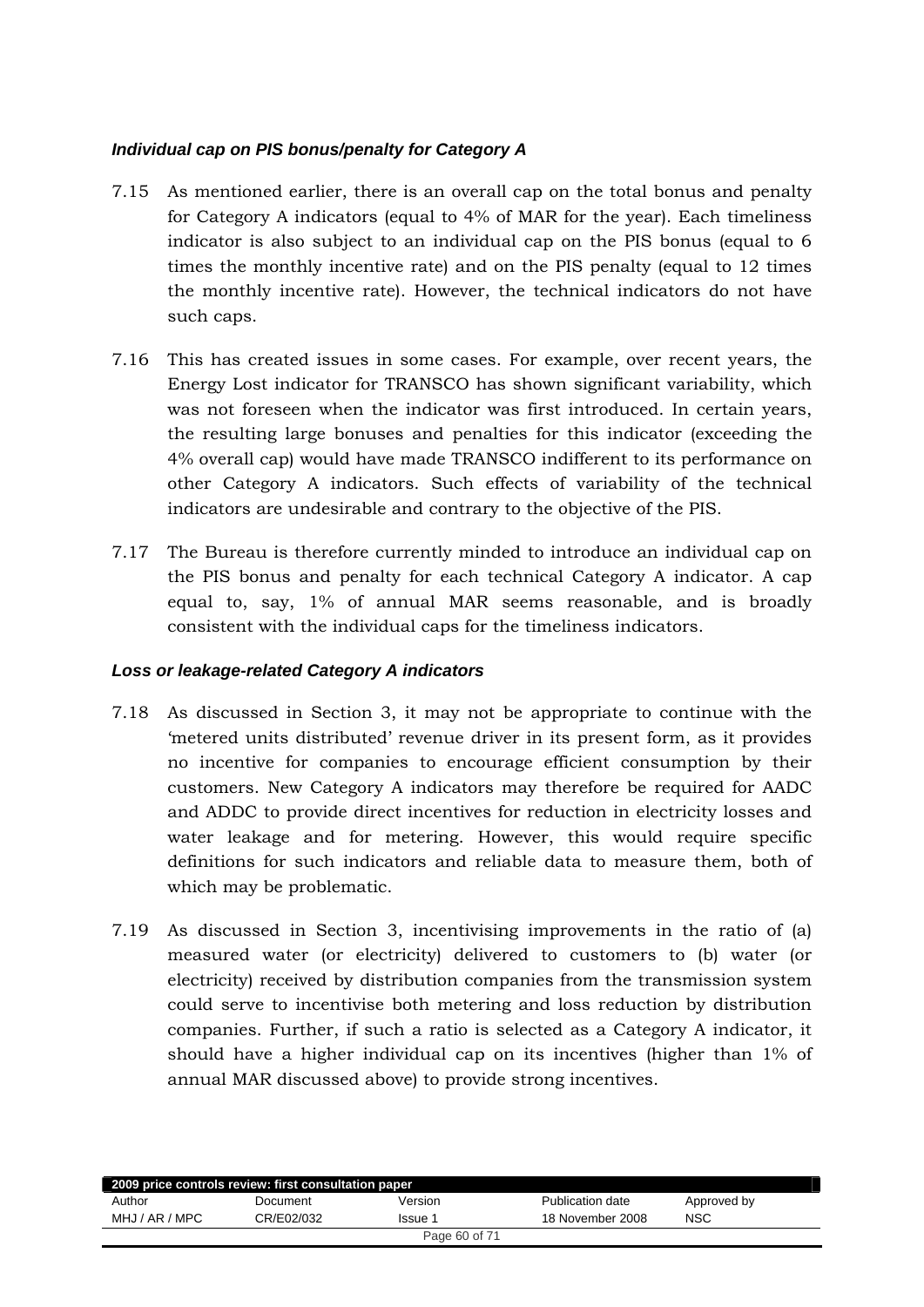### *Individual cap on PIS bonus/penalty for Category A*

7.15 As mentioned earlier, there is an overall cap on the total bonus and penalty for Category A indicators (equal to 4% of MAR for the year). Each timeliness indicator is also subject to an individual cap on the PIS bonus (equal to 6 times the monthly incentive rate) and on the PIS penalty (equal to 12 times the monthly incentive rate). However, the technical indicators do not have such caps.

7.16 This has created issues in some cases. For example, over recent years, the Energy Lost indicator for TRANSCO has shown significant variability, which was not foreseen when the indicator was first introduced. In certain years, the resulting large bonuses and penalties for this indicator (exceeding the 4% overall cap) would have made TRANSCO indifferent to its performance on other Category A indicators. Such effects of variability of the technical indicators are undesirable and contrary to the objective of the PIS.

7.17 The Bureau is therefore currently minded to introduce an individual cap on the PIS bonus and penalty for each technical Category A indicator. A cap equal to, say, 1% of annual MAR seems reasonable, and is broadly consistent with the individual caps for the timeliness indicators.

### *Loss or leakage-related Category A indicators*

7.18 As discussed in Section 3, it may not be appropriate to continue with the 'metered units distributed' revenue driver in its present form, as it provides no incentive for companies to encourage efficient consumption by their customers. New Category A indicators may therefore be required for AADC and ADDC to provide direct incentives for reduction in electricity losses and water leakage and for metering. However, this would require specific definitions for such indicators and reliable data to measure them, both of which may be problematic.

7.19 As discussed in Section 3, incentivising improvements in the ratio of (a) measured water (or electricity) delivered to customers to (b) water (or electricity) received by distribution companies from the transmission system could serve to incentivise both metering and loss reduction by distribution companies. Further, if such a ratio is selected as a Category A indicator, it should have a higher individual cap on its incentives (higher than 1% of annual MAR discussed above) to provide strong incentives.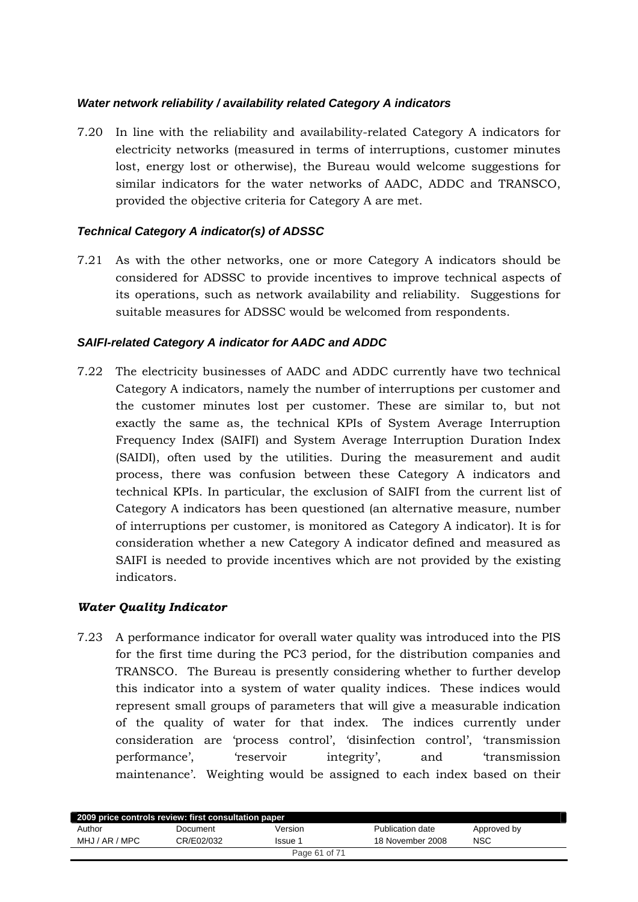*__Water network reliability / availability related Category A indicators__*

7.20 In line with the reliability and availability-related Category A indicators for electricity networks (measured in terms of interruptions, customer minutes lost, energy lost or otherwise), the Bureau would welcome suggestions for similar indicators for the water networks of AADC, ADDC and TRANSCO, provided the objective criteria for Category A are met.

*__Technical Category A indicator(s) of ADSSC__*

7.21 As with the other networks, one or more Category A indicators should be considered for ADSSC to provide incentives to improve technical aspects of its operations, such as network availability and reliability. Suggestions for suitable measures for ADSSC would be welcomed from respondents.

*__SAIFI-related Category A indicator for AADC and ADDC__*

7.22 The electricity businesses of AADC and ADDC currently have two technical Category A indicators, namely the number of interruptions per customer and the customer minutes lost per customer. These are similar to, but not exactly the same as, the technical KPIs of System Average Interruption Frequency Index (SAIFI) and System Average Interruption Duration Index (SAIDI), often used by the utilities. During the measurement and audit process, there was confusion between these Category A indicators and technical KPIs. In particular, the exclusion of SAIFI from the current list of Category A indicators has been questioned (an alternative measure, number of interruptions per customer, is monitored as Category A indicator). It is for consideration whether a new Category A indicator defined and measured as SAIFI is needed to provide incentives which are not provided by the existing indicators.

*__Water Quality Indicator__*

7.23 A performance indicator for overall water quality was introduced into the PIS for the first time during the PC3 period, for the distribution companies and TRANSCO. The Bureau is presently considering whether to further develop this indicator into a system of water quality indices. These indices would represent small groups of parameters that will give a measurable indication of the quality of water for that index. The indices currently under consideration are 'process control', 'disinfection control', 'transmission performance', 'reservoir integrity', and 'transmission maintenance'. Weighting would be assigned to each index based on their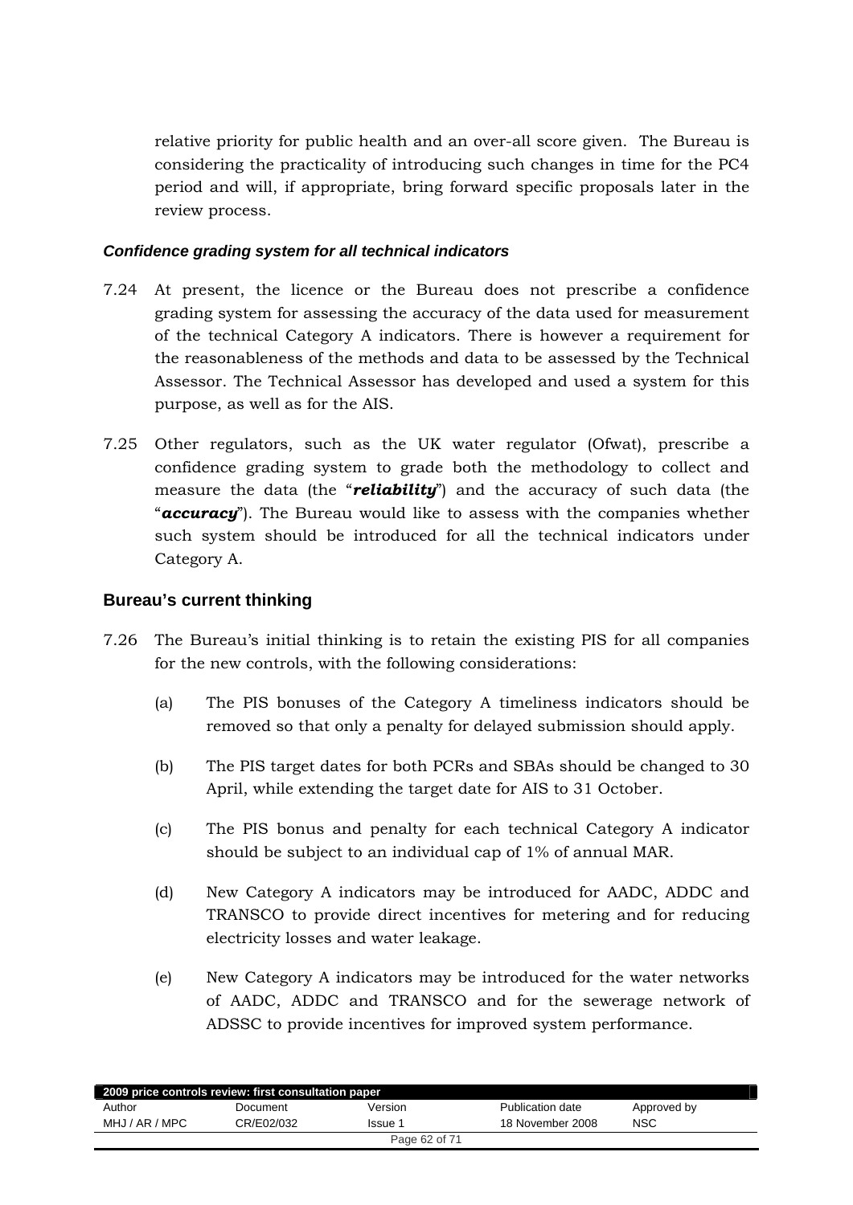relative priority for public health and an over-all score given. The Bureau is considering the practicality of introducing such changes in time for the PC4 period and will, if appropriate, bring forward specific proposals later in the review process.

#### *Confidence grading system for all technical indicators*

7.24 At present, the licence or the Bureau does not prescribe a confidence grading system for assessing the accuracy of the data used for measurement of the technical Category A indicators. There is however a requirement for the reasonableness of the methods and data to be assessed by the Technical Assessor. The Technical Assessor has developed and used a system for this purpose, as well as for the AIS.

7.25 Other regulators, such as the UK water regulator (Ofwat), prescribe a confidence grading system to grade both the methodology to collect and measure the data (the "***reliability***") and the accuracy of such data (the "***accuracy***"). The Bureau would like to assess with the companies whether such system should be introduced for all the technical indicators under Category A.

### Bureau's current thinking

7.26 The Bureau's initial thinking is to retain the existing PIS for all companies for the new controls, with the following considerations:

(a) The PIS bonuses of the Category A timeliness indicators should be removed so that only a penalty for delayed submission should apply.

(b) The PIS target dates for both PCRs and SBAs should be changed to 30 April, while extending the target date for AIS to 31 October.

(c) The PIS bonus and penalty for each technical Category A indicator should be subject to an individual cap of 1% of annual MAR.

(d) New Category A indicators may be introduced for AADC, ADDC and TRANSCO to provide direct incentives for metering and for reducing electricity losses and water leakage.

(e) New Category A indicators may be introduced for the water networks of AADC, ADDC and TRANSCO and for the sewerage network of ADSSC to provide incentives for improved system performance.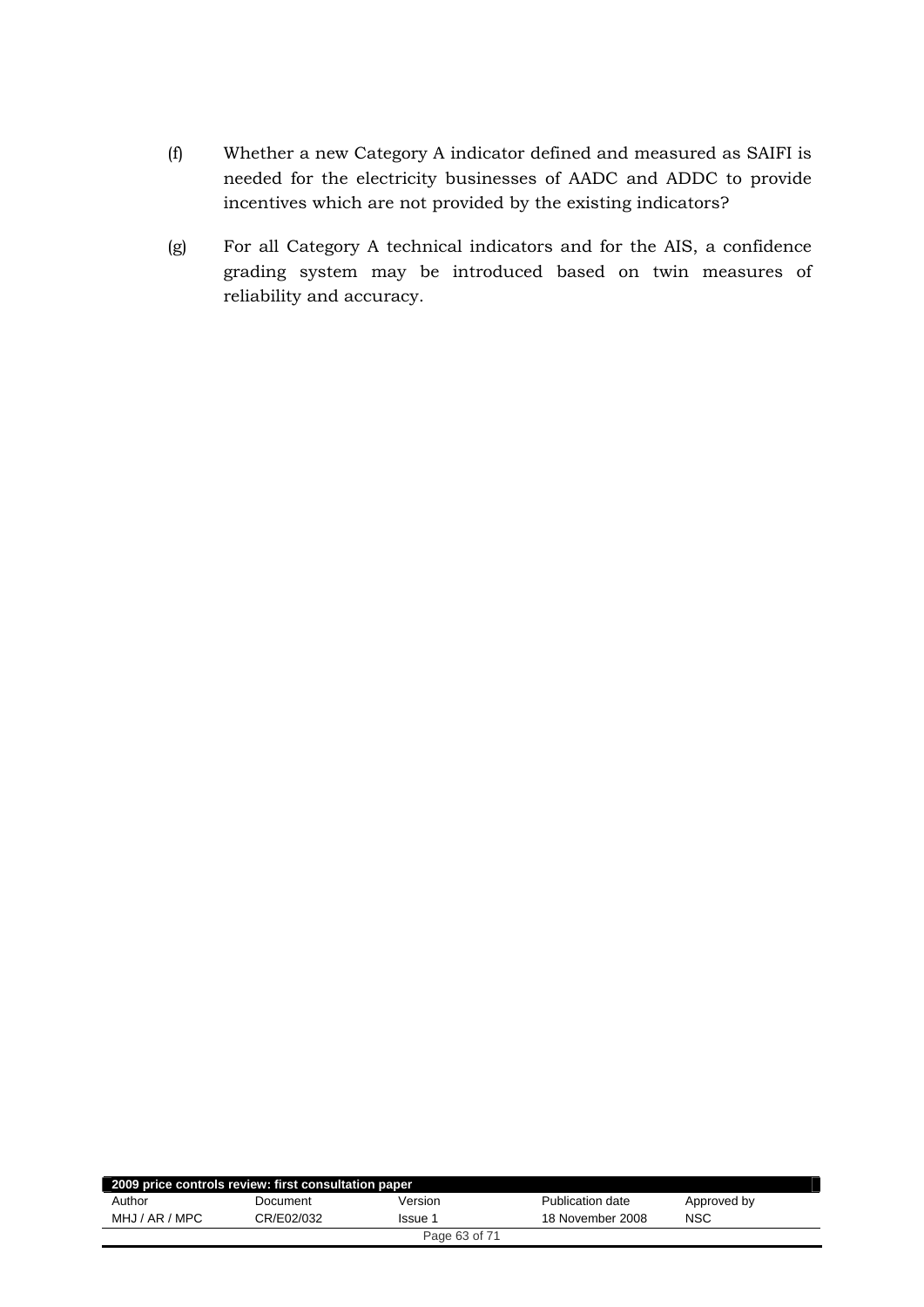(f) Whether a new Category A indicator defined and measured as SAIFI is needed for the electricity businesses of AADC and ADDC to provide incentives which are not provided by the existing indicators?

(g) For all Category A technical indicators and for the AIS, a confidence grading system may be introduced based on twin measures of reliability and accuracy.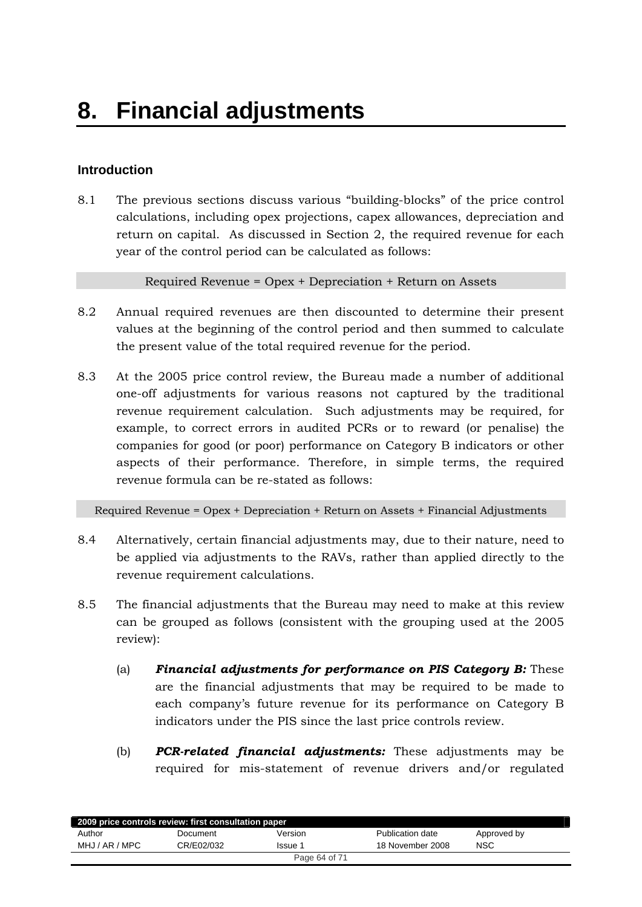# 8. Financial adjustments

## Introduction

8.1 The previous sections discuss various "building-blocks" of the price control calculations, including opex projections, capex allowances, depreciation and return on capital. As discussed in Section 2, the required revenue for each year of the control period can be calculated as follows:

Required Revenue = Opex + Depreciation + Return on Assets

8.2 Annual required revenues are then discounted to determine their present values at the beginning of the control period and then summed to calculate the present value of the total required revenue for the period.

8.3 At the 2005 price control review, the Bureau made a number of additional one-off adjustments for various reasons not captured by the traditional revenue requirement calculation. Such adjustments may be required, for example, to correct errors in audited PCRs or to reward (or penalise) the companies for good (or poor) performance on Category B indicators or other aspects of their performance. Therefore, in simple terms, the required revenue formula can be re-stated as follows:

Required Revenue = Opex + Depreciation + Return on Assets + Financial Adjustments

8.4 Alternatively, certain financial adjustments may, due to their nature, need to be applied via adjustments to the RAVs, rather than applied directly to the revenue requirement calculations.

8.5 The financial adjustments that the Bureau may need to make at this review can be grouped as follows (consistent with the grouping used at the 2005 review):

(a) ***Financial adjustments for performance on PIS Category B:*** These are the financial adjustments that may be required to be made to each company's future revenue for its performance on Category B indicators under the PIS since the last price controls review.

(b) ***PCR-related financial adjustments:*** These adjustments may be required for mis-statement of revenue drivers and/or regulated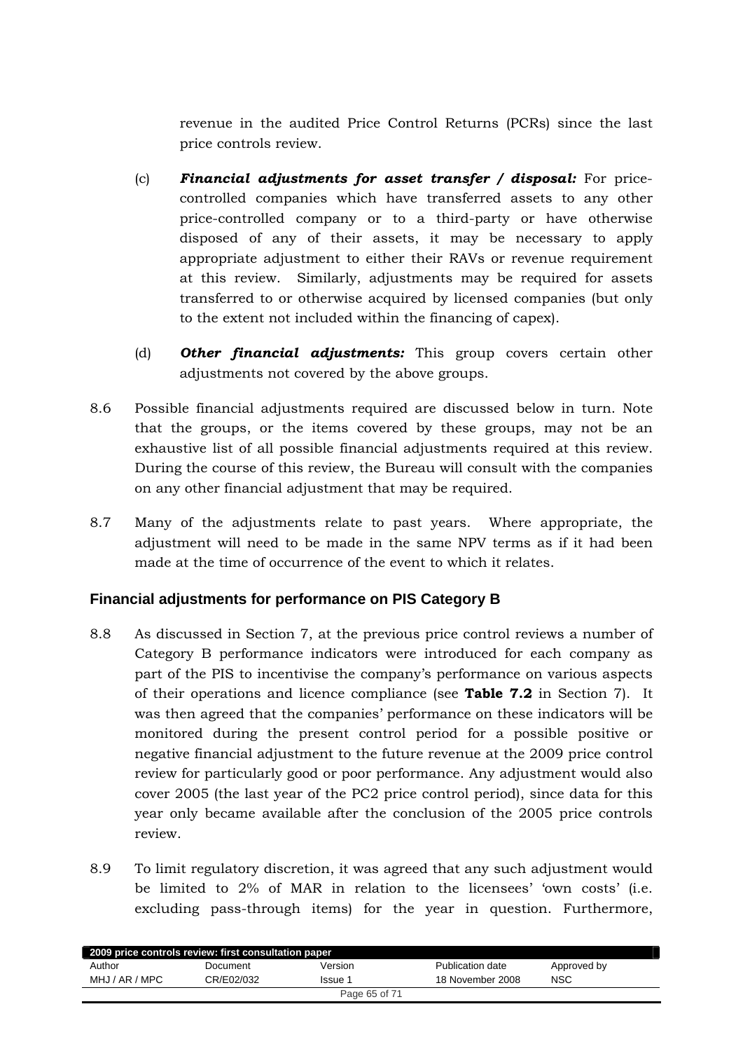revenue in the audited Price Control Returns (PCRs) since the last price controls review.

(c) ***Financial adjustments for asset transfer / disposal:*** For price-controlled companies which have transferred assets to any other price-controlled company or to a third-party or have otherwise disposed of any of their assets, it may be necessary to apply appropriate adjustment to either their RAVs or revenue requirement at this review. Similarly, adjustments may be required for assets transferred to or otherwise acquired by licensed companies (but only to the extent not included within the financing of capex).

(d) ***Other financial adjustments:*** This group covers certain other adjustments not covered by the above groups.

8.6 Possible financial adjustments required are discussed below in turn. Note that the groups, or the items covered by these groups, may not be an exhaustive list of all possible financial adjustments required at this review. During the course of this review, the Bureau will consult with the companies on any other financial adjustment that may be required.

8.7 Many of the adjustments relate to past years. Where appropriate, the adjustment will need to be made in the same NPV terms as if it had been made at the time of occurrence of the event to which it relates.

### Financial adjustments for performance on PIS Category B

8.8 As discussed in Section 7, at the previous price control reviews a number of Category B performance indicators were introduced for each company as part of the PIS to incentivise the company's performance on various aspects of their operations and licence compliance (see **Table 7.2** in Section 7). It was then agreed that the companies' performance on these indicators will be monitored during the present control period for a possible positive or negative financial adjustment to the future revenue at the 2009 price control review for particularly good or poor performance. Any adjustment would also cover 2005 (the last year of the PC2 price control period), since data for this year only became available after the conclusion of the 2005 price controls review.

8.9 To limit regulatory discretion, it was agreed that any such adjustment would be limited to 2% of MAR in relation to the licensees' 'own costs' (i.e. excluding pass-through items) for the year in question. Furthermore,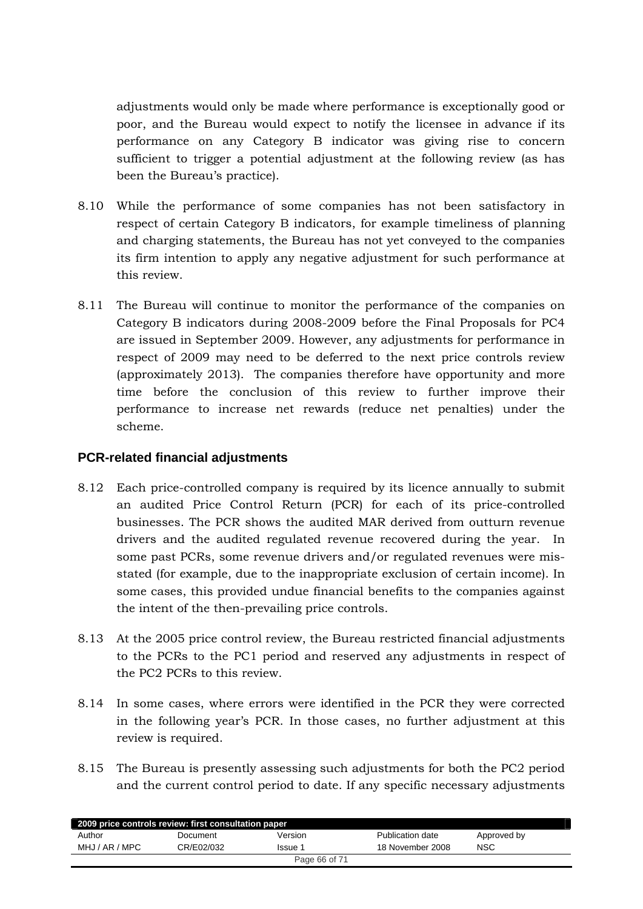adjustments would only be made where performance is exceptionally good or poor, and the Bureau would expect to notify the licensee in advance if its performance on any Category B indicator was giving rise to concern sufficient to trigger a potential adjustment at the following review (as has been the Bureau's practice).

8.10 While the performance of some companies has not been satisfactory in respect of certain Category B indicators, for example timeliness of planning and charging statements, the Bureau has not yet conveyed to the companies its firm intention to apply any negative adjustment for such performance at this review.

8.11 The Bureau will continue to monitor the performance of the companies on Category B indicators during 2008-2009 before the Final Proposals for PC4 are issued in September 2009. However, any adjustments for performance in respect of 2009 may need to be deferred to the next price controls review (approximately 2013). The companies therefore have opportunity and more time before the conclusion of this review to further improve their performance to increase net rewards (reduce net penalties) under the scheme.

## PCR-related financial adjustments

8.12 Each price-controlled company is required by its licence annually to submit an audited Price Control Return (PCR) for each of its price-controlled businesses. The PCR shows the audited MAR derived from outturn revenue drivers and the audited regulated revenue recovered during the year. In some past PCRs, some revenue drivers and/or regulated revenues were mis-stated (for example, due to the inappropriate exclusion of certain income). In some cases, this provided undue financial benefits to the companies against the intent of the then-prevailing price controls.

8.13 At the 2005 price control review, the Bureau restricted financial adjustments to the PCRs to the PC1 period and reserved any adjustments in respect of the PC2 PCRs to this review.

8.14 In some cases, where errors were identified in the PCR they were corrected in the following year's PCR. In those cases, no further adjustment at this review is required.

8.15 The Bureau is presently assessing such adjustments for both the PC2 period and the current control period to date. If any specific necessary adjustments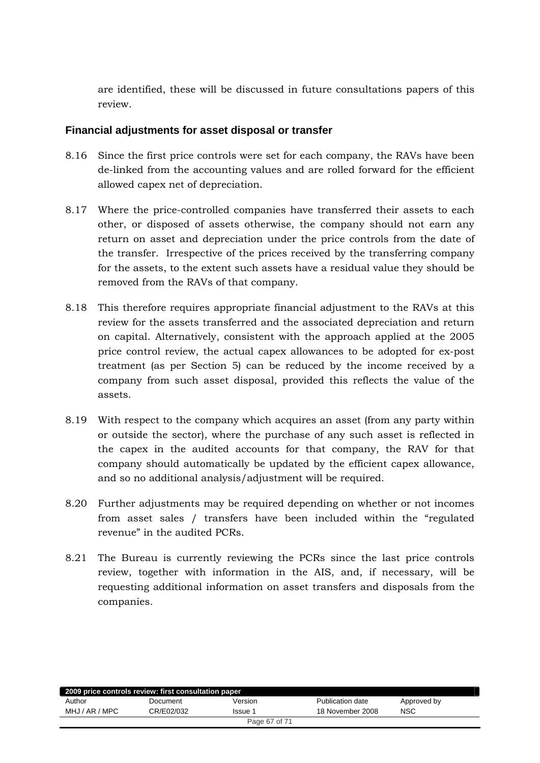are identified, these will be discussed in future consultations papers of this review.

### Financial adjustments for asset disposal or transfer

8.16 Since the first price controls were set for each company, the RAVs have been de-linked from the accounting values and are rolled forward for the efficient allowed capex net of depreciation.

8.17 Where the price-controlled companies have transferred their assets to each other, or disposed of assets otherwise, the company should not earn any return on asset and depreciation under the price controls from the date of the transfer. Irrespective of the prices received by the transferring company for the assets, to the extent such assets have a residual value they should be removed from the RAVs of that company.

8.18 This therefore requires appropriate financial adjustment to the RAVs at this review for the assets transferred and the associated depreciation and return on capital. Alternatively, consistent with the approach applied at the 2005 price control review, the actual capex allowances to be adopted for ex-post treatment (as per Section 5) can be reduced by the income received by a company from such asset disposal, provided this reflects the value of the assets.

8.19 With respect to the company which acquires an asset (from any party within or outside the sector), where the purchase of any such asset is reflected in the capex in the audited accounts for that company, the RAV for that company should automatically be updated by the efficient capex allowance, and so no additional analysis/adjustment will be required.

8.20 Further adjustments may be required depending on whether or not incomes from asset sales / transfers have been included within the "regulated revenue" in the audited PCRs.

8.21 The Bureau is currently reviewing the PCRs since the last price controls review, together with information in the AIS, and, if necessary, will be requesting additional information on asset transfers and disposals from the companies.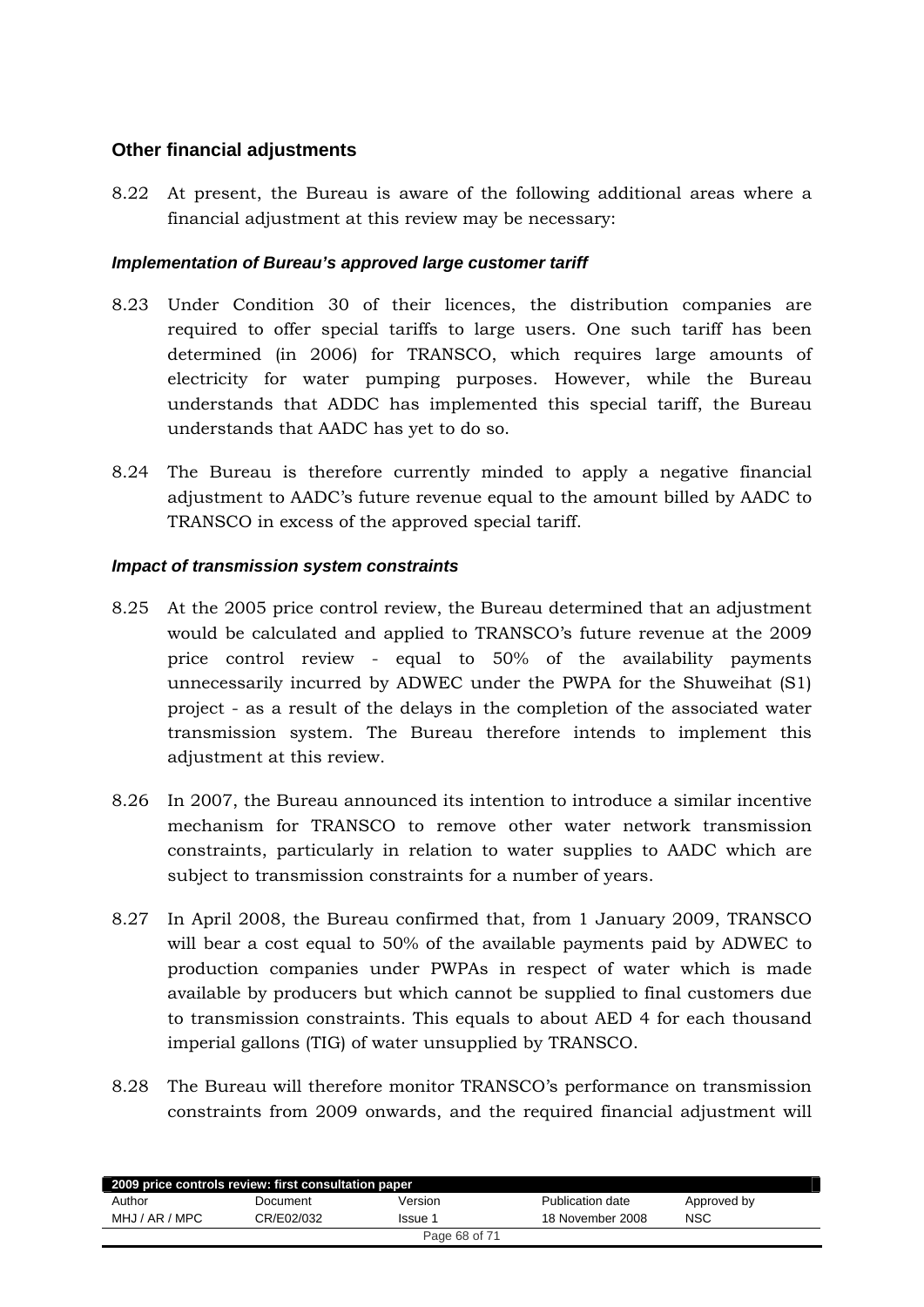## Other financial adjustments

8.22 At present, the Bureau is aware of the following additional areas where a financial adjustment at this review may be necessary:

### *Implementation of Bureau's approved large customer tariff*

8.23 Under Condition 30 of their licences, the distribution companies are required to offer special tariffs to large users. One such tariff has been determined (in 2006) for TRANSCO, which requires large amounts of electricity for water pumping purposes. However, while the Bureau understands that ADDC has implemented this special tariff, the Bureau understands that AADC has yet to do so.

8.24 The Bureau is therefore currently minded to apply a negative financial adjustment to AADC's future revenue equal to the amount billed by AADC to TRANSCO in excess of the approved special tariff.

### *Impact of transmission system constraints*

8.25 At the 2005 price control review, the Bureau determined that an adjustment would be calculated and applied to TRANSCO's future revenue at the 2009 price control review - equal to 50% of the availability payments unnecessarily incurred by ADWEC under the PWPA for the Shuweihat (S1) project - as a result of the delays in the completion of the associated water transmission system. The Bureau therefore intends to implement this adjustment at this review.

8.26 In 2007, the Bureau announced its intention to introduce a similar incentive mechanism for TRANSCO to remove other water network transmission constraints, particularly in relation to water supplies to AADC which are subject to transmission constraints for a number of years.

8.27 In April 2008, the Bureau confirmed that, from 1 January 2009, TRANSCO will bear a cost equal to 50% of the available payments paid by ADWEC to production companies under PWPAs in respect of water which is made available by producers but which cannot be supplied to final customers due to transmission constraints. This equals to about AED 4 for each thousand imperial gallons (TIG) of water unsupplied by TRANSCO.

8.28 The Bureau will therefore monitor TRANSCO's performance on transmission constraints from 2009 onwards, and the required financial adjustment will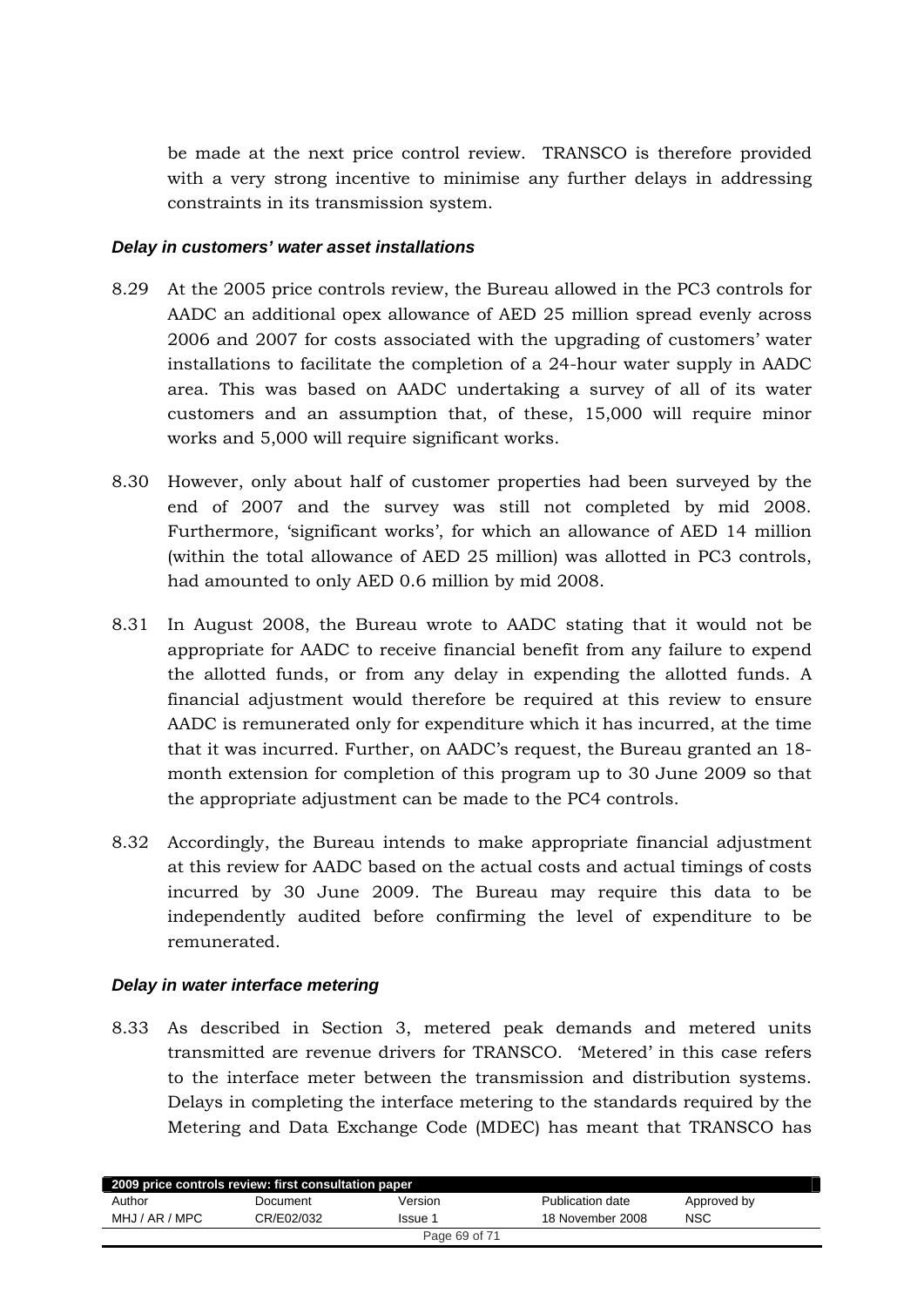be made at the next price control review. TRANSCO is therefore provided with a very strong incentive to minimise any further delays in addressing constraints in its transmission system.

### *Delay in customers' water asset installations*

8.29 At the 2005 price controls review, the Bureau allowed in the PC3 controls for AADC an additional opex allowance of AED 25 million spread evenly across 2006 and 2007 for costs associated with the upgrading of customers' water installations to facilitate the completion of a 24-hour water supply in AADC area. This was based on AADC undertaking a survey of all of its water customers and an assumption that, of these, 15,000 will require minor works and 5,000 will require significant works.

8.30 However, only about half of customer properties had been surveyed by the end of 2007 and the survey was still not completed by mid 2008. Furthermore, 'significant works', for which an allowance of AED 14 million (within the total allowance of AED 25 million) was allotted in PC3 controls, had amounted to only AED 0.6 million by mid 2008.

8.31 In August 2008, the Bureau wrote to AADC stating that it would not be appropriate for AADC to receive financial benefit from any failure to expend the allotted funds, or from any delay in expending the allotted funds. A financial adjustment would therefore be required at this review to ensure AADC is remunerated only for expenditure which it has incurred, at the time that it was incurred. Further, on AADC's request, the Bureau granted an 18-month extension for completion of this program up to 30 June 2009 so that the appropriate adjustment can be made to the PC4 controls.

8.32 Accordingly, the Bureau intends to make appropriate financial adjustment at this review for AADC based on the actual costs and actual timings of costs incurred by 30 June 2009. The Bureau may require this data to be independently audited before confirming the level of expenditure to be remunerated.

### *Delay in water interface metering*

8.33 As described in Section 3, metered peak demands and metered units transmitted are revenue drivers for TRANSCO. 'Metered' in this case refers to the interface meter between the transmission and distribution systems. Delays in completing the interface metering to the standards required by the Metering and Data Exchange Code (MDEC) has meant that TRANSCO has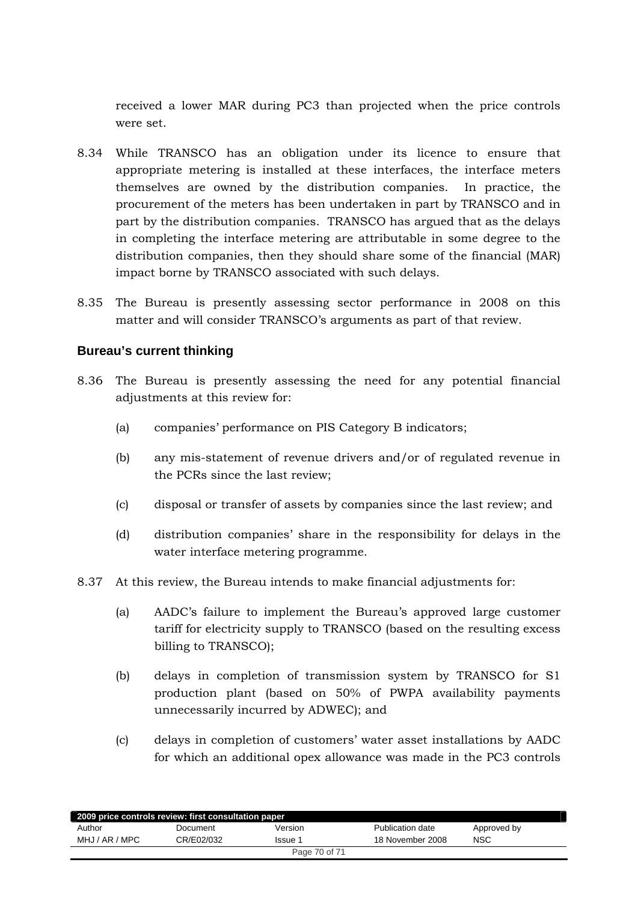received a lower MAR during PC3 than projected when the price controls were set.

8.34 While TRANSCO has an obligation under its licence to ensure that appropriate metering is installed at these interfaces, the interface meters themselves are owned by the distribution companies. In practice, the procurement of the meters has been undertaken in part by TRANSCO and in part by the distribution companies. TRANSCO has argued that as the delays in completing the interface metering are attributable in some degree to the distribution companies, then they should share some of the financial (MAR) impact borne by TRANSCO associated with such delays.

8.35 The Bureau is presently assessing sector performance in 2008 on this matter and will consider TRANSCO's arguments as part of that review.

### Bureau's current thinking

8.36 The Bureau is presently assessing the need for any potential financial adjustments at this review for:

(a) companies' performance on PIS Category B indicators;

(b) any mis-statement of revenue drivers and/or of regulated revenue in the PCRs since the last review;

(c) disposal or transfer of assets by companies since the last review; and

(d) distribution companies' share in the responsibility for delays in the water interface metering programme.

8.37 At this review, the Bureau intends to make financial adjustments for:

(a) AADC's failure to implement the Bureau's approved large customer tariff for electricity supply to TRANSCO (based on the resulting excess billing to TRANSCO);

(b) delays in completion of transmission system by TRANSCO for S1 production plant (based on 50% of PWPA availability payments unnecessarily incurred by ADWEC); and

(c) delays in completion of customers' water asset installations by AADC for which an additional opex allowance was made in the PC3 controls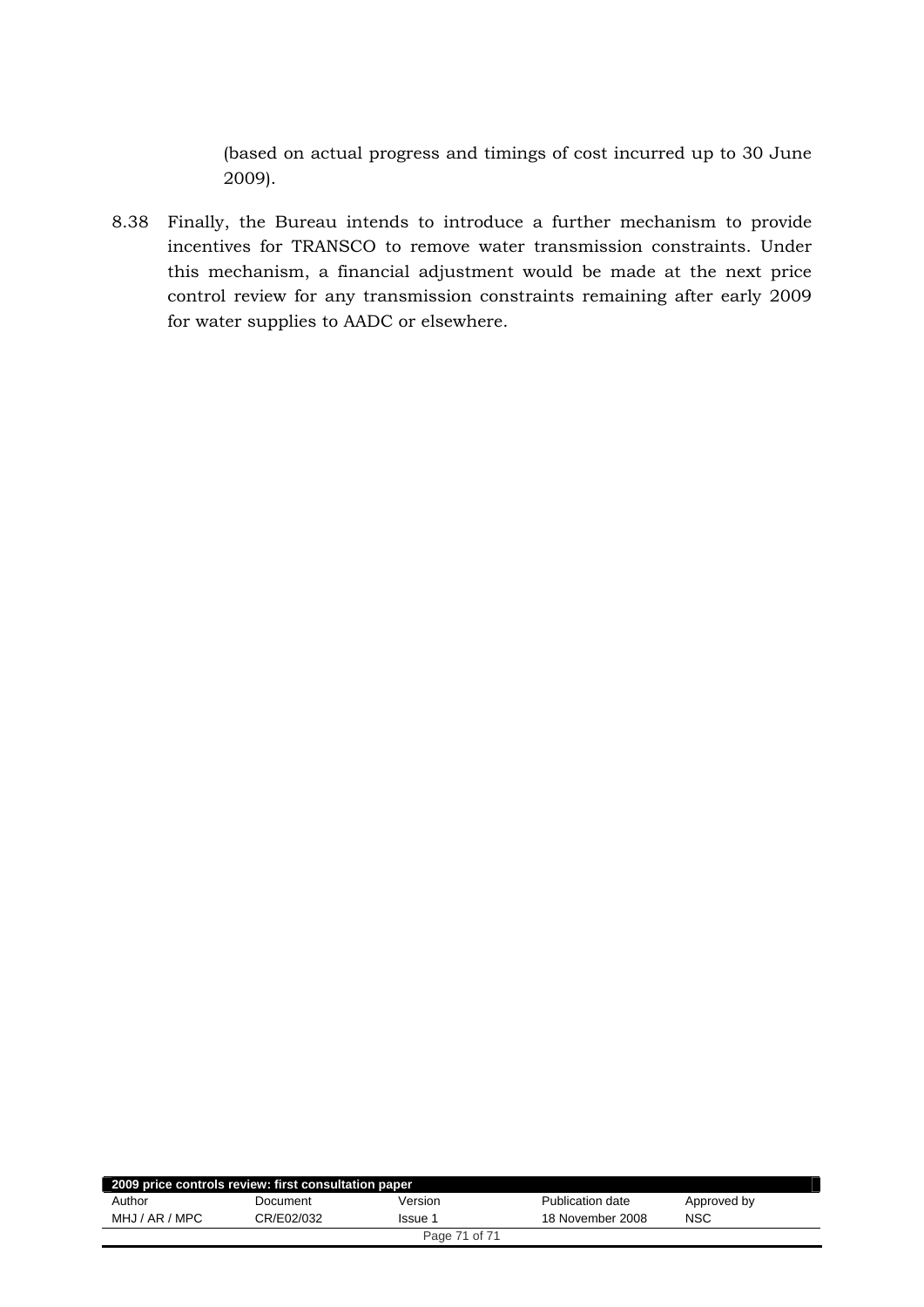(based on actual progress and timings of cost incurred up to 30 June 2009).

8.38 Finally, the Bureau intends to introduce a further mechanism to provide incentives for TRANSCO to remove water transmission constraints. Under this mechanism, a financial adjustment would be made at the next price control review for any transmission constraints remaining after early 2009 for water supplies to AADC or elsewhere.